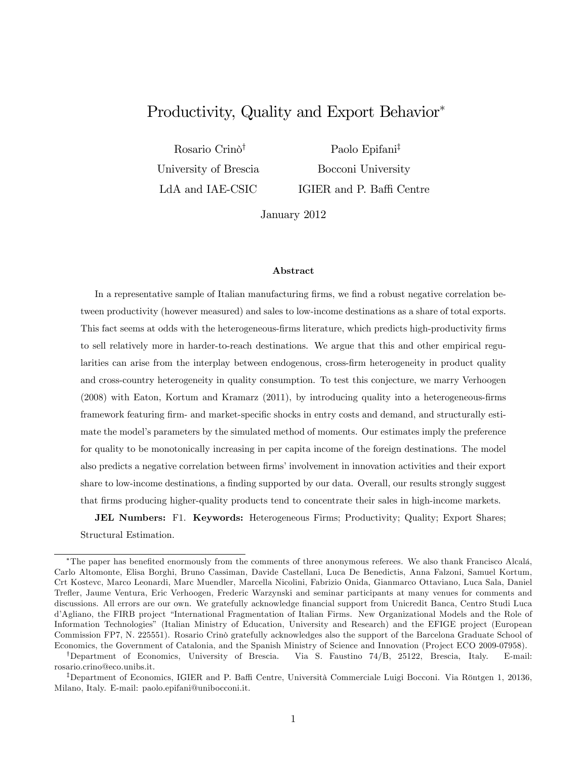# Productivity, Quality and Export Behavior[*]

Rosario Crinò[†]
University of Brescia
LdA and IAE-CSIC

Paolo Epifani[‡]
Bocconi University
IGIER and P. Baffi Centre

January 2012

### Abstract

In a representative sample of Italian manufacturing firms, we find a robust negative correlation between productivity (however measured) and sales to low-income destinations as a share of total exports. This fact seems at odds with the heterogeneous-firms literature, which predicts high-productivity firms to sell relatively more in harder-to-reach destinations. We argue that this and other empirical regularities can arise from the interplay between endogenous, cross-firm heterogeneity in product quality and cross-country heterogeneity in quality consumption. To test this conjecture, we marry Verhoogen (2008) with Eaton, Kortum and Kramarz (2011), by introducing quality into a heterogeneous-firms framework featuring firm- and market-specific shocks in entry costs and demand, and structurally estimate the model's parameters by the simulated method of moments. Our estimates imply the preference for quality to be monotonically increasing in per capita income of the foreign destinations. The model also predicts a negative correlation between firms' involvement in innovation activities and their export share to low-income destinations, a finding supported by our data. Overall, our results strongly suggest that firms producing higher-quality products tend to concentrate their sales in high-income markets.

**JEL Numbers:** F1. **Keywords:** Heterogeneous Firms; Productivity; Quality; Export Shares; Structural Estimation.

---

[*]The paper has benefited enormously from the comments of three anonymous referees. We also thank Francisco Alcalá, Carlo Altomonte, Elisa Borghi, Bruno Cassiman, Davide Castellani, Luca De Benedictis, Anna Falzoni, Samuel Kortum, Crt Kostevc, Marco Leonardi, Marc Muendler, Marcella Nicolini, Fabrizio Onida, Gianmarco Ottaviano, Luca Sala, Daniel Trefler, Jaume Ventura, Eric Verhoogen, Frederic Warzynski and seminar participants at many venues for comments and discussions. All errors are our own. We gratefully acknowledge financial support from Unicredit Banca, Centro Studi Luca d'Agliano, the FIRB project "International Fragmentation of Italian Firms. New Organizational Models and the Role of Information Technologies" (Italian Ministry of Education, University and Research) and the EFIGE project (European Commission FP7, N. 225551). Rosario Crinò gratefully acknowledges also the support of the Barcelona Graduate School of Economics, the Government of Catalonia, and the Spanish Ministry of Science and Innovation (Project ECO 2009-07958).

[†]Department of Economics, University of Brescia. Via S. Faustino 74/B, 25122, Brescia, Italy. E-mail: rosario.crino@eco.unibs.it.

[‡]Department of Economics, IGIER and P. Baffi Centre, Università Commerciale Luigi Bocconi. Via Röntgen 1, 20136, Milano, Italy. E-mail: paolo.epifani@unibocconi.it.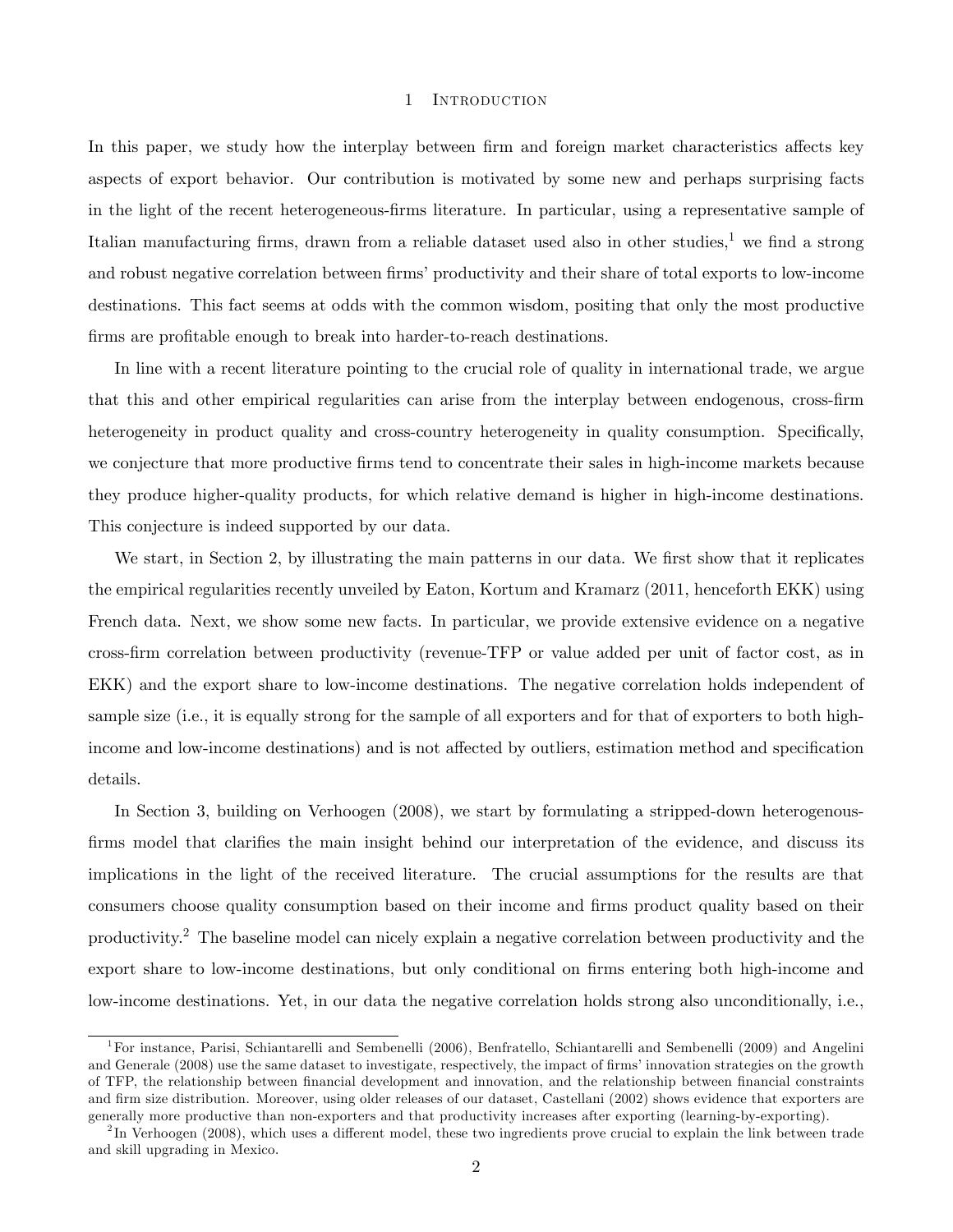# 1 Introduction

In this paper, we study how the interplay between firm and foreign market characteristics affects key aspects of export behavior. Our contribution is motivated by some new and perhaps surprising facts in the light of the recent heterogeneous-firms literature. In particular, using a representative sample of Italian manufacturing firms, drawn from a reliable dataset used also in other studies,[1] we find a strong and robust negative correlation between firms' productivity and their share of total exports to low-income destinations. This fact seems at odds with the common wisdom, positing that only the most productive firms are profitable enough to break into harder-to-reach destinations.

In line with a recent literature pointing to the crucial role of quality in international trade, we argue that this and other empirical regularities can arise from the interplay between endogenous, cross-firm heterogeneity in product quality and cross-country heterogeneity in quality consumption. Specifically, we conjecture that more productive firms tend to concentrate their sales in high-income markets because they produce higher-quality products, for which relative demand is higher in high-income destinations. This conjecture is indeed supported by our data.

We start, in Section 2, by illustrating the main patterns in our data. We first show that it replicates the empirical regularities recently unveiled by Eaton, Kortum and Kramarz (2011, henceforth EKK) using French data. Next, we show some new facts. In particular, we provide extensive evidence on a negative cross-firm correlation between productivity (revenue-TFP or value added per unit of factor cost, as in EKK) and the export share to low-income destinations. The negative correlation holds independent of sample size (i.e., it is equally strong for the sample of all exporters and for that of exporters to both high-income and low-income destinations) and is not affected by outliers, estimation method and specification details.

In Section 3, building on Verhoogen (2008), we start by formulating a stripped-down heterogenous-firms model that clarifies the main insight behind our interpretation of the evidence, and discuss its implications in the light of the received literature. The crucial assumptions for the results are that consumers choose quality consumption based on their income and firms product quality based on their productivity.[2] The baseline model can nicely explain a negative correlation between productivity and the export share to low-income destinations, but only conditional on firms entering both high-income and low-income destinations. Yet, in our data the negative correlation holds strong also unconditionally, i.e.,

[1] For instance, Parisi, Schiantarelli and Sembenelli (2006), Benfratello, Schiantarelli and Sembenelli (2009) and Angelini and Generale (2008) use the same dataset to investigate, respectively, the impact of firms' innovation strategies on the growth of TFP, the relationship between financial development and innovation, and the relationship between financial constraints and firm size distribution. Moreover, using older releases of our dataset, Castellani (2002) shows evidence that exporters are generally more productive than non-exporters and that productivity increases after exporting (learning-by-exporting).

[2] In Verhoogen (2008), which uses a different model, these two ingredients prove crucial to explain the link between trade and skill upgrading in Mexico.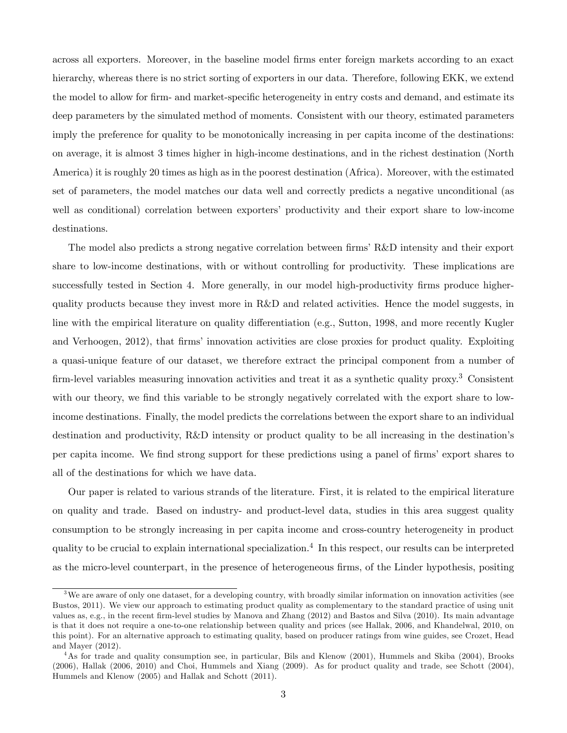across all exporters. Moreover, in the baseline model firms enter foreign markets according to an exact hierarchy, whereas there is no strict sorting of exporters in our data. Therefore, following EKK, we extend the model to allow for firm- and market-specific heterogeneity in entry costs and demand, and estimate its deep parameters by the simulated method of moments. Consistent with our theory, estimated parameters imply the preference for quality to be monotonically increasing in per capita income of the destinations: on average, it is almost 3 times higher in high-income destinations, and in the richest destination (North America) it is roughly 20 times as high as in the poorest destination (Africa). Moreover, with the estimated set of parameters, the model matches our data well and correctly predicts a negative unconditional (as well as conditional) correlation between exporters' productivity and their export share to low-income destinations.

The model also predicts a strong negative correlation between firms' R&D intensity and their export share to low-income destinations, with or without controlling for productivity. These implications are successfully tested in Section 4. More generally, in our model high-productivity firms produce higher-quality products because they invest more in R&D and related activities. Hence the model suggests, in line with the empirical literature on quality differentiation (e.g., Sutton, 1998, and more recently Kugler and Verhoogen, 2012), that firms' innovation activities are close proxies for product quality. Exploiting a quasi-unique feature of our dataset, we therefore extract the principal component from a number of firm-level variables measuring innovation activities and treat it as a synthetic quality proxy.[3] Consistent with our theory, we find this variable to be strongly negatively correlated with the export share to low-income destinations. Finally, the model predicts the correlations between the export share to an individual destination and productivity, R&D intensity or product quality to be all increasing in the destination's per capita income. We find strong support for these predictions using a panel of firms' export shares to all of the destinations for which we have data.

Our paper is related to various strands of the literature. First, it is related to the empirical literature on quality and trade. Based on industry- and product-level data, studies in this area suggest quality consumption to be strongly increasing in per capita income and cross-country heterogeneity in product quality to be crucial to explain international specialization.[4] In this respect, our results can be interpreted as the micro-level counterpart, in the presence of heterogeneous firms, of the Linder hypothesis, positing

[3] We are aware of only one dataset, for a developing country, with broadly similar information on innovation activities (see Bustos, 2011). We view our approach to estimating product quality as complementary to the standard practice of using unit values as, e.g., in the recent firm-level studies by Manova and Zhang (2012) and Bastos and Silva (2010). Its main advantage is that it does not require a one-to-one relationship between quality and prices (see Hallak, 2006, and Khandelwal, 2010, on this point). For an alternative approach to estimating quality, based on producer ratings from wine guides, see Crozet, Head and Mayer (2012).

[4] As for trade and quality consumption see, in particular, Bils and Klenow (2001), Hummels and Skiba (2004), Brooks (2006), Hallak (2006, 2010) and Choi, Hummels and Xiang (2009). As for product quality and trade, see Schott (2004), Hummels and Klenow (2005) and Hallak and Schott (2011).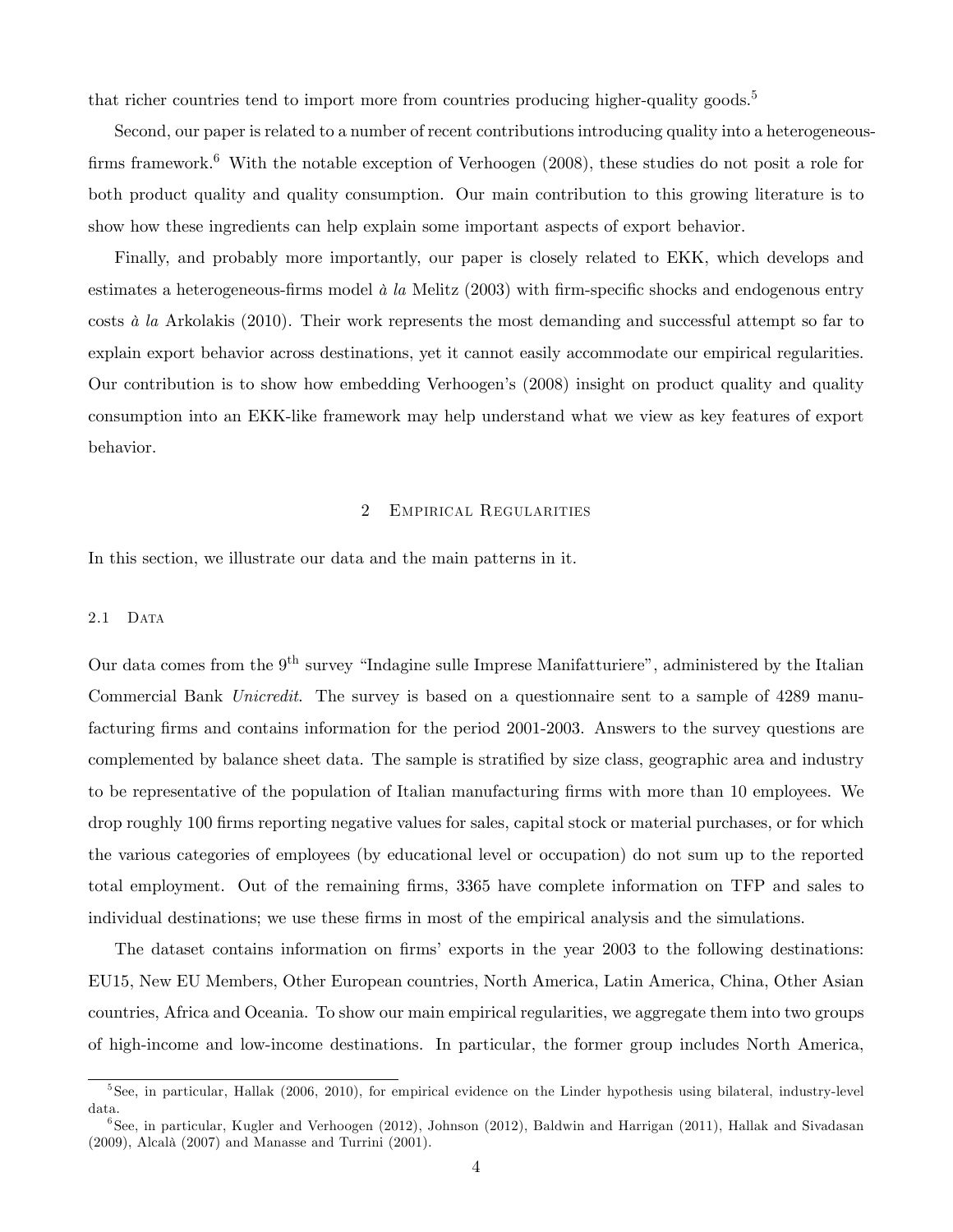that richer countries tend to import more from countries producing higher-quality goods.[5]

Second, our paper is related to a number of recent contributions introducing quality into a heterogeneous-firms framework.[6] With the notable exception of Verhoogen (2008), these studies do not posit a role for both product quality and quality consumption. Our main contribution to this growing literature is to show how these ingredients can help explain some important aspects of export behavior.

Finally, and probably more importantly, our paper is closely related to EKK, which develops and estimates a heterogeneous-firms model *à la* Melitz (2003) with firm-specific shocks and endogenous entry costs *à la* Arkolakis (2010). Their work represents the most demanding and successful attempt so far to explain export behavior across destinations, yet it cannot easily accommodate our empirical regularities. Our contribution is to show how embedding Verhoogen's (2008) insight on product quality and quality consumption into an EKK-like framework may help understand what we view as key features of export behavior.

## 2 Empirical Regularities

In this section, we illustrate our data and the main patterns in it.

### 2.1 Data

Our data comes from the 9th survey "Indagine sulle Imprese Manifatturiere", administered by the Italian Commercial Bank *Unicredit*. The survey is based on a questionnaire sent to a sample of 4289 manufacturing firms and contains information for the period 2001-2003. Answers to the survey questions are complemented by balance sheet data. The sample is stratified by size class, geographic area and industry to be representative of the population of Italian manufacturing firms with more than 10 employees. We drop roughly 100 firms reporting negative values for sales, capital stock or material purchases, or for which the various categories of employees (by educational level or occupation) do not sum up to the reported total employment. Out of the remaining firms, 3365 have complete information on TFP and sales to individual destinations; we use these firms in most of the empirical analysis and the simulations.

The dataset contains information on firms' exports in the year 2003 to the following destinations: EU15, New EU Members, Other European countries, North America, Latin America, China, Other Asian countries, Africa and Oceania. To show our main empirical regularities, we aggregate them into two groups of high-income and low-income destinations. In particular, the former group includes North America,

---

[5] See, in particular, Hallak (2006, 2010), for empirical evidence on the Linder hypothesis using bilateral, industry-level data.

[6] See, in particular, Kugler and Verhoogen (2012), Johnson (2012), Baldwin and Harrigan (2011), Hallak and Sivadasan (2009), Alcalà (2007) and Manasse and Turrini (2001).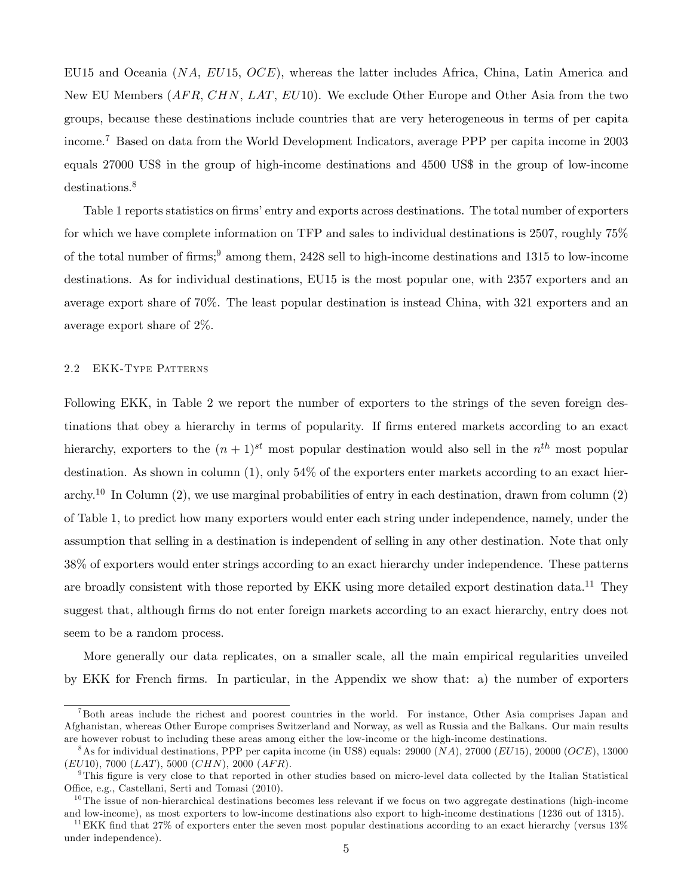EU15 and Oceania ($NA$, $EU15$, $OCE$), whereas the latter includes Africa, China, Latin America and New EU Members ($AFR$, $CHN$, $LAT$, $EU10$). We exclude Other Europe and Other Asia from the two groups, because these destinations include countries that are very heterogeneous in terms of per capita income.[7] Based on data from the World Development Indicators, average PPP per capita income in 2003 equals 27000 US$ in the group of high-income destinations and 4500 US$ in the group of low-income destinations.[8]

Table 1 reports statistics on firms' entry and exports across destinations. The total number of exporters for which we have complete information on TFP and sales to individual destinations is 2507, roughly 75% of the total number of firms;[9] among them, 2428 sell to high-income destinations and 1315 to low-income destinations. As for individual destinations, EU15 is the most popular one, with 2357 exporters and an average export share of 70%. The least popular destination is instead China, with 321 exporters and an average export share of 2%.

### 2.2 EKK-Type Patterns

Following EKK, in Table 2 we report the number of exporters to the strings of the seven foreign destinations that obey a hierarchy in terms of popularity. If firms entered markets according to an exact hierarchy, exporters to the $(n+1)^{st}$ most popular destination would also sell in the $n^{th}$ most popular destination. As shown in column (1), only 54% of the exporters enter markets according to an exact hierarchy.[10] In Column (2), we use marginal probabilities of entry in each destination, drawn from column (2) of Table 1, to predict how many exporters would enter each string under independence, namely, under the assumption that selling in a destination is independent of selling in any other destination. Note that only 38% of exporters would enter strings according to an exact hierarchy under independence. These patterns are broadly consistent with those reported by EKK using more detailed export destination data.[11] They suggest that, although firms do not enter foreign markets according to an exact hierarchy, entry does not seem to be a random process.

More generally our data replicates, on a smaller scale, all the main empirical regularities unveiled by EKK for French firms. In particular, in the Appendix we show that: a) the number of exporters

---

[7] Both areas include the richest and poorest countries in the world. For instance, Other Asia comprises Japan and Afghanistan, whereas Other Europe comprises Switzerland and Norway, as well as Russia and the Balkans. Our main results are however robust to including these areas among either the low-income or the high-income destinations.

[8] As for individual destinations, PPP per capita income (in US$) equals: 29000 ($NA$), 27000 ($EU15$), 20000 ($OCE$), 13000 ($EU10$), 7000 ($LAT$), 5000 ($CHN$), 2000 ($AFR$).

[9] This figure is very close to that reported in other studies based on micro-level data collected by the Italian Statistical Office, e.g., Castellani, Serti and Tomasi (2010).

[10] The issue of non-hierarchical destinations becomes less relevant if we focus on two aggregate destinations (high-income and low-income), as most exporters to low-income destinations also export to high-income destinations (1236 out of 1315).

[11] EKK find that 27% of exporters enter the seven most popular destinations according to an exact hierarchy (versus 13% under independence).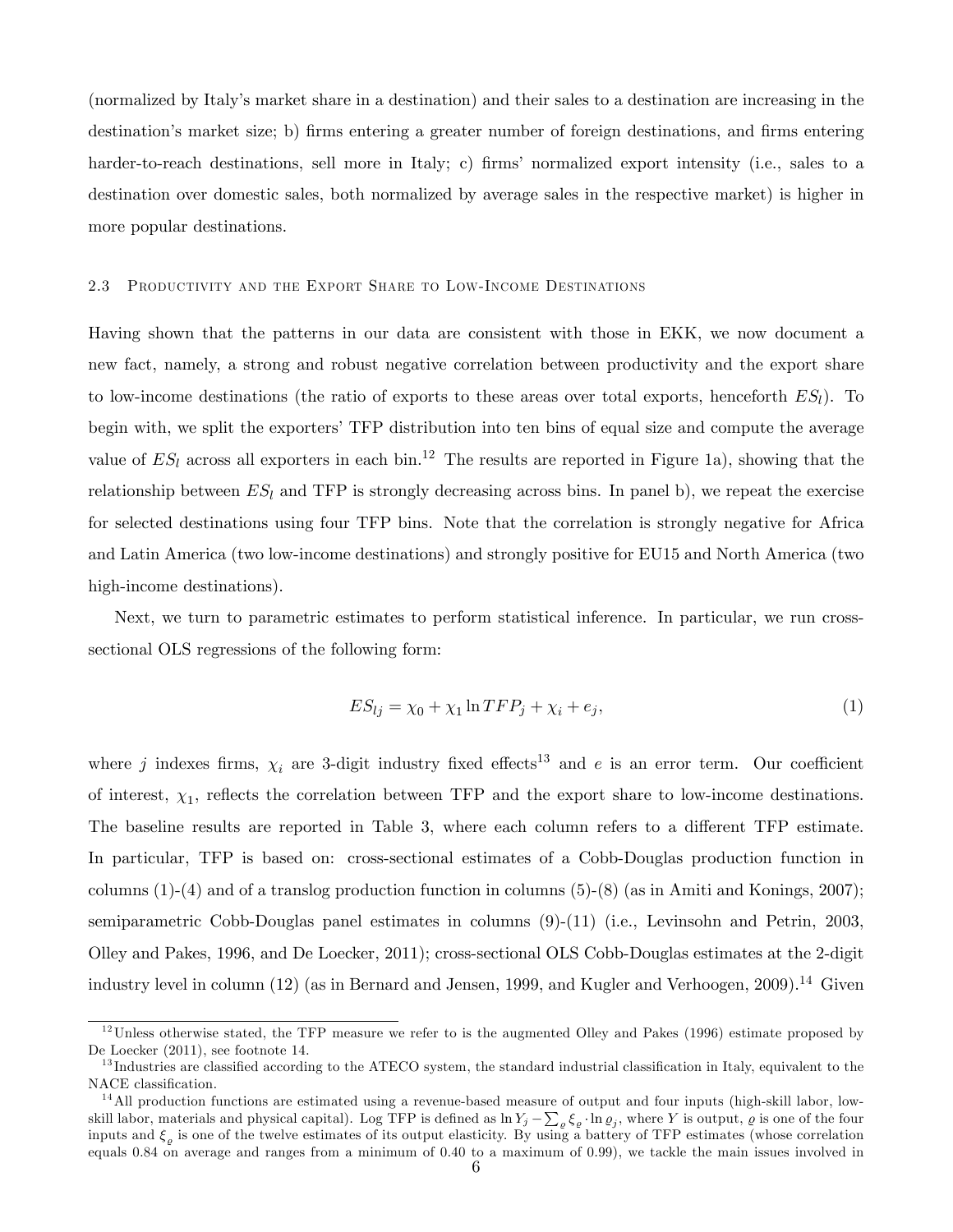(normalized by Italy's market share in a destination) and their sales to a destination are increasing in the destination's market size; b) firms entering a greater number of foreign destinations, and firms entering harder-to-reach destinations, sell more in Italy; c) firms' normalized export intensity (i.e., sales to a destination over domestic sales, both normalized by average sales in the respective market) is higher in more popular destinations.

### 2.3 Productivity and the Export Share to Low-Income Destinations

Having shown that the patterns in our data are consistent with those in EKK, we now document a new fact, namely, a strong and robust negative correlation between productivity and the export share to low-income destinations (the ratio of exports to these areas over total exports, henceforth $ES_l$). To begin with, we split the exporters' TFP distribution into ten bins of equal size and compute the average value of $ES_l$ across all exporters in each bin.[12] The results are reported in Figure 1a), showing that the relationship between $ES_l$ and TFP is strongly decreasing across bins. In panel b), we repeat the exercise for selected destinations using four TFP bins. Note that the correlation is strongly negative for Africa and Latin America (two low-income destinations) and strongly positive for EU15 and North America (two high-income destinations).

Next, we turn to parametric estimates to perform statistical inference. In particular, we run cross-sectional OLS regressions of the following form:

$$ES_{lj} = \chi_0 + \chi_1 \ln TFP_j + \chi_i + e_j, \tag{1}$$

where $j$ indexes firms, $\chi_i$ are 3-digit industry fixed effects[13] and $e$ is an error term. Our coefficient of interest, $\chi_1$, reflects the correlation between TFP and the export share to low-income destinations. The baseline results are reported in Table 3, where each column refers to a different TFP estimate. In particular, TFP is based on: cross-sectional estimates of a Cobb-Douglas production function in columns (1)-(4) and of a translog production function in columns (5)-(8) (as in Amiti and Konings, 2007); semiparametric Cobb-Douglas panel estimates in columns (9)-(11) (i.e., Levinsohn and Petrin, 2003, Olley and Pakes, 1996, and De Loecker, 2011); cross-sectional OLS Cobb-Douglas estimates at the 2-digit industry level in column (12) (as in Bernard and Jensen, 1999, and Kugler and Verhoogen, 2009).[14] Given

---

[12] Unless otherwise stated, the TFP measure we refer to is the augmented Olley and Pakes (1996) estimate proposed by De Loecker (2011), see footnote 14.

[13] Industries are classified according to the ATECO system, the standard industrial classification in Italy, equivalent to the NACE classification.

[14] All production functions are estimated using a revenue-based measure of output and four inputs (high-skill labor, low-skill labor, materials and physical capital). Log TFP is defined as $\ln Y_j - \sum_{\varrho} \xi_{\varrho} \cdot \ln \varrho_j$, where $Y$ is output, $\varrho$ is one of the four inputs and $\xi_{\varrho}$ is one of the twelve estimates of its output elasticity. By using a battery of TFP estimates (whose correlation equals 0.84 on average and ranges from a minimum of 0.40 to a maximum of 0.99), we tackle the main issues involved in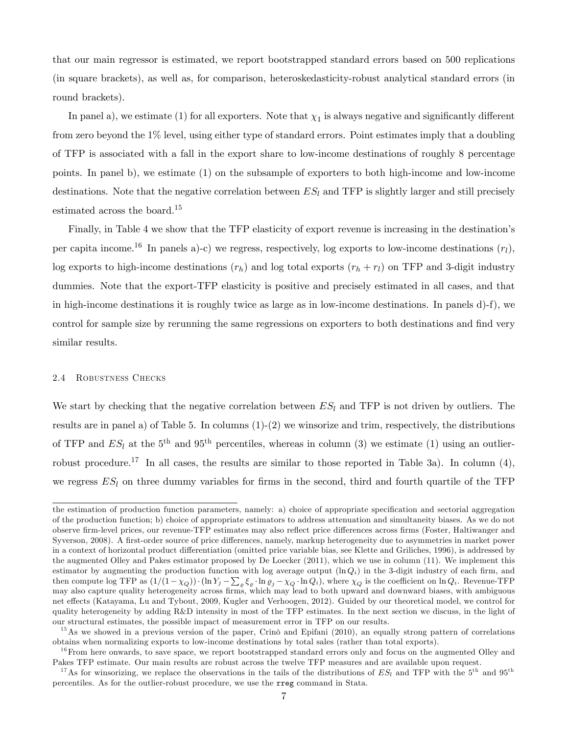that our main regressor is estimated, we report bootstrapped standard errors based on 500 replications (in square brackets), as well as, for comparison, heteroskedasticity-robust analytical standard errors (in round brackets).

In panel a), we estimate (1) for all exporters. Note that $\chi_1$ is always negative and significantly different from zero beyond the 1% level, using either type of standard errors. Point estimates imply that a doubling of TFP is associated with a fall in the export share to low-income destinations of roughly 8 percentage points. In panel b), we estimate (1) on the subsample of exporters to both high-income and low-income destinations. Note that the negative correlation between $ES_l$ and TFP is slightly larger and still precisely estimated across the board.[15]

Finally, in Table 4 we show that the TFP elasticity of export revenue is increasing in the destination's per capita income.[16] In panels a)-c) we regress, respectively, log exports to low-income destinations ($r_l$), log exports to high-income destinations ($r_h$) and log total exports ($r_h + r_l$) on TFP and 3-digit industry dummies. Note that the export-TFP elasticity is positive and precisely estimated in all cases, and that in high-income destinations it is roughly twice as large as in low-income destinations. In panels d)-f), we control for sample size by rerunning the same regressions on exporters to both destinations and find very similar results.

### 2.4 Robustness Checks

We start by checking that the negative correlation between $ES_l$ and TFP is not driven by outliers. The results are in panel a) of Table 5. In columns (1)-(2) we winsorize and trim, respectively, the distributions of TFP and $ES_l$ at the $5^{\text{th}}$ and $95^{\text{th}}$ percentiles, whereas in column (3) we estimate (1) using an outlier-robust procedure.[17] In all cases, the results are similar to those reported in Table 3a). In column (4), we regress $ES_l$ on three dummy variables for firms in the second, third and fourth quartile of the TFP

---

the estimation of production function parameters, namely: a) choice of appropriate specification and sectorial aggregation of the production function; b) choice of appropriate estimators to address attenuation and simultaneity biases. As we do not observe firm-level prices, our revenue-TFP estimates may also reflect price differences across firms (Foster, Haltiwanger and Syverson, 2008). A first-order source of price differences, namely, markup heterogeneity due to asymmetries in market power in a context of horizontal product differentiation (omitted price variable bias, see Klette and Griliches, 1996), is addressed by the augmented Olley and Pakes estimator proposed by De Loecker (2011), which we use in column (11). We implement this estimator by augmenting the production function with log average output ($\ln Q_i$) in the 3-digit industry of each firm, and then compute log TFP as $(1/(1-\chi_Q)) \cdot (\ln Y_j - \sum_{\varrho} \xi_{\varrho} \cdot \ln \varrho_j - \chi_Q \cdot \ln Q_i)$, where $\chi_Q$ is the coefficient on $\ln Q_i$. Revenue-TFP may also capture quality heterogeneity across firms, which may lead to both upward and downward biases, with ambiguous net effects (Katayama, Lu and Tybout, 2009, Kugler and Verhoogen, 2012). Guided by our theoretical model, we control for quality heterogeneity by adding R&D intensity in most of the TFP estimates. In the next section we discuss, in the light of our structural estimates, the possible impact of measurement error in TFP on our results.

[15] As we showed in a previous version of the paper, Crinò and Epifani (2010), an equally strong pattern of correlations obtains when normalizing exports to low-income destinations by total sales (rather than total exports).

[16] From here onwards, to save space, we report bootstrapped standard errors only and focus on the augmented Olley and Pakes TFP estimate. Our main results are robust across the twelve TFP measures and are available upon request.

[17] As for winsorizing, we replace the observations in the tails of the distributions of $ES_l$ and TFP with the $5^{\text{th}}$ and $95^{\text{th}}$ percentiles. As for the outlier-robust procedure, we use the `rreg` command in Stata.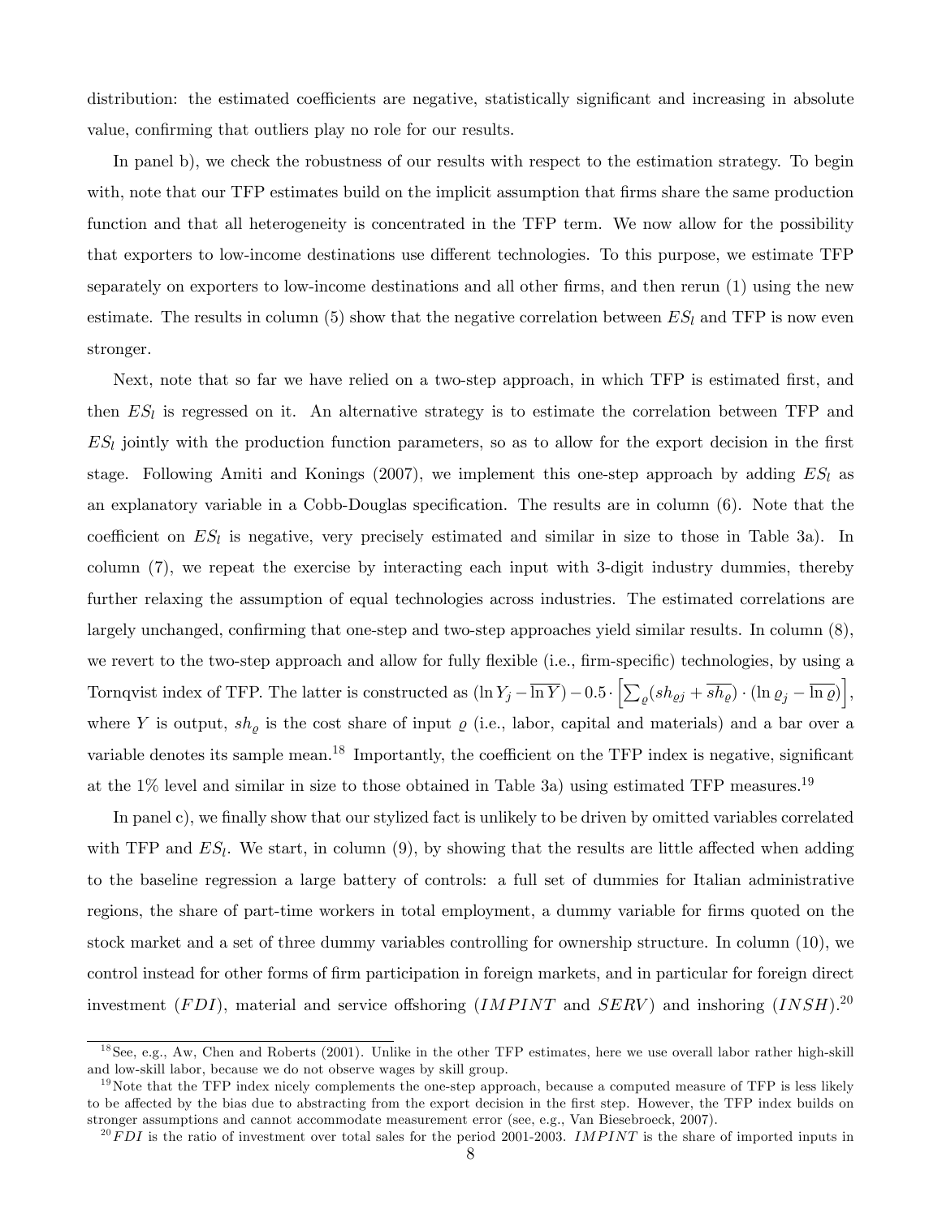distribution: the estimated coefficients are negative, statistically significant and increasing in absolute value, confirming that outliers play no role for our results.

In panel b), we check the robustness of our results with respect to the estimation strategy. To begin with, note that our TFP estimates build on the implicit assumption that firms share the same production function and that all heterogeneity is concentrated in the TFP term. We now allow for the possibility that exporters to low-income destinations use different technologies. To this purpose, we estimate TFP separately on exporters to low-income destinations and all other firms, and then rerun (1) using the new estimate. The results in column (5) show that the negative correlation between $ES_l$ and TFP is now even stronger.

Next, note that so far we have relied on a two-step approach, in which TFP is estimated first, and then $ES_l$ is regressed on it. An alternative strategy is to estimate the correlation between TFP and $ES_l$ jointly with the production function parameters, so as to allow for the export decision in the first stage. Following Amiti and Konings (2007), we implement this one-step approach by adding $ES_l$ as an explanatory variable in a Cobb-Douglas specification. The results are in column (6). Note that the coefficient on $ES_l$ is negative, very precisely estimated and similar in size to those in Table 3a). In column (7), we repeat the exercise by interacting each input with 3-digit industry dummies, thereby further relaxing the assumption of equal technologies across industries. The estimated correlations are largely unchanged, confirming that one-step and two-step approaches yield similar results. In column (8), we revert to the two-step approach and allow for fully flexible (i.e., firm-specific) technologies, by using a Tornqvist index of TFP. The latter is constructed as $(\ln Y_j - \overline{\ln Y}) - 0.5 \cdot \left[\sum_{\varrho}(sh_{\varrho j} + \overline{sh_{\varrho}}) \cdot (\ln \varrho_j - \overline{\ln \varrho})\right]$, where $Y$ is output, $sh_{\varrho}$ is the cost share of input $\varrho$ (i.e., labor, capital and materials) and a bar over a variable denotes its sample mean.[18] Importantly, the coefficient on the TFP index is negative, significant at the 1% level and similar in size to those obtained in Table 3a) using estimated TFP measures.[19]

In panel c), we finally show that our stylized fact is unlikely to be driven by omitted variables correlated with TFP and $ES_l$. We start, in column (9), by showing that the results are little affected when adding to the baseline regression a large battery of controls: a full set of dummies for Italian administrative regions, the share of part-time workers in total employment, a dummy variable for firms quoted on the stock market and a set of three dummy variables controlling for ownership structure. In column (10), we control instead for other forms of firm participation in foreign markets, and in particular for foreign direct investment ($FDI$), material and service offshoring ($IMPINT$ and $SERV$) and inshoring ($INSH$).[20]

---

[18] See, e.g., Aw, Chen and Roberts (2001). Unlike in the other TFP estimates, here we use overall labor rather high-skill and low-skill labor, because we do not observe wages by skill group.

[19] Note that the TFP index nicely complements the one-step approach, because a computed measure of TFP is less likely to be affected by the bias due to abstracting from the export decision in the first step. However, the TFP index builds on stronger assumptions and cannot accommodate measurement error (see, e.g., Van Biesebroeck, 2007).

[20] $FDI$ is the ratio of investment over total sales for the period 2001-2003. $IMPINT$ is the share of imported inputs in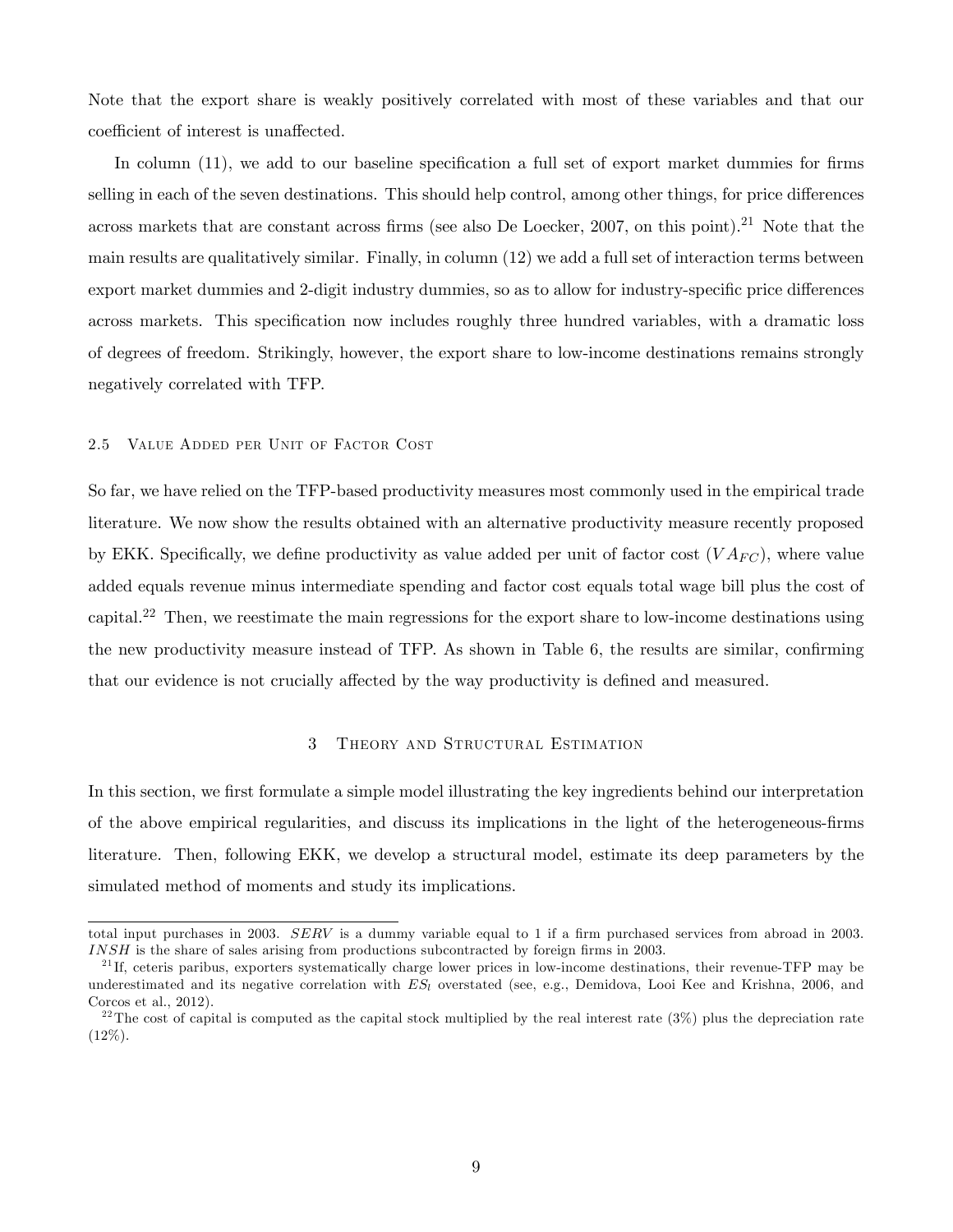Note that the export share is weakly positively correlated with most of these variables and that our coefficient of interest is unaffected.

In column (11), we add to our baseline specification a full set of export market dummies for firms selling in each of the seven destinations. This should help control, among other things, for price differences across markets that are constant across firms (see also De Loecker, 2007, on this point).[21] Note that the main results are qualitatively similar. Finally, in column (12) we add a full set of interaction terms between export market dummies and 2-digit industry dummies, so as to allow for industry-specific price differences across markets. This specification now includes roughly three hundred variables, with a dramatic loss of degrees of freedom. Strikingly, however, the export share to low-income destinations remains strongly negatively correlated with TFP.

### 2.5 Value Added per Unit of Factor Cost

So far, we have relied on the TFP-based productivity measures most commonly used in the empirical trade literature. We now show the results obtained with an alternative productivity measure recently proposed by EKK. Specifically, we define productivity as value added per unit of factor cost ($VA_{FC}$), where value added equals revenue minus intermediate spending and factor cost equals total wage bill plus the cost of capital.[22] Then, we reestimate the main regressions for the export share to low-income destinations using the new productivity measure instead of TFP. As shown in Table 6, the results are similar, confirming that our evidence is not crucially affected by the way productivity is defined and measured.

## 3 Theory and Structural Estimation

In this section, we first formulate a simple model illustrating the key ingredients behind our interpretation of the above empirical regularities, and discuss its implications in the light of the heterogeneous-firms literature. Then, following EKK, we develop a structural model, estimate its deep parameters by the simulated method of moments and study its implications.

---

total input purchases in 2003. *SERV* is a dummy variable equal to 1 if a firm purchased services from abroad in 2003. *INSH* is the share of sales arising from productions subcontracted by foreign firms in 2003.

[21] If, ceteris paribus, exporters systematically charge lower prices in low-income destinations, their revenue-TFP may be underestimated and its negative correlation with $ES_l$ overstated (see, e.g., Demidova, Looi Kee and Krishna, 2006, and Corcos et al., 2012).

[22] The cost of capital is computed as the capital stock multiplied by the real interest rate (3%) plus the depreciation rate (12%).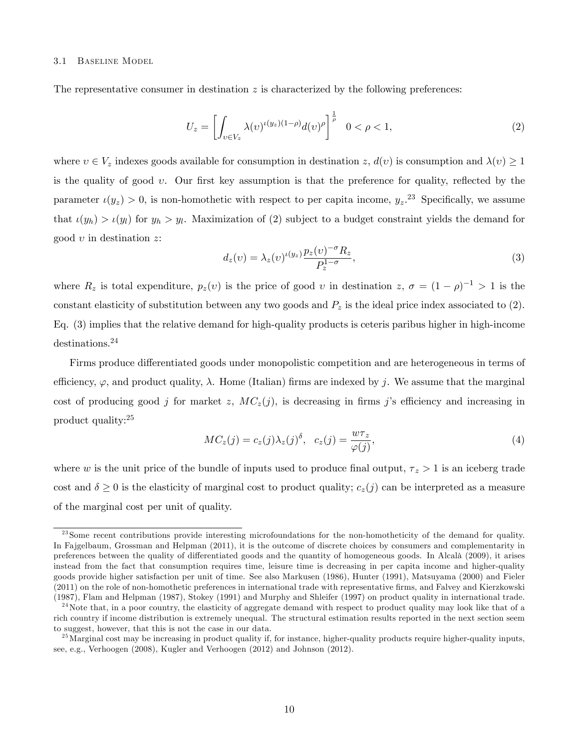### 3.1 Baseline Model

The representative consumer in destination $z$ is characterized by the following preferences:

$$U_z = \left[ \int_{\upsilon \in V_z} \lambda(\upsilon)^{\iota(y_z)(1-\rho)} d(\upsilon)^{\rho} \right]^{\frac{1}{\rho}} \quad 0 < \rho < 1, \tag{2}$$

where $\upsilon \in V_z$ indexes goods available for consumption in destination $z$, $d(\upsilon)$ is consumption and $\lambda(\upsilon) \geq 1$ is the quality of good $\upsilon$. Our first key assumption is that the preference for quality, reflected by the parameter $\iota(y_z) > 0$, is non-homothetic with respect to per capita income, $y_z$.[23] Specifically, we assume that $\iota(y_h) > \iota(y_l)$ for $y_h > y_l$. Maximization of (2) subject to a budget constraint yields the demand for good $\upsilon$ in destination $z$:

$$d_z(\upsilon) = \lambda_z(\upsilon)^{\iota(y_z)} \frac{p_z(\upsilon)^{-\sigma} R_z}{P_z^{1-\sigma}}, \tag{3}$$

where $R_z$ is total expenditure, $p_z(\upsilon)$ is the price of good $\upsilon$ in destination $z$, $\sigma = (1-\rho)^{-1} > 1$ is the constant elasticity of substitution between any two goods and $P_z$ is the ideal price index associated to (2). Eq. (3) implies that the relative demand for high-quality products is ceteris paribus higher in high-income destinations.[24]

Firms produce differentiated goods under monopolistic competition and are heterogeneous in terms of efficiency, $\varphi$, and product quality, $\lambda$. Home (Italian) firms are indexed by $j$. We assume that the marginal cost of producing good $j$ for market $z$, $MC_z(j)$, is decreasing in firms $j$'s efficiency and increasing in product quality:[25]

$$MC_z(j) = c_z(j)\lambda_z(j)^{\delta}, \quad c_z(j) = \frac{w\tau_z}{\varphi(j)}, \tag{4}$$

where $w$ is the unit price of the bundle of inputs used to produce final output, $\tau_z > 1$ is an iceberg trade cost and $\delta \geq 0$ is the elasticity of marginal cost to product quality; $c_z(j)$ can be interpreted as a measure of the marginal cost per unit of quality.

---

[23] Some recent contributions provide interesting microfoundations for the non-homotheticity of the demand for quality. In Fajgelbaum, Grossman and Helpman (2011), it is the outcome of discrete choices by consumers and complementarity in preferences between the quality of differentiated goods and the quantity of homogeneous goods. In Alcalà (2009), it arises instead from the fact that consumption requires time, leisure time is decreasing in per capita income and higher-quality goods provide higher satisfaction per unit of time. See also Markusen (1986), Hunter (1991), Matsuyama (2000) and Fieler (2011) on the role of non-homothetic preferences in international trade with representative firms, and Falvey and Kierzkowski (1987), Flam and Helpman (1987), Stokey (1991) and Murphy and Shleifer (1997) on product quality in international trade.

[24] Note that, in a poor country, the elasticity of aggregate demand with respect to product quality may look like that of a rich country if income distribution is extremely unequal. The structural estimation results reported in the next section seem to suggest, however, that this is not the case in our data.

[25] Marginal cost may be increasing in product quality if, for instance, higher-quality products require higher-quality inputs, see, e.g., Verhoogen (2008), Kugler and Verhoogen (2012) and Johnson (2012).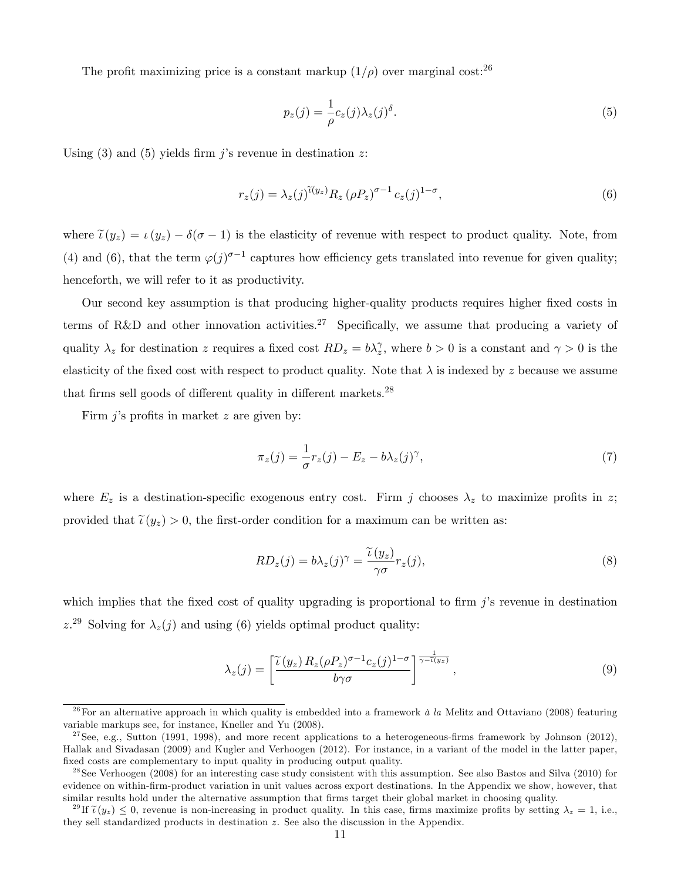The profit maximizing price is a constant markup ($1/\rho$) over marginal cost:[26]

$$p_z(j) = \frac{1}{\rho} c_z(j) \lambda_z(j)^{\delta}. \tag{5}$$

Using (3) and (5) yields firm $j$'s revenue in destination $z$:

$$r_z(j) = \lambda_z(j)^{\widetilde{\iota}(y_z)} R_z \left(\rho P_z\right)^{\sigma-1} c_z(j)^{1-\sigma}, \tag{6}$$

where $\widetilde{\iota}\left(y_z\right) = \iota\left(y_z\right) - \delta(\sigma - 1)$ is the elasticity of revenue with respect to product quality. Note, from (4) and (6), that the term $\varphi(j)^{\sigma-1}$ captures how efficiency gets translated into revenue for given quality; henceforth, we will refer to it as productivity.

Our second key assumption is that producing higher-quality products requires higher fixed costs in terms of R&D and other innovation activities.[27] Specifically, we assume that producing a variety of quality $\lambda_z$ for destination $z$ requires a fixed cost $RD_z = b\lambda_z^{\gamma}$, where $b > 0$ is a constant and $\gamma > 0$ is the elasticity of the fixed cost with respect to product quality. Note that $\lambda$ is indexed by $z$ because we assume that firms sell goods of different quality in different markets.[28]

Firm $j$'s profits in market $z$ are given by:

$$\pi_z(j) = \frac{1}{\sigma} r_z(j) - E_z - b\lambda_z(j)^{\gamma}, \tag{7}$$

where $E_z$ is a destination-specific exogenous entry cost. Firm $j$ chooses $\lambda_z$ to maximize profits in $z$; provided that $\widetilde{\iota}\left(y_z\right) > 0$, the first-order condition for a maximum can be written as:

$$RD_z(j) = b\lambda_z(j)^{\gamma} = \frac{\widetilde{\iota}\left(y_z\right)}{\gamma\sigma} r_z(j), \tag{8}$$

which implies that the fixed cost of quality upgrading is proportional to firm $j$'s revenue in destination $z$.[29] Solving for $\lambda_z(j)$ and using (6) yields optimal product quality:

$$\lambda_z(j) = \left[\frac{\widetilde{\iota}\left(y_z\right) R_z (\rho P_z)^{\sigma-1} c_z(j)^{1-\sigma}}{b\gamma\sigma}\right]^{\frac{1}{\gamma - \widetilde{\iota}(y_z)}}, \tag{9}$$

---

[26] For an alternative approach in which quality is embedded into a framework *à la* Melitz and Ottaviano (2008) featuring variable markups see, for instance, Kneller and Yu (2008).

[27] See, e.g., Sutton (1991, 1998), and more recent applications to a heterogeneous-firms framework by Johnson (2012), Hallak and Sivadasan (2009) and Kugler and Verhoogen (2012). For instance, in a variant of the model in the latter paper, fixed costs are complementary to input quality in producing output quality.

[28] See Verhoogen (2008) for an interesting case study consistent with this assumption. See also Bastos and Silva (2010) for evidence on within-firm-product variation in unit values across export destinations. In the Appendix we show, however, that similar results hold under the alternative assumption that firms target their global market in choosing quality.

[29] If $\widetilde{\iota}\left(y_z\right) \leq 0$, revenue is non-increasing in product quality. In this case, firms maximize profits by setting $\lambda_z = 1$, i.e., they sell standardized products in destination $z$. See also the discussion in the Appendix.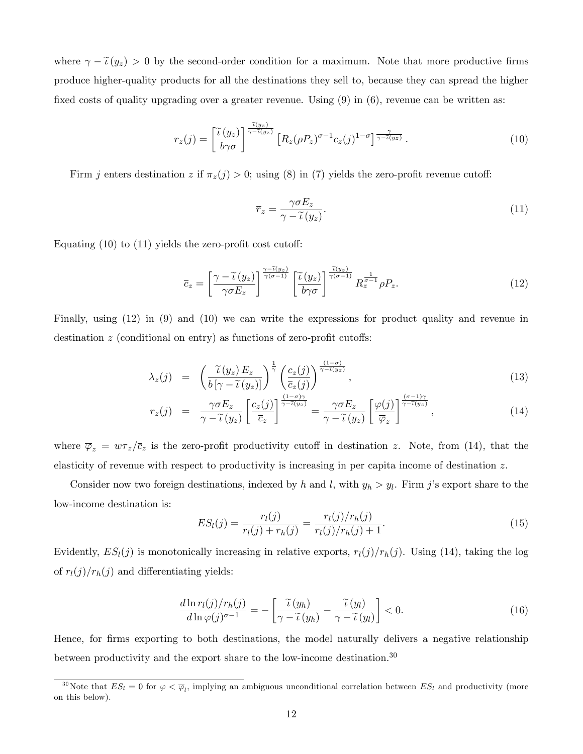where $\gamma - \widetilde{\iota}(y_z) > 0$ by the second-order condition for a maximum. Note that more productive firms produce higher-quality products for all the destinations they sell to, because they can spread the higher fixed costs of quality upgrading over a greater revenue. Using (9) in (6), revenue can be written as:

$$r_z(j) = \left[\frac{\widetilde{\iota}(y_z)}{b\gamma\sigma}\right]^{\frac{\widetilde{\iota}(y_z)}{\gamma - \widetilde{\iota}(y_z)}} \left[R_z(\rho P_z)^{\sigma-1} c_z(j)^{1-\sigma}\right]^{\frac{\gamma}{\gamma - \widetilde{\iota}(y_z)}}. \tag{10}$$

Firm $j$ enters destination $z$ if $\pi_z(j) > 0$; using (8) in (7) yields the zero-profit revenue cutoff:

$$\overline{r}_z = \frac{\gamma\sigma E_z}{\gamma - \widetilde{\iota}(y_z)}. \tag{11}$$

Equating (10) to (11) yields the zero-profit cost cutoff:

$$\overline{c}_z = \left[\frac{\gamma - \widetilde{\iota}(y_z)}{\gamma\sigma E_z}\right]^{\frac{\gamma - \widetilde{\iota}(y_z)}{\gamma(\sigma-1)}} \left[\frac{\widetilde{\iota}(y_z)}{b\gamma\sigma}\right]^{\frac{\widetilde{\iota}(y_z)}{\gamma(\sigma-1)}} R_z^{\frac{1}{\sigma-1}} \rho P_z. \tag{12}$$

Finally, using (12) in (9) and (10) we can write the expressions for product quality and revenue in destination $z$ (conditional on entry) as functions of zero-profit cutoffs:

$$\lambda_z(j) = \left(\frac{\widetilde{\iota}(y_z) E_z}{b\left[\gamma - \widetilde{\iota}(y_z)\right]}\right)^{\frac{1}{\gamma}} \left(\frac{c_z(j)}{\overline{c}_z(j)}\right)^{\frac{(1-\sigma)}{\gamma - \widetilde{\iota}(y_z)}}, \tag{13}$$

$$r_z(j) = \frac{\gamma\sigma E_z}{\gamma - \widetilde{\iota}(y_z)} \left[\frac{c_z(j)}{\overline{c}_z}\right]^{\frac{(1-\sigma)\gamma}{\gamma - \widetilde{\iota}(y_z)}} = \frac{\gamma\sigma E_z}{\gamma - \widetilde{\iota}(y_z)} \left[\frac{\varphi(j)}{\overline{\varphi}_z}\right]^{\frac{(\sigma-1)\gamma}{\gamma - \widetilde{\iota}(y_z)}}, \tag{14}$$

where $\overline{\varphi}_z = w\tau_z/\overline{c}_z$ is the zero-profit productivity cutoff in destination $z$. Note, from (14), that the elasticity of revenue with respect to productivity is increasing in per capita income of destination $z$.

Consider now two foreign destinations, indexed by $h$ and $l$, with $y_h > y_l$. Firm $j$'s export share to the low-income destination is:

$$ES_l(j) = \frac{r_l(j)}{r_l(j) + r_h(j)} = \frac{r_l(j)/r_h(j)}{r_l(j)/r_h(j) + 1}. \tag{15}$$

Evidently, $ES_l(j)$ is monotonically increasing in relative exports, $r_l(j)/r_h(j)$. Using (14), taking the log of $r_l(j)/r_h(j)$ and differentiating yields:

$$\frac{d\ln r_l(j)/r_h(j)}{d\ln\varphi(j)^{\sigma-1}} = -\left[\frac{\widetilde{\iota}(y_h)}{\gamma - \widetilde{\iota}(y_h)} - \frac{\widetilde{\iota}(y_l)}{\gamma - \widetilde{\iota}(y_l)}\right] < 0. \tag{16}$$

Hence, for firms exporting to both destinations, the model naturally delivers a negative relationship between productivity and the export share to the low-income destination.[30]

[30] Note that $ES_l = 0$ for $\varphi < \overline{\varphi}_l$, implying an ambiguous unconditional correlation between $ES_l$ and productivity (more on this below).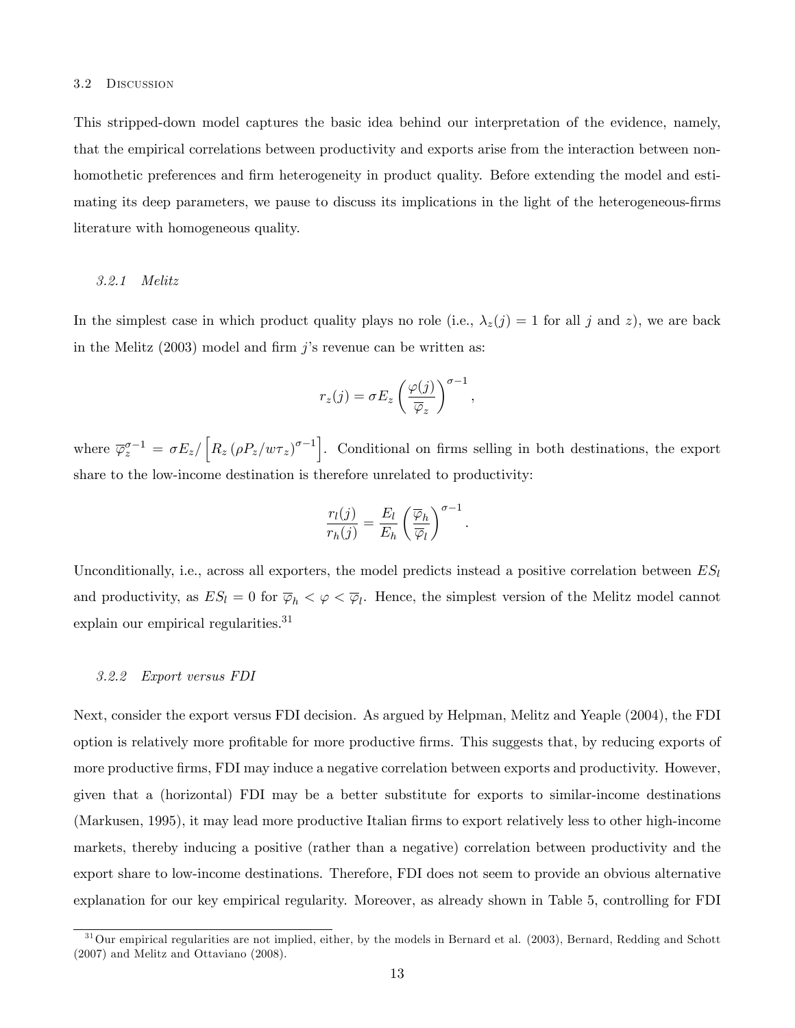### 3.2 Discussion

This stripped-down model captures the basic idea behind our interpretation of the evidence, namely, that the empirical correlations between productivity and exports arise from the interaction between non-homothetic preferences and firm heterogeneity in product quality. Before extending the model and estimating its deep parameters, we pause to discuss its implications in the light of the heterogeneous-firms literature with homogeneous quality.

#### *3.2.1 Melitz*

In the simplest case in which product quality plays no role (i.e., $\lambda_z(j) = 1$ for all $j$ and $z$), we are back in the Melitz (2003) model and firm $j$'s revenue can be written as:

$$r_z(j) = \sigma E_z \left( \frac{\varphi(j)}{\overline{\varphi}_z} \right)^{\sigma - 1},$$

where $\overline{\varphi}_z^{\sigma-1} = \sigma E_z / \left[ R_z \left( \rho P_z / w \tau_z \right)^{\sigma-1} \right]$. Conditional on firms selling in both destinations, the export share to the low-income destination is therefore unrelated to productivity:

$$\frac{r_l(j)}{r_h(j)} = \frac{E_l}{E_h} \left( \frac{\overline{\varphi}_h}{\overline{\varphi}_l} \right)^{\sigma - 1}.$$

Unconditionally, i.e., across all exporters, the model predicts instead a positive correlation between $ES_l$ and productivity, as $ES_l = 0$ for $\overline{\varphi}_h < \varphi < \overline{\varphi}_l$. Hence, the simplest version of the Melitz model cannot explain our empirical regularities.[31]

#### *3.2.2 Export versus FDI*

Next, consider the export versus FDI decision. As argued by Helpman, Melitz and Yeaple (2004), the FDI option is relatively more profitable for more productive firms. This suggests that, by reducing exports of more productive firms, FDI may induce a negative correlation between exports and productivity. However, given that a (horizontal) FDI may be a better substitute for exports to similar-income destinations (Markusen, 1995), it may lead more productive Italian firms to export relatively less to other high-income markets, thereby inducing a positive (rather than a negative) correlation between productivity and the export share to low-income destinations. Therefore, FDI does not seem to provide an obvious alternative explanation for our key empirical regularity. Moreover, as already shown in Table 5, controlling for FDI

[31] Our empirical regularities are not implied, either, by the models in Bernard et al. (2003), Bernard, Redding and Schott (2007) and Melitz and Ottaviano (2008).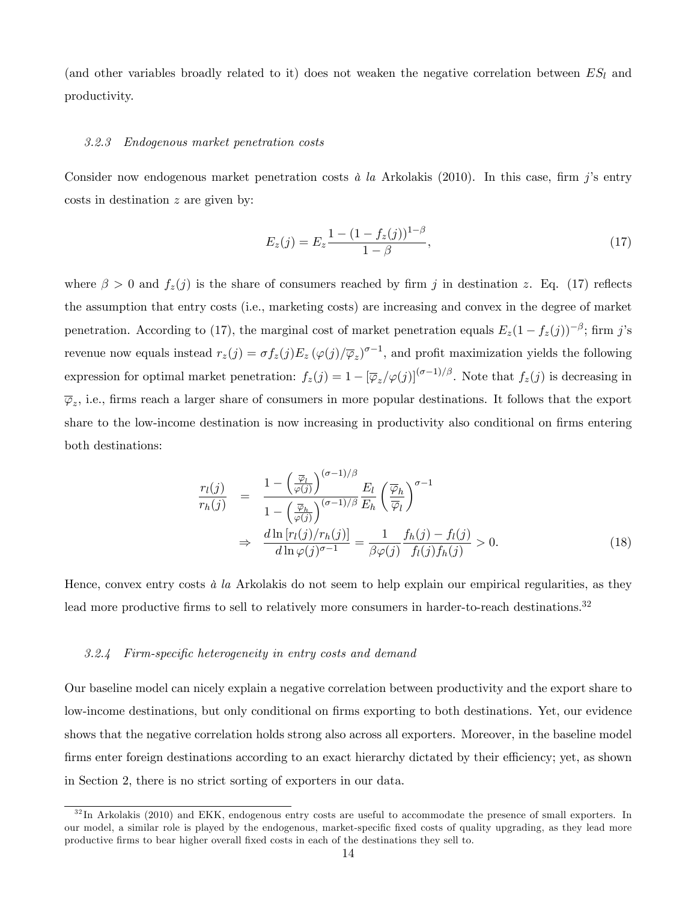(and other variables broadly related to it) does not weaken the negative correlation between $ES_l$ and productivity.

#### *3.2.3 Endogenous market penetration costs*

Consider now endogenous market penetration costs *à la* Arkolakis (2010). In this case, firm $j$'s entry costs in destination $z$ are given by:

$$E_z(j) = E_z \frac{1 - (1 - f_z(j))^{1-\beta}}{1 - \beta}, \tag{17}$$

where $\beta > 0$ and $f_z(j)$ is the share of consumers reached by firm $j$ in destination $z$. Eq. (17) reflects the assumption that entry costs (i.e., marketing costs) are increasing and convex in the degree of market penetration. According to (17), the marginal cost of market penetration equals $E_z(1 - f_z(j))^{-\beta}$; firm $j$'s revenue now equals instead $r_z(j) = \sigma f_z(j) E_z (\varphi(j)/\overline{\varphi}_z)^{\sigma-1}$, and profit maximization yields the following expression for optimal market penetration: $f_z(j) = 1 - [\overline{\varphi}_z/\varphi(j)]^{(\sigma-1)/\beta}$. Note that $f_z(j)$ is decreasing in $\overline{\varphi}_z$, i.e., firms reach a larger share of consumers in more popular destinations. It follows that the export share to the low-income destination is now increasing in productivity also conditional on firms entering both destinations:

$$\begin{aligned}
\frac{r_l(j)}{r_h(j)} &= \frac{1 - \left(\frac{\overline{\varphi}_l}{\varphi(j)}\right)^{(\sigma-1)/\beta}}{1 - \left(\frac{\overline{\varphi}_h}{\varphi(j)}\right)^{(\sigma-1)/\beta}} \frac{E_l}{E_h} \left(\frac{\overline{\varphi}_h}{\overline{\varphi}_l}\right)^{\sigma-1} \\
&\Rightarrow \quad \frac{d \ln [r_l(j)/r_h(j)]}{d \ln \varphi(j)^{\sigma-1}} = \frac{1}{\beta \varphi(j)} \frac{f_h(j) - f_l(j)}{f_l(j) f_h(j)} > 0.
\end{aligned} \tag{18}$$

Hence, convex entry costs *à la* Arkolakis do not seem to help explain our empirical regularities, as they lead more productive firms to sell to relatively more consumers in harder-to-reach destinations.[32]

#### *3.2.4 Firm-specific heterogeneity in entry costs and demand*

Our baseline model can nicely explain a negative correlation between productivity and the export share to low-income destinations, but only conditional on firms exporting to both destinations. Yet, our evidence shows that the negative correlation holds strong also across all exporters. Moreover, in the baseline model firms enter foreign destinations according to an exact hierarchy dictated by their efficiency; yet, as shown in Section 2, there is no strict sorting of exporters in our data.

[32] In Arkolakis (2010) and EKK, endogenous entry costs are useful to accommodate the presence of small exporters. In our model, a similar role is played by the endogenous, market-specific fixed costs of quality upgrading, as they lead more productive firms to bear higher overall fixed costs in each of the destinations they sell to.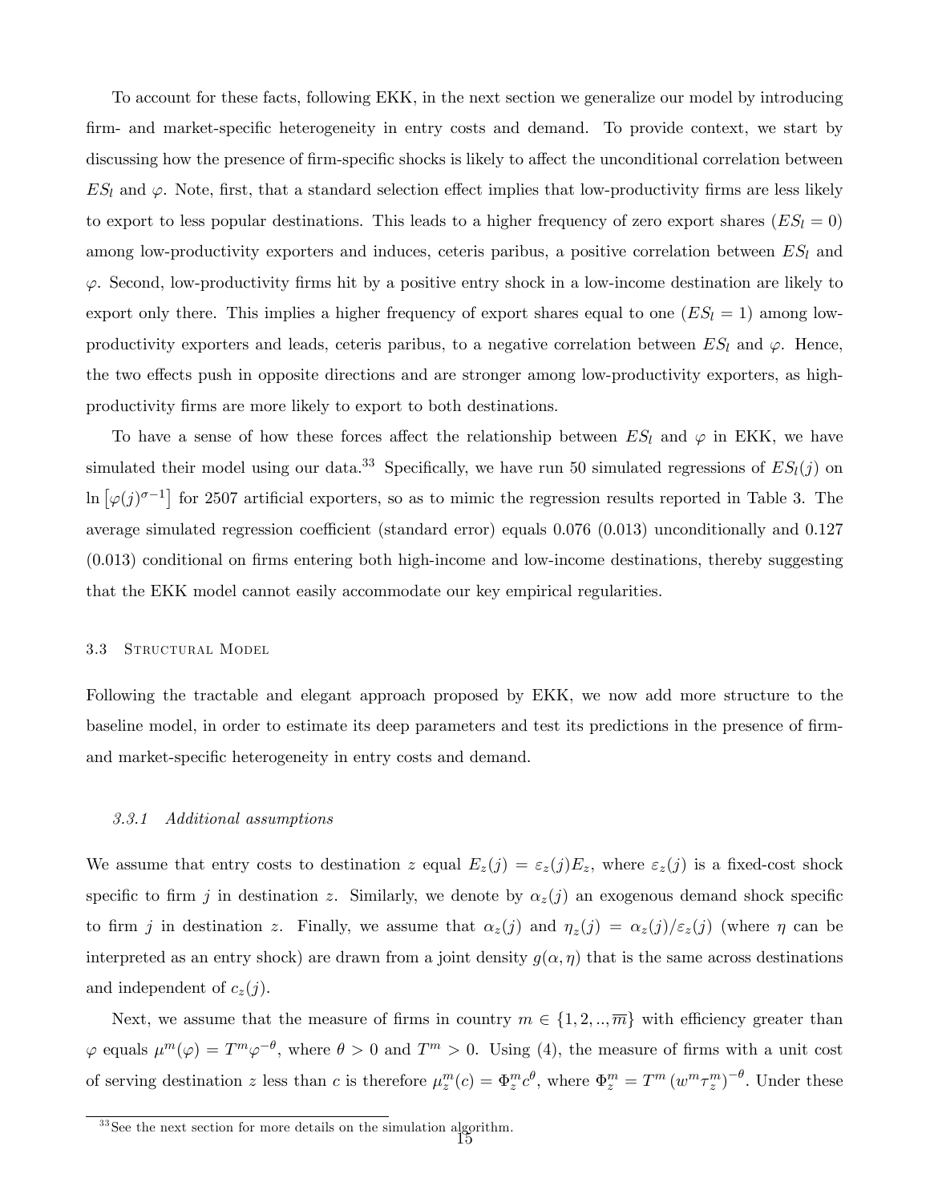To account for these facts, following EKK, in the next section we generalize our model by introducing firm- and market-specific heterogeneity in entry costs and demand. To provide context, we start by discussing how the presence of firm-specific shocks is likely to affect the unconditional correlation between $ES_l$ and $\varphi$. Note, first, that a standard selection effect implies that low-productivity firms are less likely to export to less popular destinations. This leads to a higher frequency of zero export shares ($ES_l = 0$) among low-productivity exporters and induces, ceteris paribus, a positive correlation between $ES_l$ and $\varphi$. Second, low-productivity firms hit by a positive entry shock in a low-income destination are likely to export only there. This implies a higher frequency of export shares equal to one ($ES_l = 1$) among low-productivity exporters and leads, ceteris paribus, to a negative correlation between $ES_l$ and $\varphi$. Hence, the two effects push in opposite directions and are stronger among low-productivity exporters, as high-productivity firms are more likely to export to both destinations.

To have a sense of how these forces affect the relationship between $ES_l$ and $\varphi$ in EKK, we have simulated their model using our data.[33] Specifically, we have run 50 simulated regressions of $ES_l(j)$ on $\ln\left[\varphi(j)^{\sigma-1}\right]$ for 2507 artificial exporters, so as to mimic the regression results reported in Table 3. The average simulated regression coefficient (standard error) equals 0.076 (0.013) unconditionally and 0.127 (0.013) conditional on firms entering both high-income and low-income destinations, thereby suggesting that the EKK model cannot easily accommodate our key empirical regularities.

### 3.3 Structural Model

Following the tractable and elegant approach proposed by EKK, we now add more structure to the baseline model, in order to estimate its deep parameters and test its predictions in the presence of firm- and market-specific heterogeneity in entry costs and demand.

#### 3.3.1 *Additional assumptions*

We assume that entry costs to destination $z$ equal $E_z(j) = \varepsilon_z(j)E_z$, where $\varepsilon_z(j)$ is a fixed-cost shock specific to firm $j$ in destination $z$. Similarly, we denote by $\alpha_z(j)$ an exogenous demand shock specific to firm $j$ in destination $z$. Finally, we assume that $\alpha_z(j)$ and $\eta_z(j) = \alpha_z(j)/\varepsilon_z(j)$ (where $\eta$ can be interpreted as an entry shock) are drawn from a joint density $g(\alpha, \eta)$ that is the same across destinations and independent of $c_z(j)$.

Next, we assume that the measure of firms in country $m \in \{1, 2, .., \overline{m}\}$ with efficiency greater than $\varphi$ equals $\mu^m(\varphi) = T^m\varphi^{-\theta}$, where $\theta > 0$ and $T^m > 0$. Using (4), the measure of firms with a unit cost of serving destination $z$ less than $c$ is therefore $\mu_z^m(c) = \Phi_z^m c^\theta$, where $\Phi_z^m = T^m\left(w^m\tau_z^m\right)^{-\theta}$. Under these

[33] See the next section for more details on the simulation algorithm.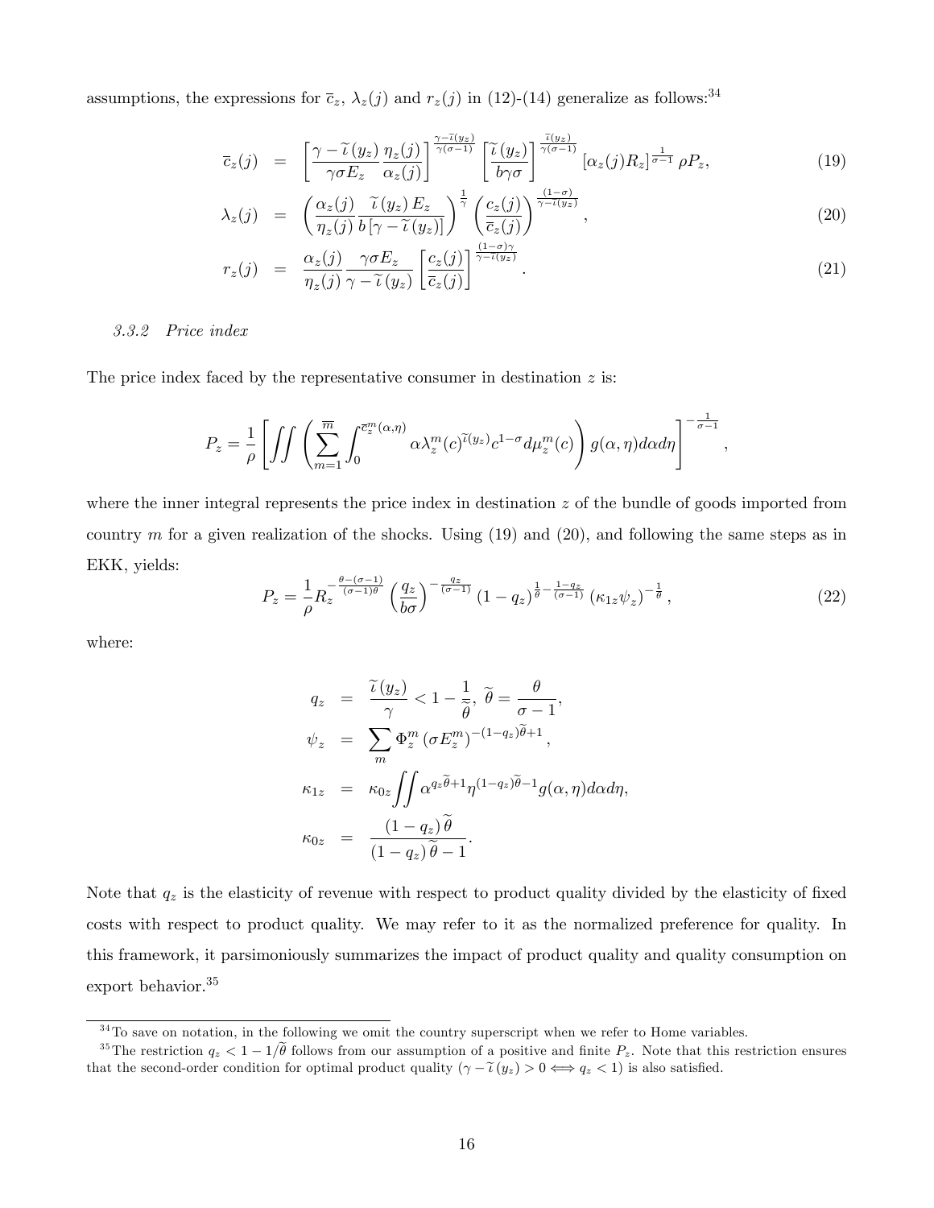assumptions, the expressions for $\overline{c}_z$, $\lambda_z(j)$ and $r_z(j)$ in (12)-(14) generalize as follows:[34]

$$
\overline{c}_z(j) = \left[\frac{\gamma - \widetilde{\iota}\,(y_z)}{\gamma \sigma E_z} \frac{\eta_z(j)}{\alpha_z(j)}\right]^{\frac{\gamma - \widetilde{\iota}(y_z)}{\gamma(\sigma-1)}} \left[\frac{\widetilde{\iota}\,(y_z)}{b \gamma \sigma}\right]^{\frac{\widetilde{\iota}(y_z)}{\gamma(\sigma-1)}} \left[\alpha_z(j) R_z\right]^{\frac{1}{\sigma-1}} \rho P_z, \tag{19}
$$

$$
\lambda_z(j) = \left(\frac{\alpha_z(j)}{\eta_z(j)} \frac{\widetilde{\iota}\,(y_z)\, E_z}{b\left[\gamma - \widetilde{\iota}\,(y_z)\right]}\right)^{\frac{1}{\gamma}} \left(\frac{c_z(j)}{\overline{c}_z(j)}\right)^{\frac{(1-\sigma)}{\gamma - \iota(y_z)}}, \tag{20}
$$

$$
r_z(j) = \frac{\alpha_z(j)}{\eta_z(j)} \frac{\gamma \sigma E_z}{\gamma - \widetilde{\iota}\,(y_z)} \left[\frac{c_z(j)}{\overline{c}_z(j)}\right]^{\frac{(1-\sigma)\gamma}{\gamma - \iota(y_z)}}. \tag{21}
$$

#### *3.3.2 Price index*

The price index faced by the representative consumer in destination $z$ is:

$$
P_z = \frac{1}{\rho}\left[\iint \left(\sum_{m=1}^{\overline{m}} \int_0^{\overline{c}_z^m(\alpha,\eta)} \alpha \lambda_z^m(c)^{\widetilde{\iota}(y_z)} c^{1-\sigma} d\mu_z^m(c)\right) g(\alpha,\eta) d\alpha d\eta\right]^{-\frac{1}{\sigma-1}},
$$

where the inner integral represents the price index in destination $z$ of the bundle of goods imported from country $m$ for a given realization of the shocks. Using (19) and (20), and following the same steps as in EKK, yields:

$$
P_z = \frac{1}{\rho} R_z^{-\frac{\theta-(\sigma-1)}{(\sigma-1)\theta}} \left(\frac{q_z}{b\sigma}\right)^{-\frac{q_z}{(\sigma-1)}} (1-q_z)^{\frac{1}{\theta} - \frac{1-q_z}{(\sigma-1)}} \left(\kappa_{1z} \psi_z\right)^{-\frac{1}{\theta}}, \tag{22}
$$

where:

$$
\begin{aligned}
q_z &= \frac{\widetilde{\iota}\,(y_z)}{\gamma} < 1 - \frac{1}{\widetilde{\theta}},\ \widetilde{\theta} = \frac{\theta}{\sigma - 1}, \\
\psi_z &= \sum_m \Phi_z^m \left(\sigma E_z^m\right)^{-(1-q_z)\widetilde{\theta}+1}, \\
\kappa_{1z} &= \kappa_{0z} \iint \alpha^{q_z \widetilde{\theta}+1} \eta^{(1-q_z)\widetilde{\theta}-1} g(\alpha,\eta) d\alpha d\eta, \\
\kappa_{0z} &= \frac{(1-q_z)\,\widetilde{\theta}}{(1-q_z)\,\widetilde{\theta} - 1}.
\end{aligned}
$$

Note that $q_z$ is the elasticity of revenue with respect to product quality divided by the elasticity of fixed costs with respect to product quality. We may refer to it as the normalized preference for quality. In this framework, it parsimoniously summarizes the impact of product quality and quality consumption on export behavior.[35]

---

[34] To save on notation, in the following we omit the country superscript when we refer to Home variables.

[35] The restriction $q_z < 1 - 1/\widetilde{\theta}$ follows from our assumption of a positive and finite $P_z$. Note that this restriction ensures that the second-order condition for optimal product quality ($\gamma - \widetilde{\iota}\,(y_z) > 0 \iff q_z < 1$) is also satisfied.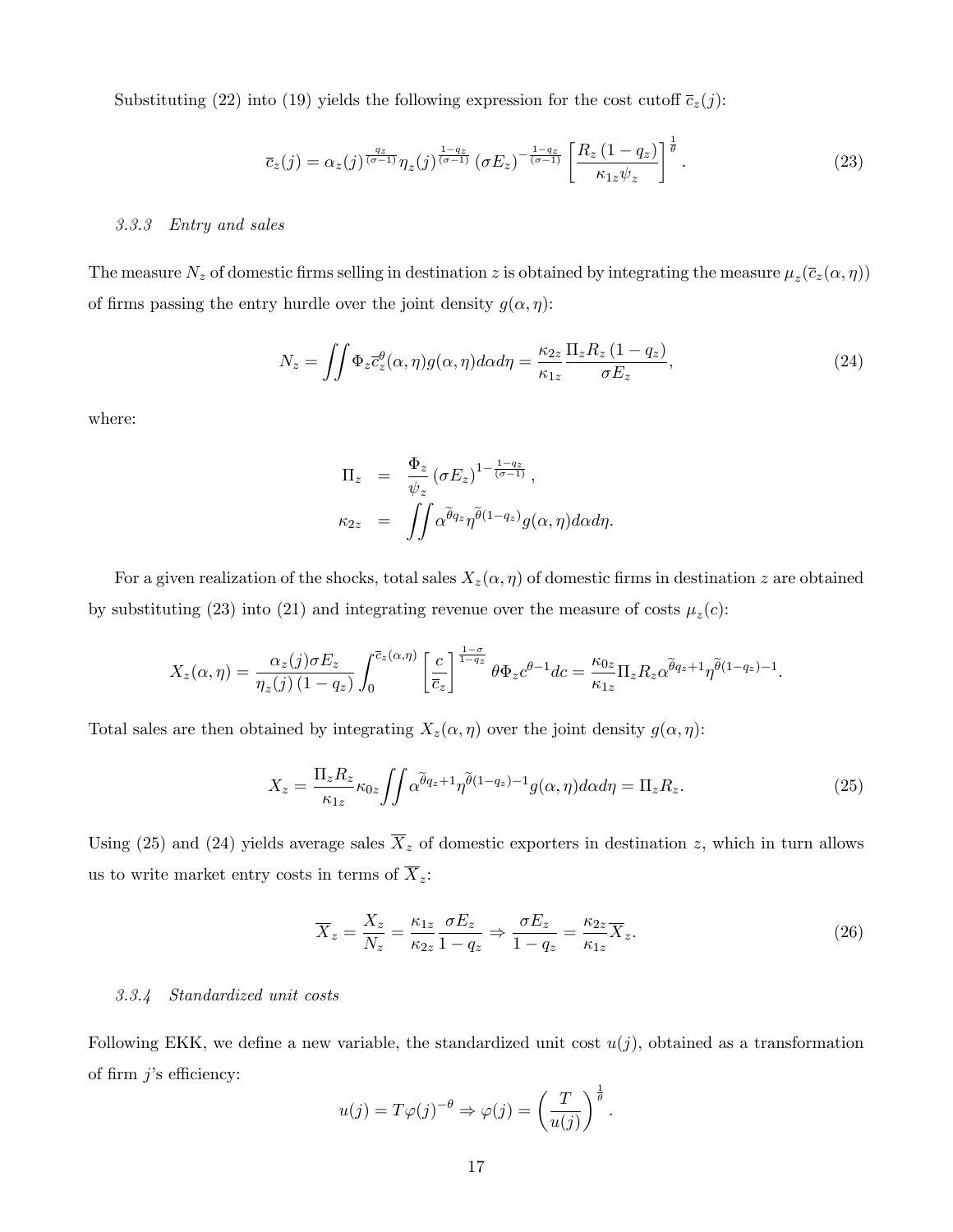Substituting (22) into (19) yields the following expression for the cost cutoff $\overline{c}_z(j)$:

$$\overline{c}_z(j) = \alpha_z(j)^{\frac{q_z}{(\sigma-1)}} \eta_z(j)^{\frac{1-q_z}{(\sigma-1)}} (\sigma E_z)^{-\frac{1-q_z}{(\sigma-1)}} \left[ \frac{R_z (1-q_z)}{\kappa_{1z} \psi_z} \right]^{\frac{1}{\theta}}. \tag{23}$$

#### 3.3.3 Entry and sales

The measure $N_z$ of domestic firms selling in destination $z$ is obtained by integrating the measure $\mu_z(\overline{c}_z(\alpha, \eta))$ of firms passing the entry hurdle over the joint density $g(\alpha, \eta)$:

$$N_z = \iint \Phi_z \overline{c}_z^{\theta}(\alpha, \eta) g(\alpha, \eta) d\alpha d\eta = \frac{\kappa_{2z}}{\kappa_{1z}} \frac{\Pi_z R_z (1-q_z)}{\sigma E_z}, \tag{24}$$

where:

$$\begin{aligned} \Pi_z &= \frac{\Phi_z}{\psi_z} (\sigma E_z)^{1-\frac{1-q_z}{(\sigma-1)}}, \\ \kappa_{2z} &= \iint \alpha^{\widetilde{\theta} q_z} \eta^{\widetilde{\theta}(1-q_z)} g(\alpha, \eta) d\alpha d\eta. \end{aligned}$$

For a given realization of the shocks, total sales $X_z(\alpha, \eta)$ of domestic firms in destination $z$ are obtained by substituting (23) into (21) and integrating revenue over the measure of costs $\mu_z(c)$:

$$X_z(\alpha, \eta) = \frac{\alpha_z(j) \sigma E_z}{\eta_z(j)(1-q_z)} \int_0^{\overline{c}_z(\alpha, \eta)} \left[ \frac{c}{\overline{c}_z} \right]^{\frac{1-\sigma}{1-q_z}} \theta \Phi_z c^{\theta-1} dc = \frac{\kappa_{0z}}{\kappa_{1z}} \Pi_z R_z \alpha^{\widetilde{\theta} q_z + 1} \eta^{\widetilde{\theta}(1-q_z)-1}.$$

Total sales are then obtained by integrating $X_z(\alpha, \eta)$ over the joint density $g(\alpha, \eta)$:

$$X_z = \frac{\Pi_z R_z}{\kappa_{1z}} \kappa_{0z} \iint \alpha^{\widetilde{\theta} q_z + 1} \eta^{\widetilde{\theta}(1-q_z)-1} g(\alpha, \eta) d\alpha d\eta = \Pi_z R_z. \tag{25}$$

Using (25) and (24) yields average sales $\overline{X}_z$ of domestic exporters in destination $z$, which in turn allows us to write market entry costs in terms of $\overline{X}_z$:

$$\overline{X}_z = \frac{X_z}{N_z} = \frac{\kappa_{1z}}{\kappa_{2z}} \frac{\sigma E_z}{1-q_z} \Rightarrow \frac{\sigma E_z}{1-q_z} = \frac{\kappa_{2z}}{\kappa_{1z}} \overline{X}_z. \tag{26}$$

#### 3.3.4 Standardized unit costs

Following EKK, we define a new variable, the standardized unit cost $u(j)$, obtained as a transformation of firm $j$'s efficiency:

$$u(j) = T \varphi(j)^{-\theta} \Rightarrow \varphi(j) = \left( \frac{T}{u(j)} \right)^{\frac{1}{\theta}}.$$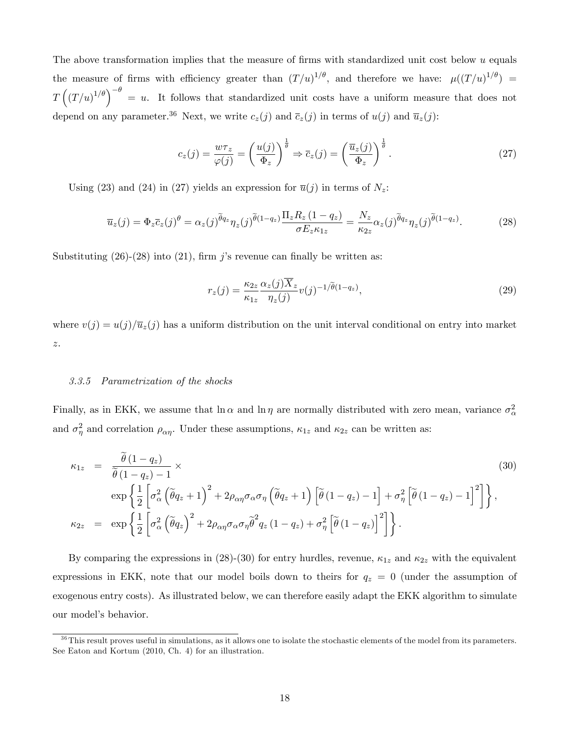The above transformation implies that the measure of firms with standardized unit cost below $u$ equals the measure of firms with efficiency greater than $(T/u)^{1/\theta}$, and therefore we have: $\mu((T/u)^{1/\theta}) = T\left((T/u)^{1/\theta}\right)^{-\theta} = u$. It follows that standardized unit costs have a uniform measure that does not depend on any parameter.[36] Next, we write $c_z(j)$ and $\overline{c}_z(j)$ in terms of $u(j)$ and $\overline{u}_z(j)$:

$$c_z(j) = \frac{w\tau_z}{\varphi(j)} = \left(\frac{u(j)}{\Phi_z}\right)^{\frac{1}{\theta}} \Rightarrow \overline{c}_z(j) = \left(\frac{\overline{u}_z(j)}{\Phi_z}\right)^{\frac{1}{\theta}}. \tag{27}$$

Using (23) and (24) in (27) yields an expression for $\overline{u}(j)$ in terms of $N_z$:

$$\overline{u}_z(j) = \Phi_z \overline{c}_z(j)^{\theta} = \alpha_z(j)^{\widetilde{\theta}q_z}\eta_z(j)^{\widetilde{\theta}(1-q_z)}\frac{\Pi_z R_z(1-q_z)}{\sigma E_z \kappa_{1z}} = \frac{N_z}{\kappa_{2z}}\alpha_z(j)^{\widetilde{\theta}q_z}\eta_z(j)^{\widetilde{\theta}(1-q_z)}. \tag{28}$$

Substituting (26)-(28) into (21), firm $j$'s revenue can finally be written as:

$$r_z(j) = \frac{\kappa_{2z}}{\kappa_{1z}}\frac{\alpha_z(j)\overline{X}_z}{\eta_z(j)}v(j)^{-1/\widetilde{\theta}(1-q_z)}, \tag{29}$$

where $v(j) = u(j)/\overline{u}_z(j)$ has a uniform distribution on the unit interval conditional on entry into market $z$.

#### *3.3.5 Parametrization of the shocks*

Finally, as in EKK, we assume that $\ln\alpha$ and $\ln\eta$ are normally distributed with zero mean, variance $\sigma_\alpha^2$ and $\sigma_\eta^2$ and correlation $\rho_{\alpha\eta}$. Under these assumptions, $\kappa_{1z}$ and $\kappa_{2z}$ can be written as:

$$\begin{aligned}
\kappa_{1z} &= \frac{\widetilde{\theta}(1-q_z)}{\widetilde{\theta}(1-q_z)-1} \times \\
&\quad \exp\left\{\frac{1}{2}\left[\sigma_\alpha^2\left(\widetilde{\theta}q_z+1\right)^2 + 2\rho_{\alpha\eta}\sigma_\alpha\sigma_\eta\left(\widetilde{\theta}q_z+1\right)\left[\widetilde{\theta}(1-q_z)-1\right] + \sigma_\eta^2\left[\widetilde{\theta}(1-q_z)-1\right]^2\right]\right\}, \\
\kappa_{2z} &= \exp\left\{\frac{1}{2}\left[\sigma_\alpha^2\left(\widetilde{\theta}q_z\right)^2 + 2\rho_{\alpha\eta}\sigma_\alpha\sigma_\eta\widetilde{\theta}^2 q_z(1-q_z) + \sigma_\eta^2\left[\widetilde{\theta}(1-q_z)\right]^2\right]\right\}.
\end{aligned} \tag{30}$$

By comparing the expressions in (28)-(30) for entry hurdles, revenue, $\kappa_{1z}$ and $\kappa_{2z}$ with the equivalent expressions in EKK, note that our model boils down to theirs for $q_z = 0$ (under the assumption of exogenous entry costs). As illustrated below, we can therefore easily adapt the EKK algorithm to simulate our model's behavior.

[36] This result proves useful in simulations, as it allows one to isolate the stochastic elements of the model from its parameters. See Eaton and Kortum (2010, Ch. 4) for an illustration.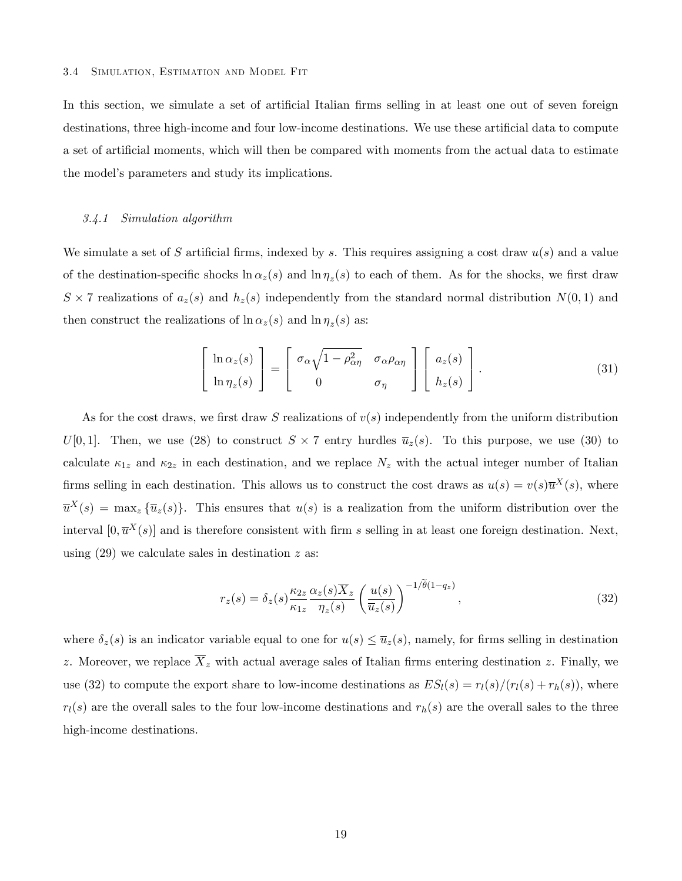### 3.4 Simulation, Estimation and Model Fit

In this section, we simulate a set of artificial Italian firms selling in at least one out of seven foreign destinations, three high-income and four low-income destinations. We use these artificial data to compute a set of artificial moments, which will then be compared with moments from the actual data to estimate the model's parameters and study its implications.

#### *3.4.1 Simulation algorithm*

We simulate a set of $S$ artificial firms, indexed by $s$. This requires assigning a cost draw $u(s)$ and a value of the destination-specific shocks $\ln \alpha_z(s)$ and $\ln \eta_z(s)$ to each of them. As for the shocks, we first draw $S \times 7$ realizations of $a_z(s)$ and $h_z(s)$ independently from the standard normal distribution $N(0,1)$ and then construct the realizations of $\ln \alpha_z(s)$ and $\ln \eta_z(s)$ as:

$$\begin{bmatrix} \ln \alpha_z(s) \\ \ln \eta_z(s) \end{bmatrix} = \begin{bmatrix} \sigma_\alpha \sqrt{1-\rho_{\alpha\eta}^2} & \sigma_\alpha \rho_{\alpha\eta} \\ 0 & \sigma_\eta \end{bmatrix} \begin{bmatrix} a_z(s) \\ h_z(s) \end{bmatrix}. \tag{31}$$

As for the cost draws, we first draw $S$ realizations of $v(s)$ independently from the uniform distribution $U[0,1]$. Then, we use (28) to construct $S \times 7$ entry hurdles $\overline{u}_z(s)$. To this purpose, we use (30) to calculate $\kappa_{1z}$ and $\kappa_{2z}$ in each destination, and we replace $N_z$ with the actual integer number of Italian firms selling in each destination. This allows us to construct the cost draws as $u(s) = v(s)\overline{u}^X(s)$, where $\overline{u}^X(s) = \max_z \{\overline{u}_z(s)\}$. This ensures that $u(s)$ is a realization from the uniform distribution over the interval $[0, \overline{u}^X(s)]$ and is therefore consistent with firm $s$ selling in at least one foreign destination. Next, using (29) we calculate sales in destination $z$ as:

$$r_z(s) = \delta_z(s) \frac{\kappa_{2z}}{\kappa_{1z}} \frac{\alpha_z(s)\overline{X}_z}{\eta_z(s)} \left( \frac{u(s)}{\overline{u}_z(s)} \right)^{-1/\widetilde{\theta}(1-q_z)}, \tag{32}$$

where $\delta_z(s)$ is an indicator variable equal to one for $u(s) \leq \overline{u}_z(s)$, namely, for firms selling in destination $z$. Moreover, we replace $\overline{X}_z$ with actual average sales of Italian firms entering destination $z$. Finally, we use (32) to compute the export share to low-income destinations as $ES_l(s) = r_l(s)/(r_l(s) + r_h(s))$, where $r_l(s)$ are the overall sales to the four low-income destinations and $r_h(s)$ are the overall sales to the three high-income destinations.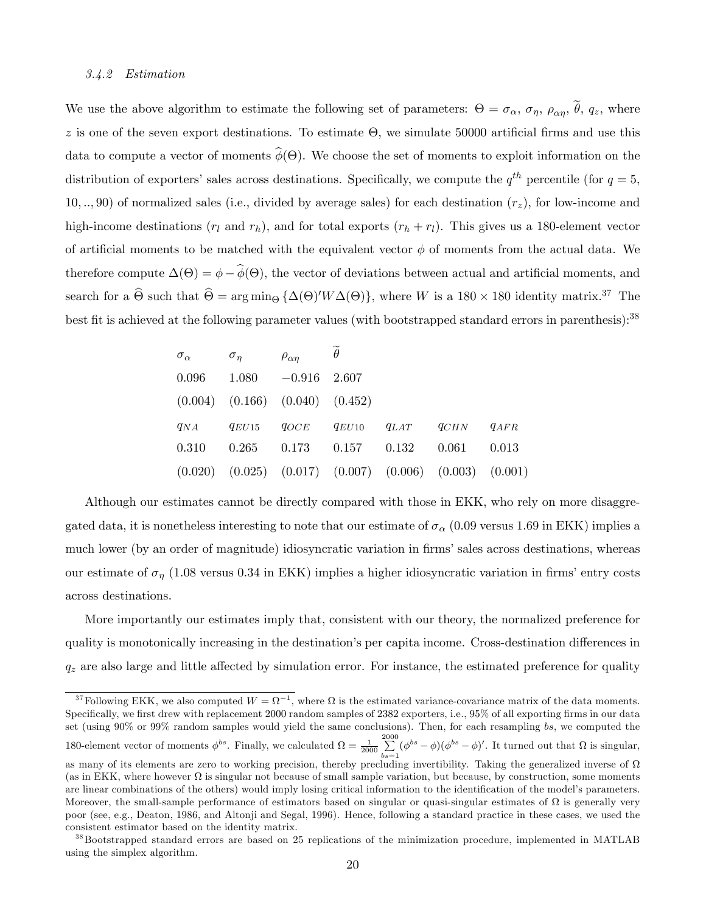#### 3.4.2 Estimation

We use the above algorithm to estimate the following set of parameters: $\Theta = \sigma_\alpha,\ \sigma_\eta,\ \rho_{\alpha\eta},\ \widetilde{\theta},\ q_z$, where $z$ is one of the seven export destinations. To estimate $\Theta$, we simulate 50000 artificial firms and use this data to compute a vector of moments $\widehat{\phi}(\Theta)$. We choose the set of moments to exploit information on the distribution of exporters' sales across destinations. Specifically, we compute the $q^{th}$ percentile (for $q = 5, 10, .., 90$) of normalized sales (i.e., divided by average sales) for each destination ($r_z$), for low-income and high-income destinations ($r_l$ and $r_h$), and for total exports ($r_h + r_l$). This gives us a 180-element vector of artificial moments to be matched with the equivalent vector $\phi$ of moments from the actual data. We therefore compute $\Delta(\Theta) = \phi - \widehat{\phi}(\Theta)$, the vector of deviations between actual and artificial moments, and search for a $\widehat{\Theta}$ such that $\widehat{\Theta} = \arg\min_\Theta \{\Delta(\Theta)'W\Delta(\Theta)\}$, where $W$ is a $180 \times 180$ identity matrix.[37] The best fit is achieved at the following parameter values (with bootstrapped standard errors in parenthesis):[38]

| $\sigma_\alpha$ | $\sigma_\eta$ | $\rho_{\alpha\eta}$ | $\widetilde{\theta}$ | | | |
|---|---|---|---|---|---|---|
| 0.096 | 1.080 | $-0.916$ | 2.607 | | | |
| (0.004) | (0.166) | (0.040) | (0.452) | | | |
| $q_{NA}$ | $q_{EU15}$ | $q_{OCE}$ | $q_{EU10}$ | $q_{LAT}$ | $q_{CHN}$ | $q_{AFR}$ |
| 0.310 | 0.265 | 0.173 | 0.157 | 0.132 | 0.061 | 0.013 |
| (0.020) | (0.025) | (0.017) | (0.007) | (0.006) | (0.003) | (0.001) |

Although our estimates cannot be directly compared with those in EKK, who rely on more disaggregated data, it is nonetheless interesting to note that our estimate of $\sigma_\alpha$ (0.09 versus 1.69 in EKK) implies a much lower (by an order of magnitude) idiosyncratic variation in firms' sales across destinations, whereas our estimate of $\sigma_\eta$ (1.08 versus 0.34 in EKK) implies a higher idiosyncratic variation in firms' entry costs across destinations.

More importantly our estimates imply that, consistent with our theory, the normalized preference for quality is monotonically increasing in the destination's per capita income. Cross-destination differences in $q_z$ are also large and little affected by simulation error. For instance, the estimated preference for quality

[37] Following EKK, we also computed $W = \Omega^{-1}$, where $\Omega$ is the estimated variance-covariance matrix of the data moments. Specifically, we first drew with replacement 2000 random samples of 2382 exporters, i.e., 95% of all exporting firms in our data set (using 90% or 99% random samples would yield the same conclusions). Then, for each resampling $bs$, we computed the 180-element vector of moments $\phi^{bs}$. Finally, we calculated $\Omega = \frac{1}{2000}\sum_{bs=1}^{2000}(\phi^{bs} - \phi)(\phi^{bs} - \phi)'$. It turned out that $\Omega$ is singular, as many of its elements are zero to working precision, thereby precluding invertibility. Taking the generalized inverse of $\Omega$ (as in EKK, where however $\Omega$ is singular not because of small sample variation, but because, by construction, some moments are linear combinations of the others) would imply losing critical information to the identification of the model's parameters. Moreover, the small-sample performance of estimators based on singular or quasi-singular estimates of $\Omega$ is generally very poor (see, e.g., Deaton, 1986, and Altonji and Segal, 1996). Hence, following a standard practice in these cases, we used the consistent estimator based on the identity matrix.

[38] Bootstrapped standard errors are based on 25 replications of the minimization procedure, implemented in MATLAB using the simplex algorithm.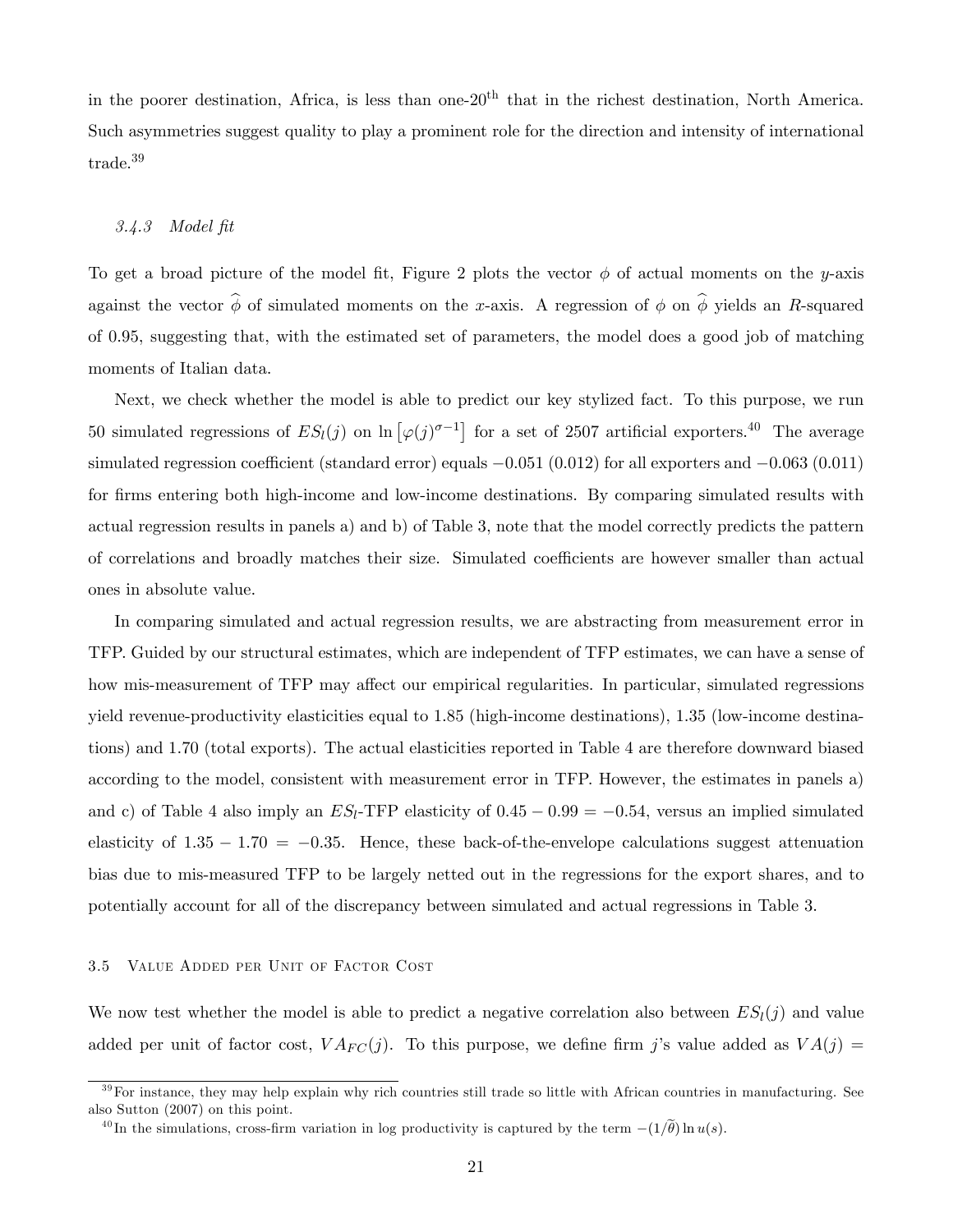in the poorer destination, Africa, is less than one-20[th] that in the richest destination, North America. Such asymmetries suggest quality to play a prominent role for the direction and intensity of international trade.[39]

#### *3.4.3 Model fit*

To get a broad picture of the model fit, Figure 2 plots the vector $\phi$ of actual moments on the $y$-axis against the vector $\widehat{\phi}$ of simulated moments on the $x$-axis. A regression of $\phi$ on $\widehat{\phi}$ yields an $R$-squared of 0.95, suggesting that, with the estimated set of parameters, the model does a good job of matching moments of Italian data.

Next, we check whether the model is able to predict our key stylized fact. To this purpose, we run 50 simulated regressions of $ES_l(j)$ on $\ln\left[\varphi(j)^{\sigma-1}\right]$ for a set of 2507 artificial exporters.[40] The average simulated regression coefficient (standard error) equals $-0.051$ (0.012) for all exporters and $-0.063$ (0.011) for firms entering both high-income and low-income destinations. By comparing simulated results with actual regression results in panels a) and b) of Table 3, note that the model correctly predicts the pattern of correlations and broadly matches their size. Simulated coefficients are however smaller than actual ones in absolute value.

In comparing simulated and actual regression results, we are abstracting from measurement error in TFP. Guided by our structural estimates, which are independent of TFP estimates, we can have a sense of how mis-measurement of TFP may affect our empirical regularities. In particular, simulated regressions yield revenue-productivity elasticities equal to 1.85 (high-income destinations), 1.35 (low-income destinations) and 1.70 (total exports). The actual elasticities reported in Table 4 are therefore downward biased according to the model, consistent with measurement error in TFP. However, the estimates in panels a) and c) of Table 4 also imply an $ES_l$-TFP elasticity of $0.45 - 0.99 = -0.54$, versus an implied simulated elasticity of $1.35 - 1.70 = -0.35$. Hence, these back-of-the-envelope calculations suggest attenuation bias due to mis-measured TFP to be largely netted out in the regressions for the export shares, and to potentially account for all of the discrepancy between simulated and actual regressions in Table 3.

### 3.5 Value Added per Unit of Factor Cost

We now test whether the model is able to predict a negative correlation also between $ES_l(j)$ and value added per unit of factor cost, $VA_{FC}(j)$. To this purpose, we define firm $j$'s value added as $VA(j) =$

[39] For instance, they may help explain why rich countries still trade so little with African countries in manufacturing. See also Sutton (2007) on this point.

[40] In the simulations, cross-firm variation in log productivity is captured by the term $-(1/\widetilde{\theta})\ln u(s)$.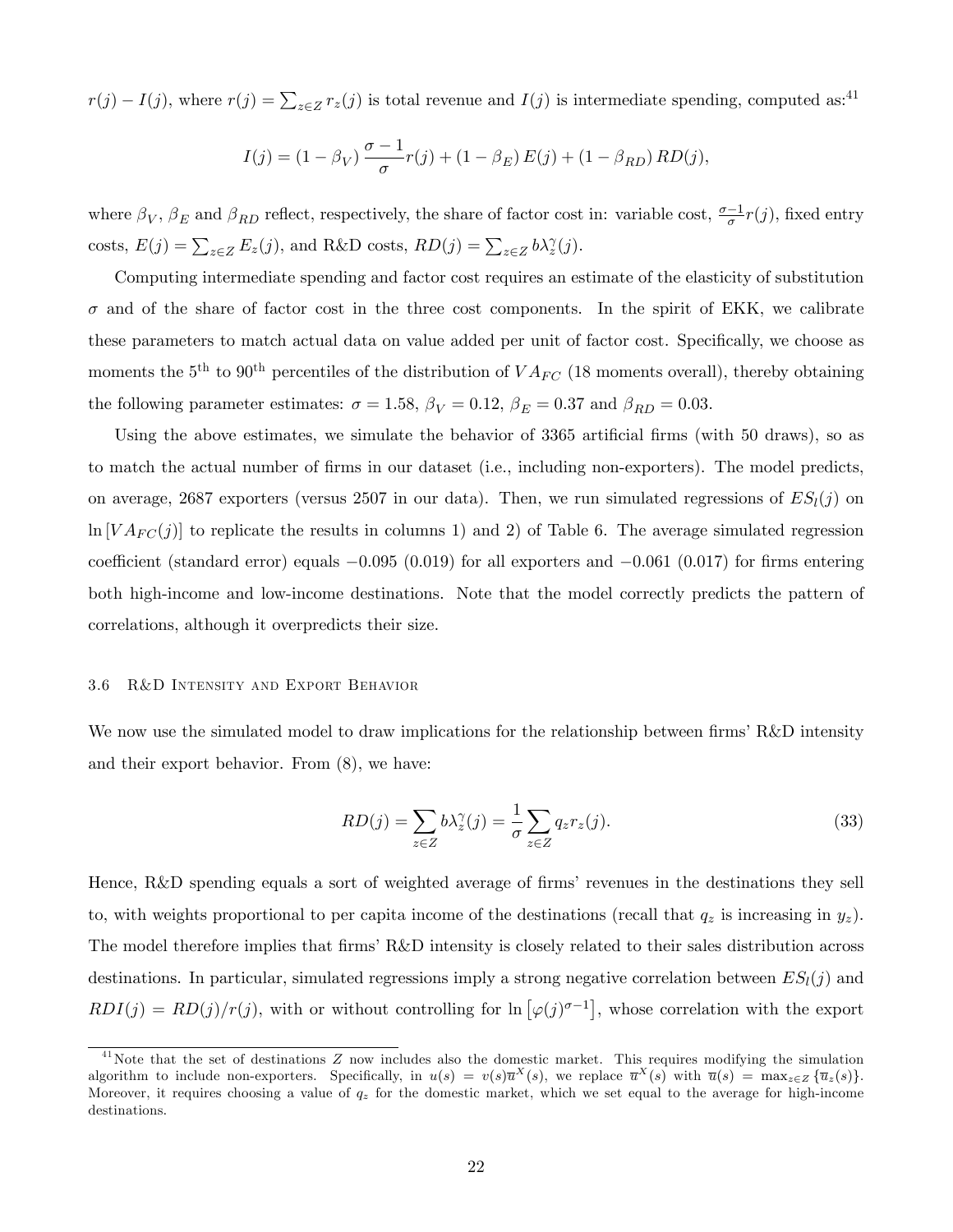$r(j) - I(j)$, where $r(j) = \sum_{z \in Z} r_z(j)$ is total revenue and $I(j)$ is intermediate spending, computed as:[41]

$$I(j) = (1 - \beta_V) \frac{\sigma - 1}{\sigma} r(j) + (1 - \beta_E) E(j) + (1 - \beta_{RD}) RD(j),$$

where $\beta_V$, $\beta_E$ and $\beta_{RD}$ reflect, respectively, the share of factor cost in: variable cost, $\frac{\sigma-1}{\sigma} r(j)$, fixed entry costs, $E(j) = \sum_{z \in Z} E_z(j)$, and R&D costs, $RD(j) = \sum_{z \in Z} b\lambda_z^{\gamma}(j)$.

Computing intermediate spending and factor cost requires an estimate of the elasticity of substitution $\sigma$ and of the share of factor cost in the three cost components. In the spirit of EKK, we calibrate these parameters to match actual data on value added per unit of factor cost. Specifically, we choose as moments the 5[th] to 90[th] percentiles of the distribution of $VA_{FC}$ (18 moments overall), thereby obtaining the following parameter estimates: $\sigma = 1.58$, $\beta_V = 0.12$, $\beta_E = 0.37$ and $\beta_{RD} = 0.03$.

Using the above estimates, we simulate the behavior of 3365 artificial firms (with 50 draws), so as to match the actual number of firms in our dataset (i.e., including non-exporters). The model predicts, on average, 2687 exporters (versus 2507 in our data). Then, we run simulated regressions of $ES_l(j)$ on $\ln[VA_{FC}(j)]$ to replicate the results in columns 1) and 2) of Table 6. The average simulated regression coefficient (standard error) equals $-0.095$ (0.019) for all exporters and $-0.061$ (0.017) for firms entering both high-income and low-income destinations. Note that the model correctly predicts the pattern of correlations, although it overpredicts their size.

### 3.6 R&D Intensity and Export Behavior

We now use the simulated model to draw implications for the relationship between firms' R&D intensity and their export behavior. From (8), we have:

$$RD(j) = \sum_{z \in Z} b\lambda_z^{\gamma}(j) = \frac{1}{\sigma} \sum_{z \in Z} q_z r_z(j). \tag{33}$$

Hence, R&D spending equals a sort of weighted average of firms' revenues in the destinations they sell to, with weights proportional to per capita income of the destinations (recall that $q_z$ is increasing in $y_z$). The model therefore implies that firms' R&D intensity is closely related to their sales distribution across destinations. In particular, simulated regressions imply a strong negative correlation between $ES_l(j)$ and $RDI(j) = RD(j)/r(j)$, with or without controlling for $\ln\left[\varphi(j)^{\sigma-1}\right]$, whose correlation with the export

[41] Note that the set of destinations $Z$ now includes also the domestic market. This requires modifying the simulation algorithm to include non-exporters. Specifically, in $u(s) = v(s)\overline{u}^X(s)$, we replace $\overline{u}^X(s)$ with $\overline{u}(s) = \max_{z \in Z}\{\overline{u}_z(s)\}$. Moreover, it requires choosing a value of $q_z$ for the domestic market, which we set equal to the average for high-income destinations.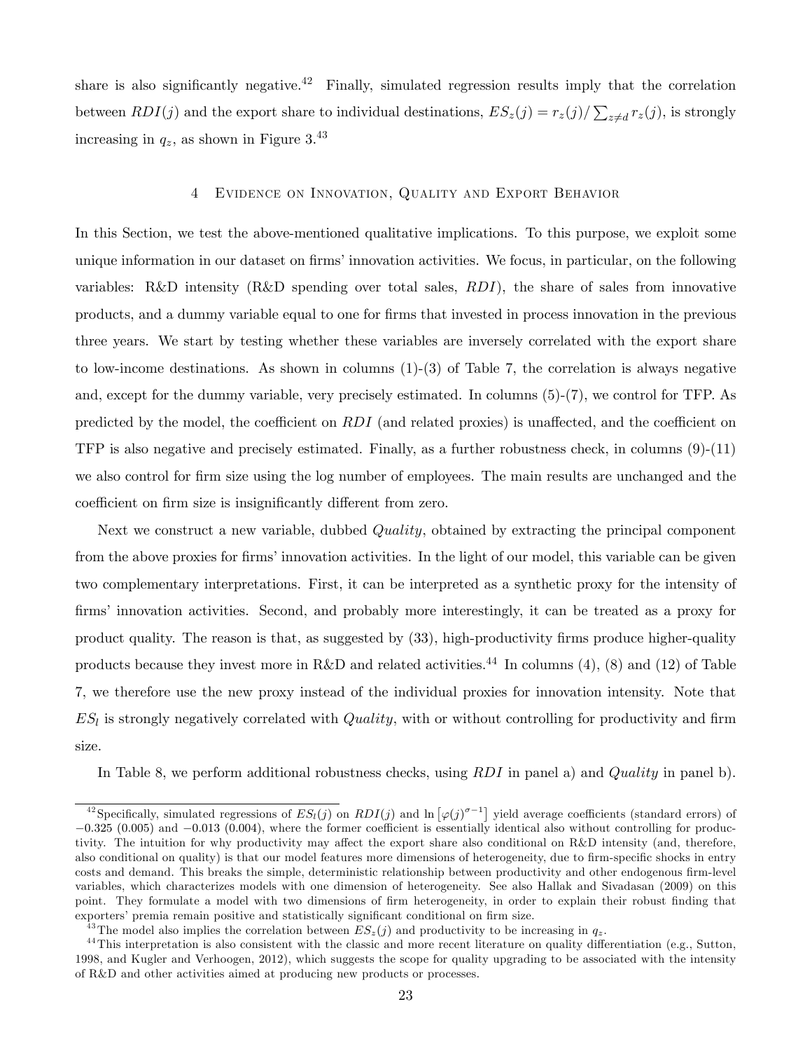share is also significantly negative.[42] Finally, simulated regression results imply that the correlation between $RDI(j)$ and the export share to individual destinations, $ES_z(j) = r_z(j)/\sum_{z \neq d} r_z(j)$, is strongly increasing in $q_z$, as shown in Figure 3.[43]

## 4 Evidence on Innovation, Quality and Export Behavior

In this Section, we test the above-mentioned qualitative implications. To this purpose, we exploit some unique information in our dataset on firms' innovation activities. We focus, in particular, on the following variables: R&D intensity (R&D spending over total sales, $RDI$), the share of sales from innovative products, and a dummy variable equal to one for firms that invested in process innovation in the previous three years. We start by testing whether these variables are inversely correlated with the export share to low-income destinations. As shown in columns (1)-(3) of Table 7, the correlation is always negative and, except for the dummy variable, very precisely estimated. In columns (5)-(7), we control for TFP. As predicted by the model, the coefficient on $RDI$ (and related proxies) is unaffected, and the coefficient on TFP is also negative and precisely estimated. Finally, as a further robustness check, in columns (9)-(11) we also control for firm size using the log number of employees. The main results are unchanged and the coefficient on firm size is insignificantly different from zero.

Next we construct a new variable, dubbed *Quality*, obtained by extracting the principal component from the above proxies for firms' innovation activities. In the light of our model, this variable can be given two complementary interpretations. First, it can be interpreted as a synthetic proxy for the intensity of firms' innovation activities. Second, and probably more interestingly, it can be treated as a proxy for product quality. The reason is that, as suggested by (33), high-productivity firms produce higher-quality products because they invest more in R&D and related activities.[44] In columns (4), (8) and (12) of Table 7, we therefore use the new proxy instead of the individual proxies for innovation intensity. Note that $ES_l$ is strongly negatively correlated with *Quality*, with or without controlling for productivity and firm size.

In Table 8, we perform additional robustness checks, using $RDI$ in panel a) and *Quality* in panel b).

---

[42] Specifically, simulated regressions of $ES_l(j)$ on $RDI(j)$ and $\ln\left[\varphi(j)^{\sigma-1}\right]$ yield average coefficients (standard errors) of $-0.325$ (0.005) and $-0.013$ (0.004), where the former coefficient is essentially identical also without controlling for productivity. The intuition for why productivity may affect the export share also conditional on R&D intensity (and, therefore, also conditional on quality) is that our model features more dimensions of heterogeneity, due to firm-specific shocks in entry costs and demand. This breaks the simple, deterministic relationship between productivity and other endogenous firm-level variables, which characterizes models with one dimension of heterogeneity. See also Hallak and Sivadasan (2009) on this point. They formulate a model with two dimensions of firm heterogeneity, in order to explain their robust finding that exporters' premia remain positive and statistically significant conditional on firm size.

[43] The model also implies the correlation between $ES_z(j)$ and productivity to be increasing in $q_z$.

[44] This interpretation is also consistent with the classic and more recent literature on quality differentiation (e.g., Sutton, 1998, and Kugler and Verhoogen, 2012), which suggests the scope for quality upgrading to be associated with the intensity of R&D and other activities aimed at producing new products or processes.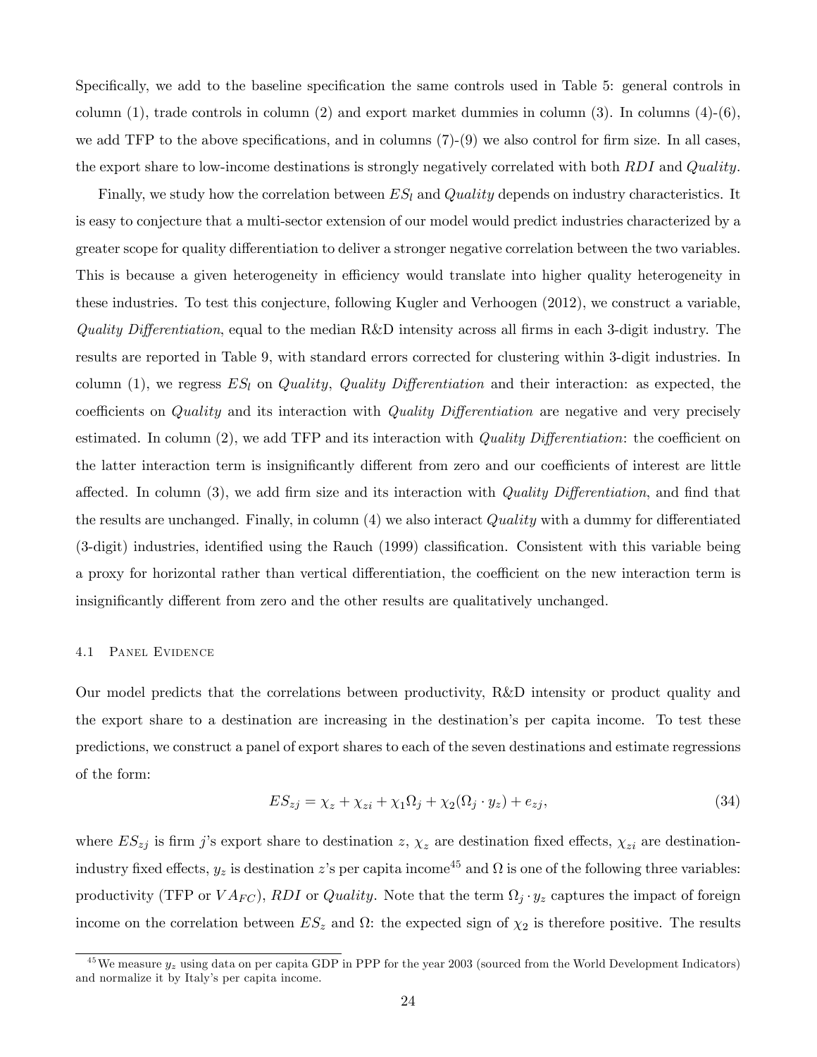Specifically, we add to the baseline specification the same controls used in Table 5: general controls in column (1), trade controls in column (2) and export market dummies in column (3). In columns (4)-(6), we add TFP to the above specifications, and in columns (7)-(9) we also control for firm size. In all cases, the export share to low-income destinations is strongly negatively correlated with both $RDI$ and $Quality$.

Finally, we study how the correlation between $ES_l$ and $Quality$ depends on industry characteristics. It is easy to conjecture that a multi-sector extension of our model would predict industries characterized by a greater scope for quality differentiation to deliver a stronger negative correlation between the two variables. This is because a given heterogeneity in efficiency would translate into higher quality heterogeneity in these industries. To test this conjecture, following Kugler and Verhoogen (2012), we construct a variable, *Quality Differentiation*, equal to the median R&D intensity across all firms in each 3-digit industry. The results are reported in Table 9, with standard errors corrected for clustering within 3-digit industries. In column (1), we regress $ES_l$ on $Quality$, *Quality Differentiation* and their interaction: as expected, the coefficients on $Quality$ and its interaction with *Quality Differentiation* are negative and very precisely estimated. In column (2), we add TFP and its interaction with *Quality Differentiation*: the coefficient on the latter interaction term is insignificantly different from zero and our coefficients of interest are little affected. In column (3), we add firm size and its interaction with *Quality Differentiation*, and find that the results are unchanged. Finally, in column (4) we also interact $Quality$ with a dummy for differentiated (3-digit) industries, identified using the Rauch (1999) classification. Consistent with this variable being a proxy for horizontal rather than vertical differentiation, the coefficient on the new interaction term is insignificantly different from zero and the other results are qualitatively unchanged.

### 4.1 Panel Evidence

Our model predicts that the correlations between productivity, R&D intensity or product quality and the export share to a destination are increasing in the destination's per capita income. To test these predictions, we construct a panel of export shares to each of the seven destinations and estimate regressions of the form:

$$ES_{zj} = \chi_z + \chi_{zi} + \chi_1 \Omega_j + \chi_2 (\Omega_j \cdot y_z) + e_{zj}, \tag{34}$$

where $ES_{zj}$ is firm $j$'s export share to destination $z$, $\chi_z$ are destination fixed effects, $\chi_{zi}$ are destination-industry fixed effects, $y_z$ is destination $z$'s per capita income[45] and $\Omega$ is one of the following three variables: productivity (TFP or $VA_{FC}$), $RDI$ or $Quality$. Note that the term $\Omega_j \cdot y_z$ captures the impact of foreign income on the correlation between $ES_z$ and $\Omega$: the expected sign of $\chi_2$ is therefore positive. The results

[45] We measure $y_z$ using data on per capita GDP in PPP for the year 2003 (sourced from the World Development Indicators) and normalize it by Italy's per capita income.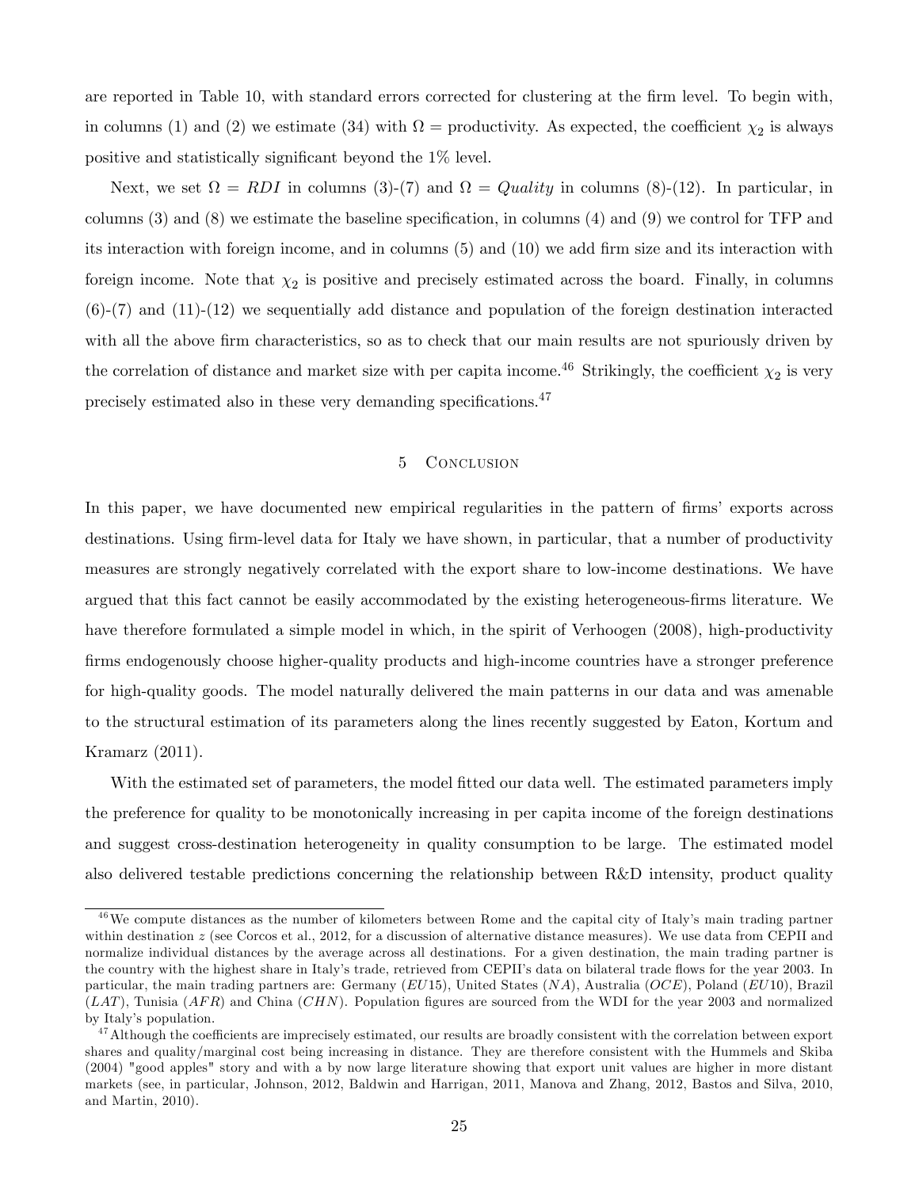are reported in Table 10, with standard errors corrected for clustering at the firm level. To begin with, in columns (1) and (2) we estimate (34) with $\Omega$ = productivity. As expected, the coefficient $\chi_2$ is always positive and statistically significant beyond the 1% level.

Next, we set $\Omega = RDI$ in columns (3)-(7) and $\Omega = Quality$ in columns (8)-(12). In particular, in columns (3) and (8) we estimate the baseline specification, in columns (4) and (9) we control for TFP and its interaction with foreign income, and in columns (5) and (10) we add firm size and its interaction with foreign income. Note that $\chi_2$ is positive and precisely estimated across the board. Finally, in columns (6)-(7) and (11)-(12) we sequentially add distance and population of the foreign destination interacted with all the above firm characteristics, so as to check that our main results are not spuriously driven by the correlation of distance and market size with per capita income.[46] Strikingly, the coefficient $\chi_2$ is very precisely estimated also in these very demanding specifications.[47]

## 5 Conclusion

In this paper, we have documented new empirical regularities in the pattern of firms' exports across destinations. Using firm-level data for Italy we have shown, in particular, that a number of productivity measures are strongly negatively correlated with the export share to low-income destinations. We have argued that this fact cannot be easily accommodated by the existing heterogeneous-firms literature. We have therefore formulated a simple model in which, in the spirit of Verhoogen (2008), high-productivity firms endogenously choose higher-quality products and high-income countries have a stronger preference for high-quality goods. The model naturally delivered the main patterns in our data and was amenable to the structural estimation of its parameters along the lines recently suggested by Eaton, Kortum and Kramarz (2011).

With the estimated set of parameters, the model fitted our data well. The estimated parameters imply the preference for quality to be monotonically increasing in per capita income of the foreign destinations and suggest cross-destination heterogeneity in quality consumption to be large. The estimated model also delivered testable predictions concerning the relationship between R&D intensity, product quality

---

[46] We compute distances as the number of kilometers between Rome and the capital city of Italy's main trading partner within destination $z$ (see Corcos et al., 2012, for a discussion of alternative distance measures). We use data from CEPII and normalize individual distances by the average across all destinations. For a given destination, the main trading partner is the country with the highest share in Italy's trade, retrieved from CEPII's data on bilateral trade flows for the year 2003. In particular, the main trading partners are: Germany ($EU15$), United States ($NA$), Australia ($OCE$), Poland ($EU10$), Brazil ($LAT$), Tunisia ($AFR$) and China ($CHN$). Population figures are sourced from the WDI for the year 2003 and normalized by Italy's population.

[47] Although the coefficients are imprecisely estimated, our results are broadly consistent with the correlation between export shares and quality/marginal cost being increasing in distance. They are therefore consistent with the Hummels and Skiba (2004) "good apples" story and with a by now large literature showing that export unit values are higher in more distant markets (see, in particular, Johnson, 2012, Baldwin and Harrigan, 2011, Manova and Zhang, 2012, Bastos and Silva, 2010, and Martin, 2010).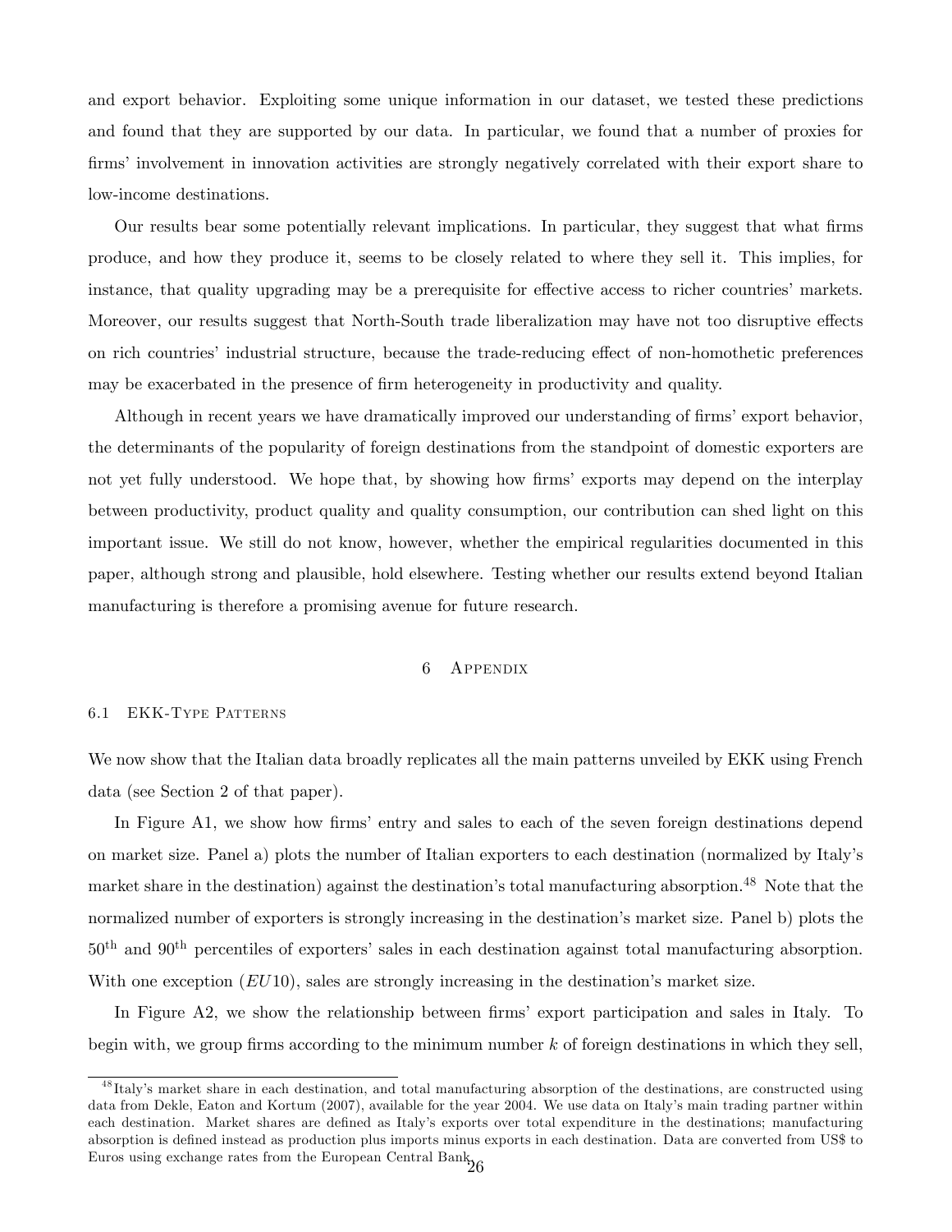and export behavior. Exploiting some unique information in our dataset, we tested these predictions and found that they are supported by our data. In particular, we found that a number of proxies for firms' involvement in innovation activities are strongly negatively correlated with their export share to low-income destinations.

Our results bear some potentially relevant implications. In particular, they suggest that what firms produce, and how they produce it, seems to be closely related to where they sell it. This implies, for instance, that quality upgrading may be a prerequisite for effective access to richer countries' markets. Moreover, our results suggest that North-South trade liberalization may have not too disruptive effects on rich countries' industrial structure, because the trade-reducing effect of non-homothetic preferences may be exacerbated in the presence of firm heterogeneity in productivity and quality.

Although in recent years we have dramatically improved our understanding of firms' export behavior, the determinants of the popularity of foreign destinations from the standpoint of domestic exporters are not yet fully understood. We hope that, by showing how firms' exports may depend on the interplay between productivity, product quality and quality consumption, our contribution can shed light on this important issue. We still do not know, however, whether the empirical regularities documented in this paper, although strong and plausible, hold elsewhere. Testing whether our results extend beyond Italian manufacturing is therefore a promising avenue for future research.

# 6 Appendix

## 6.1 EKK-Type Patterns

We now show that the Italian data broadly replicates all the main patterns unveiled by EKK using French data (see Section 2 of that paper).

In Figure A1, we show how firms' entry and sales to each of the seven foreign destinations depend on market size. Panel a) plots the number of Italian exporters to each destination (normalized by Italy's market share in the destination) against the destination's total manufacturing absorption.[48] Note that the normalized number of exporters is strongly increasing in the destination's market size. Panel b) plots the $50^{\text{th}}$ and $90^{\text{th}}$ percentiles of exporters' sales in each destination against total manufacturing absorption. With one exception ($EU10$), sales are strongly increasing in the destination's market size.

In Figure A2, we show the relationship between firms' export participation and sales in Italy. To begin with, we group firms according to the minimum number $k$ of foreign destinations in which they sell,

[48] Italy's market share in each destination, and total manufacturing absorption of the destinations, are constructed using data from Dekle, Eaton and Kortum (2007), available for the year 2004. We use data on Italy's main trading partner within each destination. Market shares are defined as Italy's exports over total expenditure in the destinations; manufacturing absorption is defined instead as production plus imports minus exports in each destination. Data are converted from US$ to Euros using exchange rates from the European Central Bank.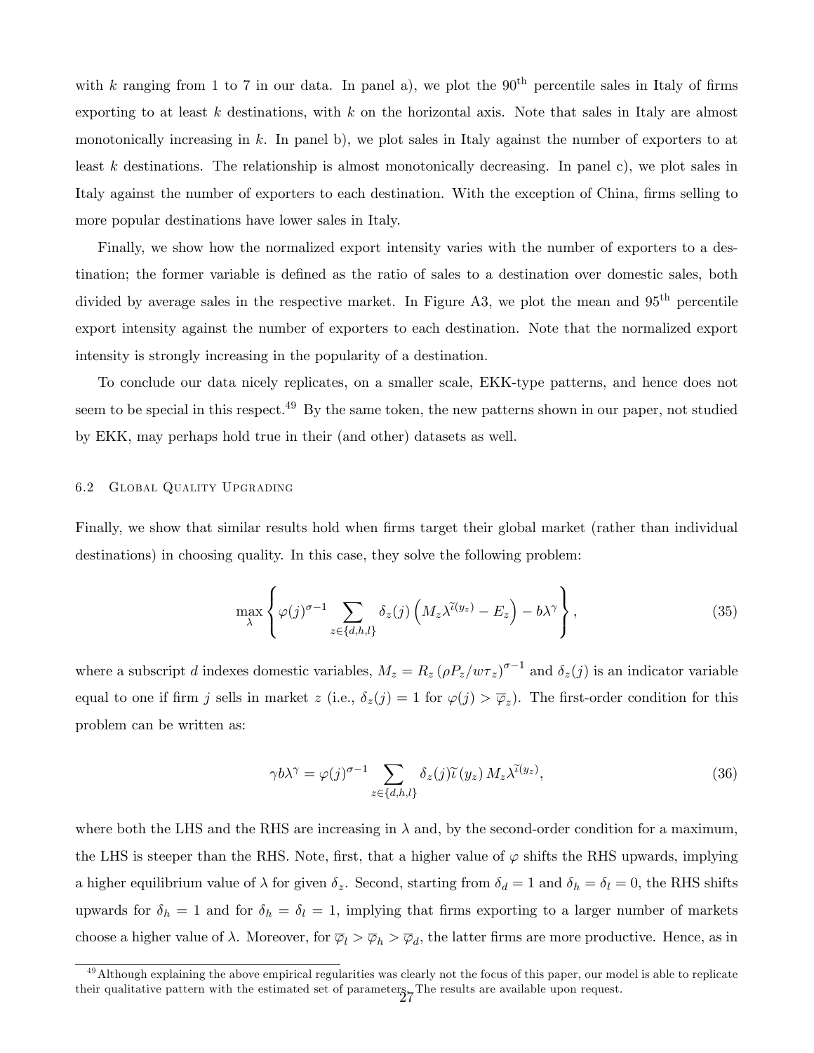with $k$ ranging from 1 to 7 in our data. In panel a), we plot the 90[th] percentile sales in Italy of firms exporting to at least $k$ destinations, with $k$ on the horizontal axis. Note that sales in Italy are almost monotonically increasing in $k$. In panel b), we plot sales in Italy against the number of exporters to at least $k$ destinations. The relationship is almost monotonically decreasing. In panel c), we plot sales in Italy against the number of exporters to each destination. With the exception of China, firms selling to more popular destinations have lower sales in Italy.

Finally, we show how the normalized export intensity varies with the number of exporters to a destination; the former variable is defined as the ratio of sales to a destination over domestic sales, both divided by average sales in the respective market. In Figure A3, we plot the mean and 95[th] percentile export intensity against the number of exporters to each destination. Note that the normalized export intensity is strongly increasing in the popularity of a destination.

To conclude our data nicely replicates, on a smaller scale, EKK-type patterns, and hence does not seem to be special in this respect.[49] By the same token, the new patterns shown in our paper, not studied by EKK, may perhaps hold true in their (and other) datasets as well.

### 6.2 Global Quality Upgrading

Finally, we show that similar results hold when firms target their global market (rather than individual destinations) in choosing quality. In this case, they solve the following problem:

$$\max_{\lambda} \left\{ \varphi(j)^{\sigma-1} \sum_{z \in \{d,h,l\}} \delta_z(j) \left( M_z \lambda^{\widetilde{\iota}(y_z)} - E_z \right) - b\lambda^{\gamma} \right\}, \tag{35}$$

where a subscript $d$ indexes domestic variables, $M_z = R_z \left(\rho P_z / w\tau_z\right)^{\sigma-1}$ and $\delta_z(j)$ is an indicator variable equal to one if firm $j$ sells in market $z$ (i.e., $\delta_z(j) = 1$ for $\varphi(j) > \overline{\varphi}_z$). The first-order condition for this problem can be written as:

$$\gamma b \lambda^{\gamma} = \varphi(j)^{\sigma-1} \sum_{z \in \{d,h,l\}} \delta_z(j) \widetilde{\iota}\left(y_z\right) M_z \lambda^{\widetilde{\iota}(y_z)}, \tag{36}$$

where both the LHS and the RHS are increasing in $\lambda$ and, by the second-order condition for a maximum, the LHS is steeper than the RHS. Note, first, that a higher value of $\varphi$ shifts the RHS upwards, implying a higher equilibrium value of $\lambda$ for given $\delta_z$. Second, starting from $\delta_d = 1$ and $\delta_h = \delta_l = 0$, the RHS shifts upwards for $\delta_h = 1$ and for $\delta_h = \delta_l = 1$, implying that firms exporting to a larger number of markets choose a higher value of $\lambda$. Moreover, for $\overline{\varphi}_l > \overline{\varphi}_h > \overline{\varphi}_d$, the latter firms are more productive. Hence, as in

[49] Although explaining the above empirical regularities was clearly not the focus of this paper, our model is able to replicate their qualitative pattern with the estimated set of parameters. The results are available upon request.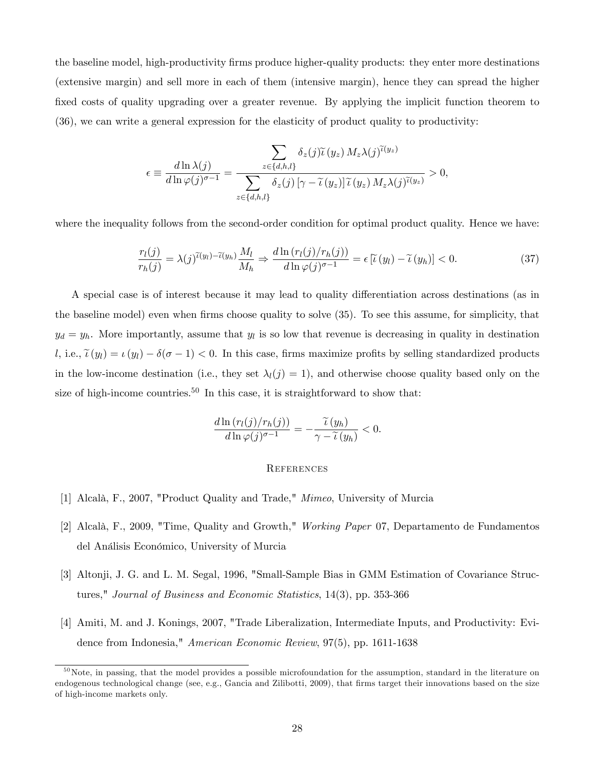the baseline model, high-productivity firms produce higher-quality products: they enter more destinations (extensive margin) and sell more in each of them (intensive margin), hence they can spread the higher fixed costs of quality upgrading over a greater revenue. By applying the implicit function theorem to (36), we can write a general expression for the elasticity of product quality to productivity:

$$\epsilon \equiv \frac{d \ln \lambda(j)}{d \ln \varphi(j)^{\sigma-1}} = \frac{\sum\limits_{z \in \{d,h,l\}} \delta_z(j) \widetilde{\iota}(y_z) M_z \lambda(j)^{\widetilde{\iota}(y_z)}}{\sum\limits_{z \in \{d,h,l\}} \delta_z(j) \left[\gamma - \widetilde{\iota}(y_z)\right] \widetilde{\iota}(y_z) M_z \lambda(j)^{\widetilde{\iota}(y_z)}} > 0,$$

where the inequality follows from the second-order condition for optimal product quality. Hence we have:

$$\frac{r_l(j)}{r_h(j)} = \lambda(j)^{\widetilde{\iota}(y_l) - \widetilde{\iota}(y_h)} \frac{M_l}{M_h} \Rightarrow \frac{d \ln \left(r_l(j)/r_h(j)\right)}{d \ln \varphi(j)^{\sigma-1}} = \epsilon \left[\widetilde{\iota}(y_l) - \widetilde{\iota}(y_h)\right] < 0. \tag{37}$$

A special case is of interest because it may lead to quality differentiation across destinations (as in the baseline model) even when firms choose quality to solve (35). To see this assume, for simplicity, that $y_d = y_h$. More importantly, assume that $y_l$ is so low that revenue is decreasing in quality in destination $l$, i.e., $\widetilde{\iota}(y_l) = \iota(y_l) - \delta(\sigma - 1) < 0$. In this case, firms maximize profits by selling standardized products in the low-income destination (i.e., they set $\lambda_l(j) = 1$), and otherwise choose quality based only on the size of high-income countries.[50] In this case, it is straightforward to show that:

$$\frac{d \ln \left(r_l(j)/r_h(j)\right)}{d \ln \varphi(j)^{\sigma-1}} = -\frac{\widetilde{\iota}(y_h)}{\gamma - \widetilde{\iota}(y_h)} < 0.$$

## References

[1] Alcalà, F., 2007, "Product Quality and Trade," *Mimeo*, University of Murcia

[2] Alcalà, F., 2009, "Time, Quality and Growth," *Working Paper* 07, Departamento de Fundamentos del Análisis Económico, University of Murcia

[3] Altonji, J. G. and L. M. Segal, 1996, "Small-Sample Bias in GMM Estimation of Covariance Structures," *Journal of Business and Economic Statistics*, 14(3), pp. 353-366

[4] Amiti, M. and J. Konings, 2007, "Trade Liberalization, Intermediate Inputs, and Productivity: Evidence from Indonesia," *American Economic Review*, 97(5), pp. 1611-1638

[50] Note, in passing, that the model provides a possible microfoundation for the assumption, standard in the literature on endogenous technological change (see, e.g., Gancia and Zilibotti, 2009), that firms target their innovations based on the size of high-income markets only.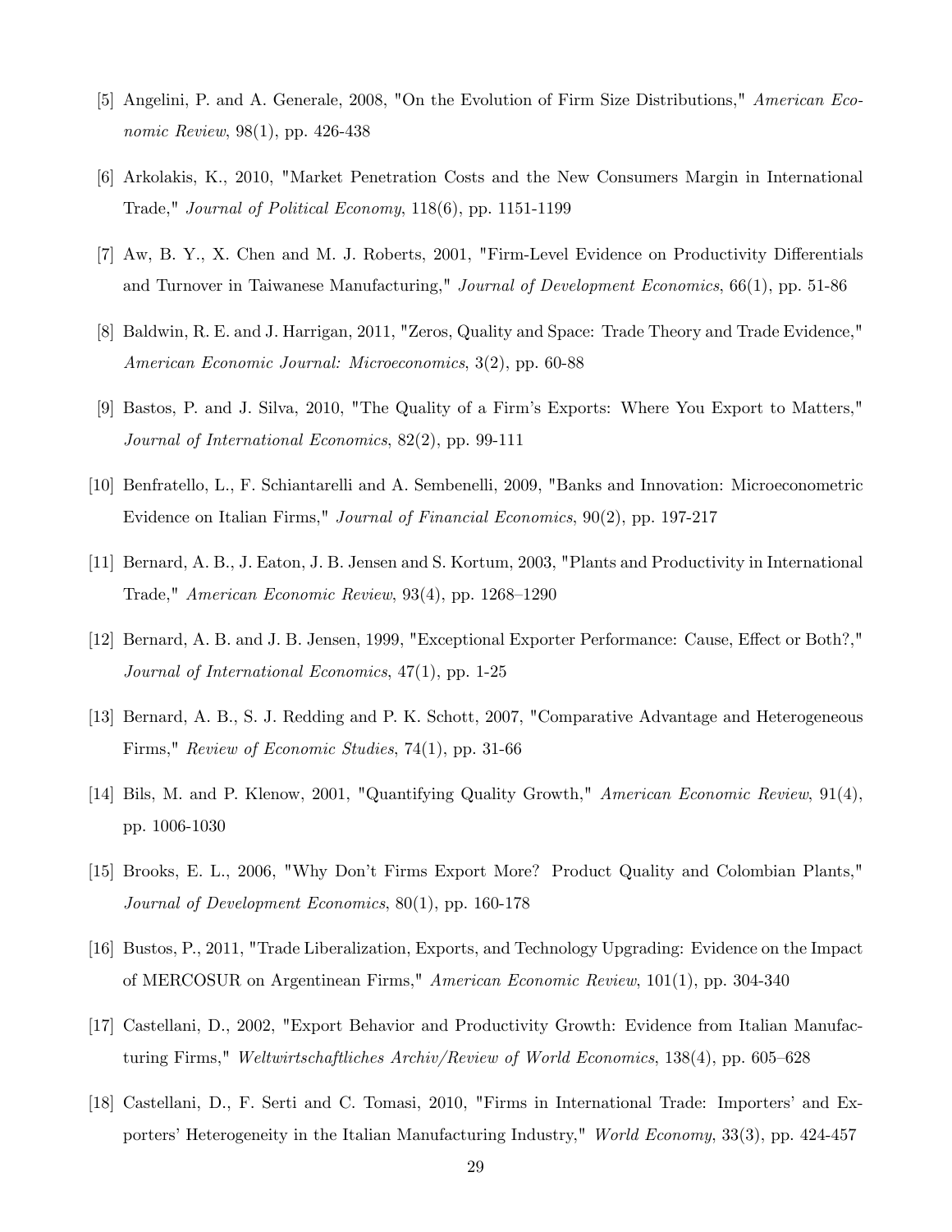[5] Angelini, P. and A. Generale, 2008, "On the Evolution of Firm Size Distributions," *American Economic Review*, 98(1), pp. 426-438

[6] Arkolakis, K., 2010, "Market Penetration Costs and the New Consumers Margin in International Trade," *Journal of Political Economy*, 118(6), pp. 1151-1199

[7] Aw, B. Y., X. Chen and M. J. Roberts, 2001, "Firm-Level Evidence on Productivity Differentials and Turnover in Taiwanese Manufacturing," *Journal of Development Economics*, 66(1), pp. 51-86

[8] Baldwin, R. E. and J. Harrigan, 2011, "Zeros, Quality and Space: Trade Theory and Trade Evidence," *American Economic Journal: Microeconomics*, 3(2), pp. 60-88

[9] Bastos, P. and J. Silva, 2010, "The Quality of a Firm's Exports: Where You Export to Matters," *Journal of International Economics*, 82(2), pp. 99-111

[10] Benfratello, L., F. Schiantarelli and A. Sembenelli, 2009, "Banks and Innovation: Microeconometric Evidence on Italian Firms," *Journal of Financial Economics*, 90(2), pp. 197-217

[11] Bernard, A. B., J. Eaton, J. B. Jensen and S. Kortum, 2003, "Plants and Productivity in International Trade," *American Economic Review*, 93(4), pp. 1268–1290

[12] Bernard, A. B. and J. B. Jensen, 1999, "Exceptional Exporter Performance: Cause, Effect or Both?," *Journal of International Economics*, 47(1), pp. 1-25

[13] Bernard, A. B., S. J. Redding and P. K. Schott, 2007, "Comparative Advantage and Heterogeneous Firms," *Review of Economic Studies*, 74(1), pp. 31-66

[14] Bils, M. and P. Klenow, 2001, "Quantifying Quality Growth," *American Economic Review*, 91(4), pp. 1006-1030

[15] Brooks, E. L., 2006, "Why Don't Firms Export More? Product Quality and Colombian Plants," *Journal of Development Economics*, 80(1), pp. 160-178

[16] Bustos, P., 2011, "Trade Liberalization, Exports, and Technology Upgrading: Evidence on the Impact of MERCOSUR on Argentinean Firms," *American Economic Review*, 101(1), pp. 304-340

[17] Castellani, D., 2002, "Export Behavior and Productivity Growth: Evidence from Italian Manufacturing Firms," *Weltwirtschaftliches Archiv/Review of World Economics*, 138(4), pp. 605–628

[18] Castellani, D., F. Serti and C. Tomasi, 2010, "Firms in International Trade: Importers' and Exporters' Heterogeneity in the Italian Manufacturing Industry," *World Economy*, 33(3), pp. 424-457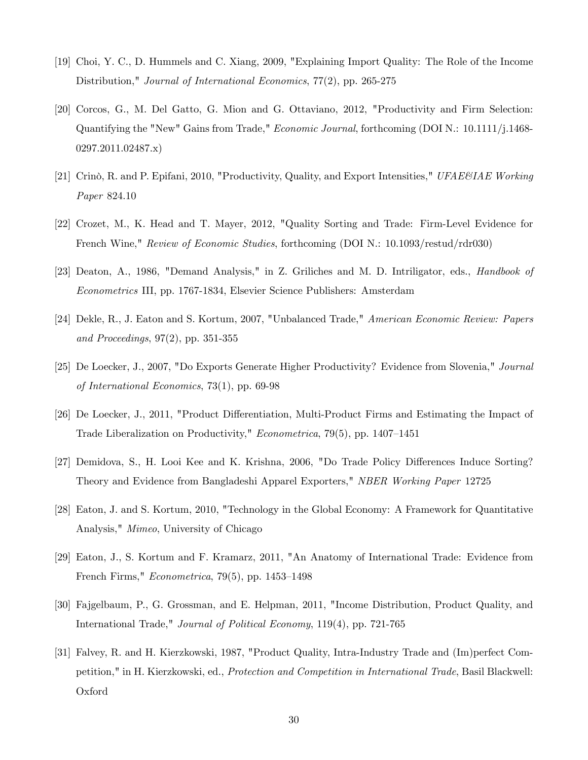[19] Choi, Y. C., D. Hummels and C. Xiang, 2009, "Explaining Import Quality: The Role of the Income Distribution," *Journal of International Economics*, 77(2), pp. 265-275

[20] Corcos, G., M. Del Gatto, G. Mion and G. Ottaviano, 2012, "Productivity and Firm Selection: Quantifying the "New" Gains from Trade," *Economic Journal*, forthcoming (DOI N.: 10.1111/j.1468-0297.2011.02487.x)

[21] Crinò, R. and P. Epifani, 2010, "Productivity, Quality, and Export Intensities," *UFAE&IAE Working Paper* 824.10

[22] Crozet, M., K. Head and T. Mayer, 2012, "Quality Sorting and Trade: Firm-Level Evidence for French Wine," *Review of Economic Studies*, forthcoming (DOI N.: 10.1093/restud/rdr030)

[23] Deaton, A., 1986, "Demand Analysis," in Z. Griliches and M. D. Intriligator, eds., *Handbook of Econometrics* III, pp. 1767-1834, Elsevier Science Publishers: Amsterdam

[24] Dekle, R., J. Eaton and S. Kortum, 2007, "Unbalanced Trade," *American Economic Review: Papers and Proceedings*, 97(2), pp. 351-355

[25] De Loecker, J., 2007, "Do Exports Generate Higher Productivity? Evidence from Slovenia," *Journal of International Economics*, 73(1), pp. 69-98

[26] De Loecker, J., 2011, "Product Differentiation, Multi-Product Firms and Estimating the Impact of Trade Liberalization on Productivity," *Econometrica*, 79(5), pp. 1407–1451

[27] Demidova, S., H. Looi Kee and K. Krishna, 2006, "Do Trade Policy Differences Induce Sorting? Theory and Evidence from Bangladeshi Apparel Exporters," *NBER Working Paper* 12725

[28] Eaton, J. and S. Kortum, 2010, "Technology in the Global Economy: A Framework for Quantitative Analysis," *Mimeo*, University of Chicago

[29] Eaton, J., S. Kortum and F. Kramarz, 2011, "An Anatomy of International Trade: Evidence from French Firms," *Econometrica*, 79(5), pp. 1453–1498

[30] Fajgelbaum, P., G. Grossman, and E. Helpman, 2011, "Income Distribution, Product Quality, and International Trade," *Journal of Political Economy*, 119(4), pp. 721-765

[31] Falvey, R. and H. Kierzkowski, 1987, "Product Quality, Intra-Industry Trade and (Im)perfect Competition," in H. Kierzkowski, ed., *Protection and Competition in International Trade*, Basil Blackwell: Oxford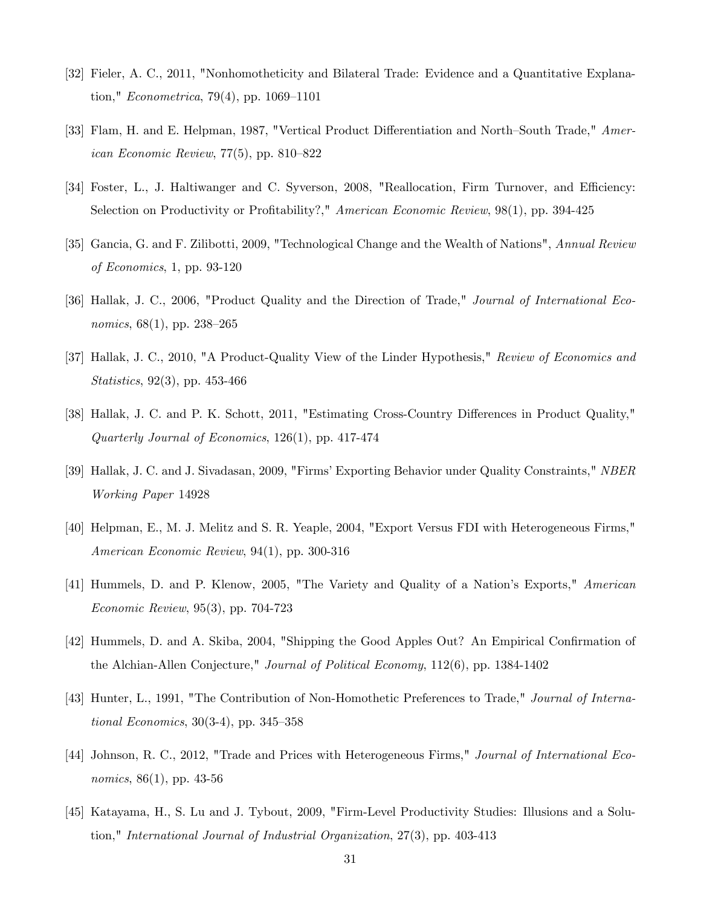[32] Fieler, A. C., 2011, "Nonhomotheticity and Bilateral Trade: Evidence and a Quantitative Explanation," *Econometrica*, 79(4), pp. 1069–1101

[33] Flam, H. and E. Helpman, 1987, "Vertical Product Differentiation and North–South Trade," *American Economic Review*, 77(5), pp. 810–822

[34] Foster, L., J. Haltiwanger and C. Syverson, 2008, "Reallocation, Firm Turnover, and Efficiency: Selection on Productivity or Profitability?," *American Economic Review*, 98(1), pp. 394-425

[35] Gancia, G. and F. Zilibotti, 2009, "Technological Change and the Wealth of Nations", *Annual Review of Economics*, 1, pp. 93-120

[36] Hallak, J. C., 2006, "Product Quality and the Direction of Trade," *Journal of International Economics*, 68(1), pp. 238–265

[37] Hallak, J. C., 2010, "A Product-Quality View of the Linder Hypothesis," *Review of Economics and Statistics*, 92(3), pp. 453-466

[38] Hallak, J. C. and P. K. Schott, 2011, "Estimating Cross-Country Differences in Product Quality," *Quarterly Journal of Economics*, 126(1), pp. 417-474

[39] Hallak, J. C. and J. Sivadasan, 2009, "Firms' Exporting Behavior under Quality Constraints," *NBER Working Paper* 14928

[40] Helpman, E., M. J. Melitz and S. R. Yeaple, 2004, "Export Versus FDI with Heterogeneous Firms," *American Economic Review*, 94(1), pp. 300-316

[41] Hummels, D. and P. Klenow, 2005, "The Variety and Quality of a Nation's Exports," *American Economic Review*, 95(3), pp. 704-723

[42] Hummels, D. and A. Skiba, 2004, "Shipping the Good Apples Out? An Empirical Confirmation of the Alchian-Allen Conjecture," *Journal of Political Economy*, 112(6), pp. 1384-1402

[43] Hunter, L., 1991, "The Contribution of Non-Homothetic Preferences to Trade," *Journal of International Economics*, 30(3-4), pp. 345–358

[44] Johnson, R. C., 2012, "Trade and Prices with Heterogeneous Firms," *Journal of International Economics*, 86(1), pp. 43-56

[45] Katayama, H., S. Lu and J. Tybout, 2009, "Firm-Level Productivity Studies: Illusions and a Solution," *International Journal of Industrial Organization*, 27(3), pp. 403-413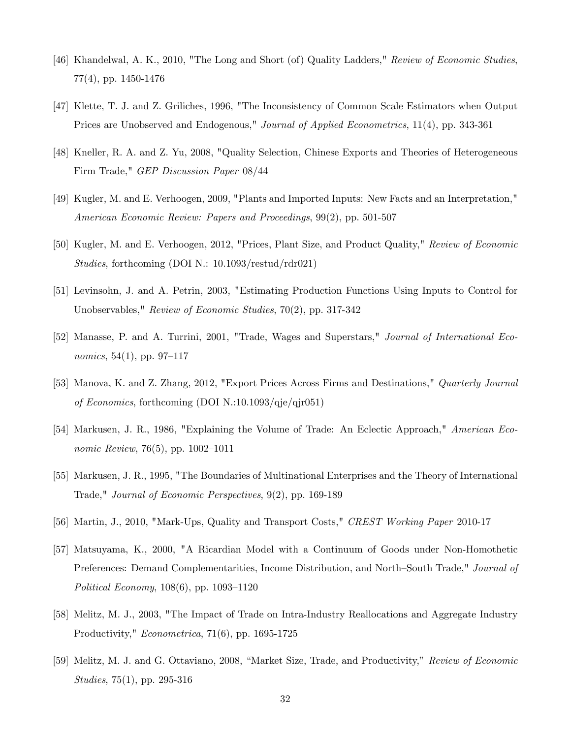[46] Khandelwal, A. K., 2010, "The Long and Short (of) Quality Ladders," *Review of Economic Studies*, 77(4), pp. 1450-1476

[47] Klette, T. J. and Z. Griliches, 1996, "The Inconsistency of Common Scale Estimators when Output Prices are Unobserved and Endogenous," *Journal of Applied Econometrics*, 11(4), pp. 343-361

[48] Kneller, R. A. and Z. Yu, 2008, "Quality Selection, Chinese Exports and Theories of Heterogeneous Firm Trade," *GEP Discussion Paper* 08/44

[49] Kugler, M. and E. Verhoogen, 2009, "Plants and Imported Inputs: New Facts and an Interpretation," *American Economic Review: Papers and Proceedings*, 99(2), pp. 501-507

[50] Kugler, M. and E. Verhoogen, 2012, "Prices, Plant Size, and Product Quality," *Review of Economic Studies*, forthcoming (DOI N.: 10.1093/restud/rdr021)

[51] Levinsohn, J. and A. Petrin, 2003, "Estimating Production Functions Using Inputs to Control for Unobservables," *Review of Economic Studies*, 70(2), pp. 317-342

[52] Manasse, P. and A. Turrini, 2001, "Trade, Wages and Superstars," *Journal of International Economics*, 54(1), pp. 97–117

[53] Manova, K. and Z. Zhang, 2012, "Export Prices Across Firms and Destinations," *Quarterly Journal of Economics*, forthcoming (DOI N.:10.1093/qje/qjr051)

[54] Markusen, J. R., 1986, "Explaining the Volume of Trade: An Eclectic Approach," *American Economic Review*, 76(5), pp. 1002–1011

[55] Markusen, J. R., 1995, "The Boundaries of Multinational Enterprises and the Theory of International Trade," *Journal of Economic Perspectives*, 9(2), pp. 169-189

[56] Martin, J., 2010, "Mark-Ups, Quality and Transport Costs," *CREST Working Paper* 2010-17

[57] Matsuyama, K., 2000, "A Ricardian Model with a Continuum of Goods under Non-Homothetic Preferences: Demand Complementarities, Income Distribution, and North–South Trade," *Journal of Political Economy*, 108(6), pp. 1093–1120

[58] Melitz, M. J., 2003, "The Impact of Trade on Intra-Industry Reallocations and Aggregate Industry Productivity," *Econometrica*, 71(6), pp. 1695-1725

[59] Melitz, M. J. and G. Ottaviano, 2008, "Market Size, Trade, and Productivity," *Review of Economic Studies*, 75(1), pp. 295-316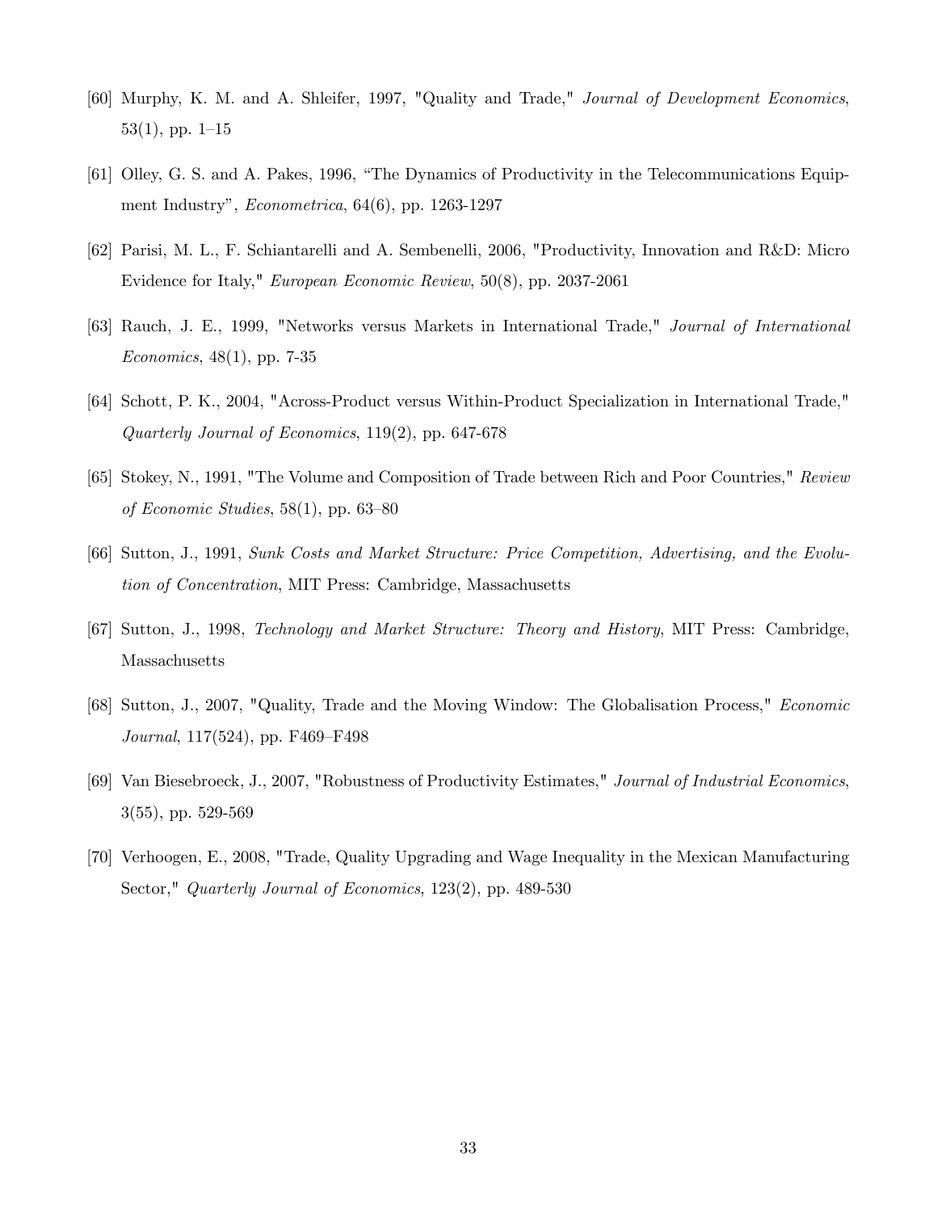[60] Murphy, K. M. and A. Shleifer, 1997, "Quality and Trade," *Journal of Development Economics*, 53(1), pp. 1–15

[61] Olley, G. S. and A. Pakes, 1996, "The Dynamics of Productivity in the Telecommunications Equipment Industry", *Econometrica*, 64(6), pp. 1263-1297

[62] Parisi, M. L., F. Schiantarelli and A. Sembenelli, 2006, "Productivity, Innovation and R&D: Micro Evidence for Italy," *European Economic Review*, 50(8), pp. 2037-2061

[63] Rauch, J. E., 1999, "Networks versus Markets in International Trade," *Journal of International Economics*, 48(1), pp. 7-35

[64] Schott, P. K., 2004, "Across-Product versus Within-Product Specialization in International Trade," *Quarterly Journal of Economics*, 119(2), pp. 647-678

[65] Stokey, N., 1991, "The Volume and Composition of Trade between Rich and Poor Countries," *Review of Economic Studies*, 58(1), pp. 63–80

[66] Sutton, J., 1991, *Sunk Costs and Market Structure: Price Competition, Advertising, and the Evolution of Concentration*, MIT Press: Cambridge, Massachusetts

[67] Sutton, J., 1998, *Technology and Market Structure: Theory and History*, MIT Press: Cambridge, Massachusetts

[68] Sutton, J., 2007, "Quality, Trade and the Moving Window: The Globalisation Process," *Economic Journal*, 117(524), pp. F469–F498

[69] Van Biesebroeck, J., 2007, "Robustness of Productivity Estimates," *Journal of Industrial Economics*, 3(55), pp. 529-569

[70] Verhoogen, E., 2008, "Trade, Quality Upgrading and Wage Inequality in the Mexican Manufacturing Sector," *Quarterly Journal of Economics*, 123(2), pp. 489-530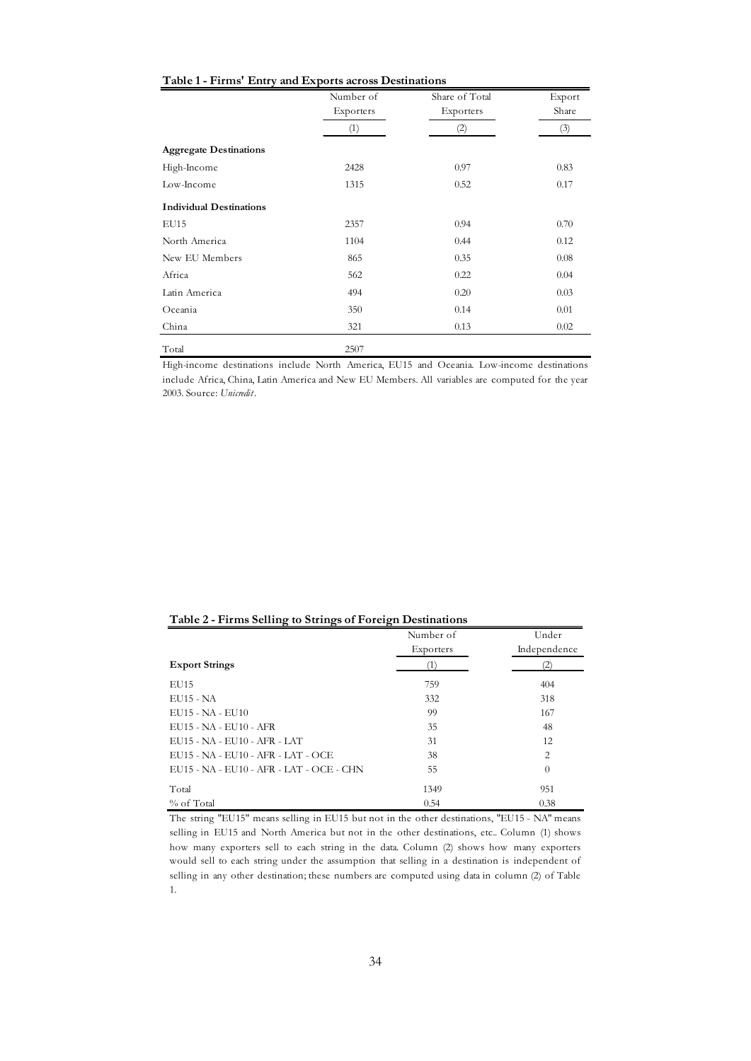**Table 1 - Firms' Entry and Exports across Destinations**

| | Number of Exporters | Share of Total Exporters | Export Share |
|---|---|---|---|
| | (1) | (2) | (3) |
| **Aggregate Destinations** | | | |
| High-Income | 2428 | 0.97 | 0.83 |
| Low-Income | 1315 | 0.52 | 0.17 |
| **Individual Destinations** | | | |
| EU15 | 2357 | 0.94 | 0.70 |
| North America | 1104 | 0.44 | 0.12 |
| New EU Members | 865 | 0.35 | 0.08 |
| Africa | 562 | 0.22 | 0.04 |
| Latin America | 494 | 0.20 | 0.03 |
| Oceania | 350 | 0.14 | 0.01 |
| China | 321 | 0.13 | 0.02 |
| Total | 2507 | | |

High-income destinations include North America, EU15 and Oceania. Low-income destinations include Africa, China, Latin America and New EU Members. All variables are computed for the year 2003. Source: *Unicredit*.

**Table 2 - Firms Selling to Strings of Foreign Destinations**

| | Number of Exporters | Under Independence |
|---|---|---|
| **Export Strings** | (1) | (2) |
| EU15 | 759 | 404 |
| EU15 - NA | 332 | 318 |
| EU15 - NA - EU10 | 99 | 167 |
| EU15 - NA - EU10 - AFR | 35 | 48 |
| EU15 - NA - EU10 - AFR - LAT | 31 | 12 |
| EU15 - NA - EU10 - AFR - LAT - OCE | 38 | 2 |
| EU15 - NA - EU10 - AFR - LAT - OCE - CHN | 55 | 0 |
| Total | 1349 | 951 |
| % of Total | 0.54 | 0.38 |

The string "EU15" means selling in EU15 but not in the other destinations, "EU15 - NA" means selling in EU15 and North America but not in the other destinations, etc.. Column (1) shows how many exporters sell to each string in the data. Column (2) shows how many exporters would sell to each string under the assumption that selling in a destination is independent of selling in any other destination; these numbers are computed using data in column (2) of Table 1.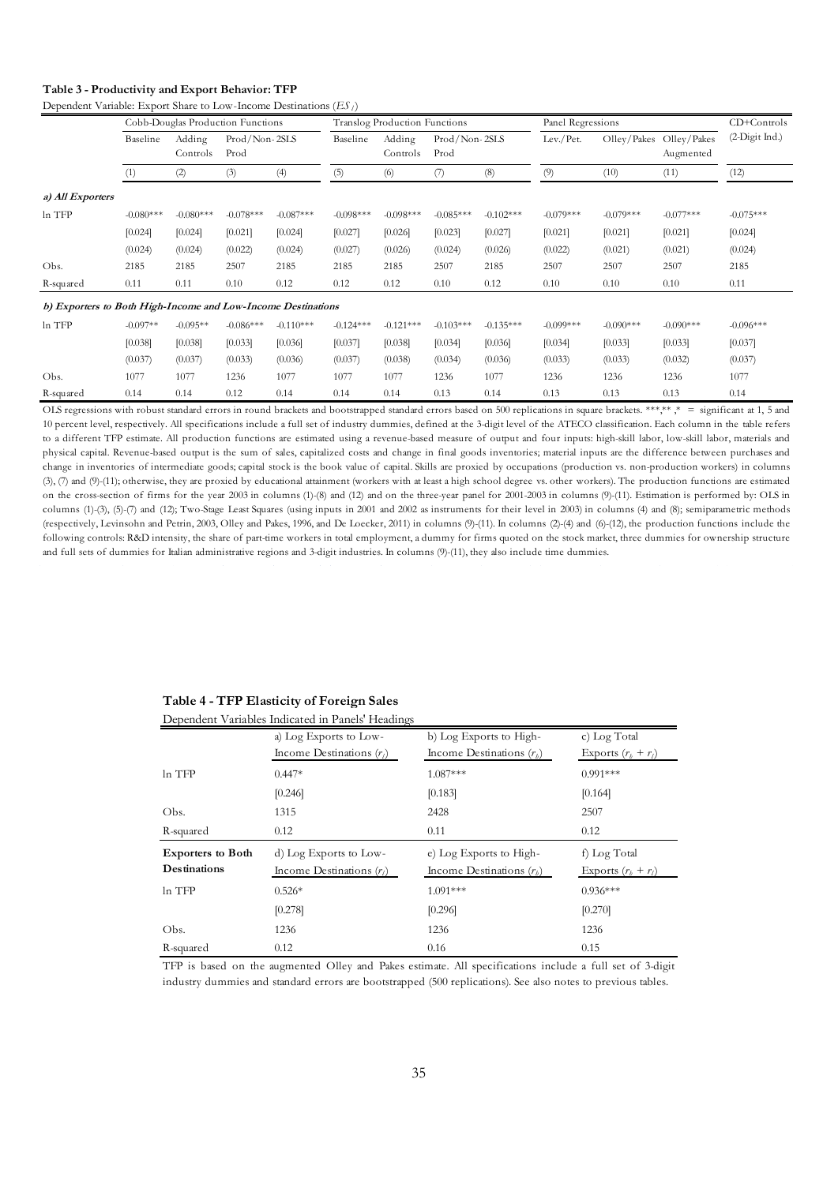**Table 3 - Productivity and Export Behavior: TFP**

Dependent Variable: Export Share to Low-Income Destinations ($ES_l$)

| | Cobb-Douglas Production Functions | | | | Translog Production Functions | | | | Panel Regressions | | | CD+Controls |
|---|---|---|---|---|---|---|---|---|---|---|---|---|
| | Baseline | Adding Controls | Prod/Non-2SLS Prod | | Baseline | Adding Controls | Prod/Non-2SLS Prod | | Lev./Pet. | Olley/Pakes | Olley/Pakes Augmented | (2-Digit Ind.) |
| | (1) | (2) | (3) | (4) | (5) | (6) | (7) | (8) | (9) | (10) | (11) | (12) |
| ***a) All Exporters*** | | | | | | | | | | | | |
| ln TFP | -0.080*** | -0.080*** | -0.078*** | -0.087*** | -0.098*** | -0.098*** | -0.085*** | -0.102*** | -0.079*** | -0.079*** | -0.077*** | -0.075*** |
| | [0.024] | [0.024] | [0.021] | [0.024] | [0.027] | [0.026] | [0.023] | [0.027] | [0.021] | [0.021] | [0.021] | [0.024] |
| | (0.024) | (0.024) | (0.022) | (0.024) | (0.027) | (0.026) | (0.024) | (0.026) | (0.022) | (0.021) | (0.021) | (0.024) |
| Obs. | 2185 | 2185 | 2507 | 2185 | 2185 | 2185 | 2507 | 2185 | 2507 | 2507 | 2507 | 2185 |
| R-squared | 0.11 | 0.11 | 0.10 | 0.12 | 0.12 | 0.12 | 0.10 | 0.12 | 0.10 | 0.10 | 0.10 | 0.11 |
| ***b) Exporters to Both High-Income and Low-Income Destinations*** | | | | | | | | | | | | |
| ln TFP | -0.097** | -0.095** | -0.086*** | -0.110*** | -0.124*** | -0.121*** | -0.103*** | -0.135*** | -0.099*** | -0.090*** | -0.090*** | -0.096*** |
| | [0.038] | [0.038] | [0.033] | [0.036] | [0.037] | [0.038] | [0.034] | [0.036] | [0.034] | [0.033] | [0.033] | [0.037] |
| | (0.037) | (0.037) | (0.033) | (0.036) | (0.037) | (0.038) | (0.034) | (0.036) | (0.033) | (0.033) | (0.032) | (0.037) |
| Obs. | 1077 | 1077 | 1236 | 1077 | 1077 | 1077 | 1236 | 1077 | 1236 | 1236 | 1236 | 1077 |
| R-squared | 0.14 | 0.14 | 0.12 | 0.14 | 0.14 | 0.14 | 0.13 | 0.14 | 0.13 | 0.13 | 0.13 | 0.14 |

OLS regressions with robust standard errors in round brackets and bootstrapped standard errors based on 500 replications in square brackets. ***,**,* = significant at 1, 5 and 10 percent level, respectively. All specifications include a full set of industry dummies, defined at the 3-digit level of the ATECO classification. Each column in the table refers to a different TFP estimate. All production functions are estimated using a revenue-based measure of output and four inputs: high-skill labor, low-skill labor, materials and physical capital. Revenue-based output is the sum of sales, capitalized costs and change in final goods inventories; material inputs are the difference between purchases and change in inventories of intermediate goods; capital stock is the book value of capital. Skills are proxied by occupations (production vs. non-production workers) in columns (3), (7) and (9)-(11); otherwise, they are proxied by educational attainment (workers with at least a high school degree vs. other workers). The production functions are estimated on the cross-section of firms for the year 2003 in columns (1)-(8) and (12) and on the three-year panel for 2001-2003 in columns (9)-(11). Estimation is performed by: OLS in columns (1)-(3), (5)-(7) and (12); Two-Stage Least Squares (using inputs in 2001 and 2002 as instruments for their level in 2003) in columns (4) and (8); semiparametric methods (respectively, Levinsohn and Petrin, 2003, Olley and Pakes, 1996, and De Loecker, 2011) in columns (9)-(11). In columns (2)-(4) and (6)-(12), the production functions include the following controls: R&D intensity, the share of part-time workers in total employment, a dummy for firms quoted on the stock market, three dummies for ownership structure and full sets of dummies for Italian administrative regions and 3-digit industries. In columns (9)-(11), they also include time dummies.

**Table 4 - TFP Elasticity of Foreign Sales**

Dependent Variables Indicated in Panels' Headings

| | a) Log Exports to Low-Income Destinations ($r_l$) | b) Log Exports to High-Income Destinations ($r_h$) | c) Log Total Exports ($r_h + r_l$) |
|---|---|---|---|
| ln TFP | 0.447* | 1.087*** | 0.991*** |
| | [0.246] | [0.183] | [0.164] |
| Obs. | 1315 | 2428 | 2507 |
| R-squared | 0.12 | 0.11 | 0.12 |
| **Exporters to Both Destinations** | d) Log Exports to Low-Income Destinations ($r_l$) | e) Log Exports to High-Income Destinations ($r_h$) | f) Log Total Exports ($r_h + r_l$) |
| ln TFP | 0.526* | 1.091*** | 0.936*** |
| | [0.278] | [0.296] | [0.270] |
| Obs. | 1236 | 1236 | 1236 |
| R-squared | 0.12 | 0.16 | 0.15 |

TFP is based on the augmented Olley and Pakes estimate. All specifications include a full set of 3-digit industry dummies and standard errors are bootstrapped (500 replications). See also notes to previous tables.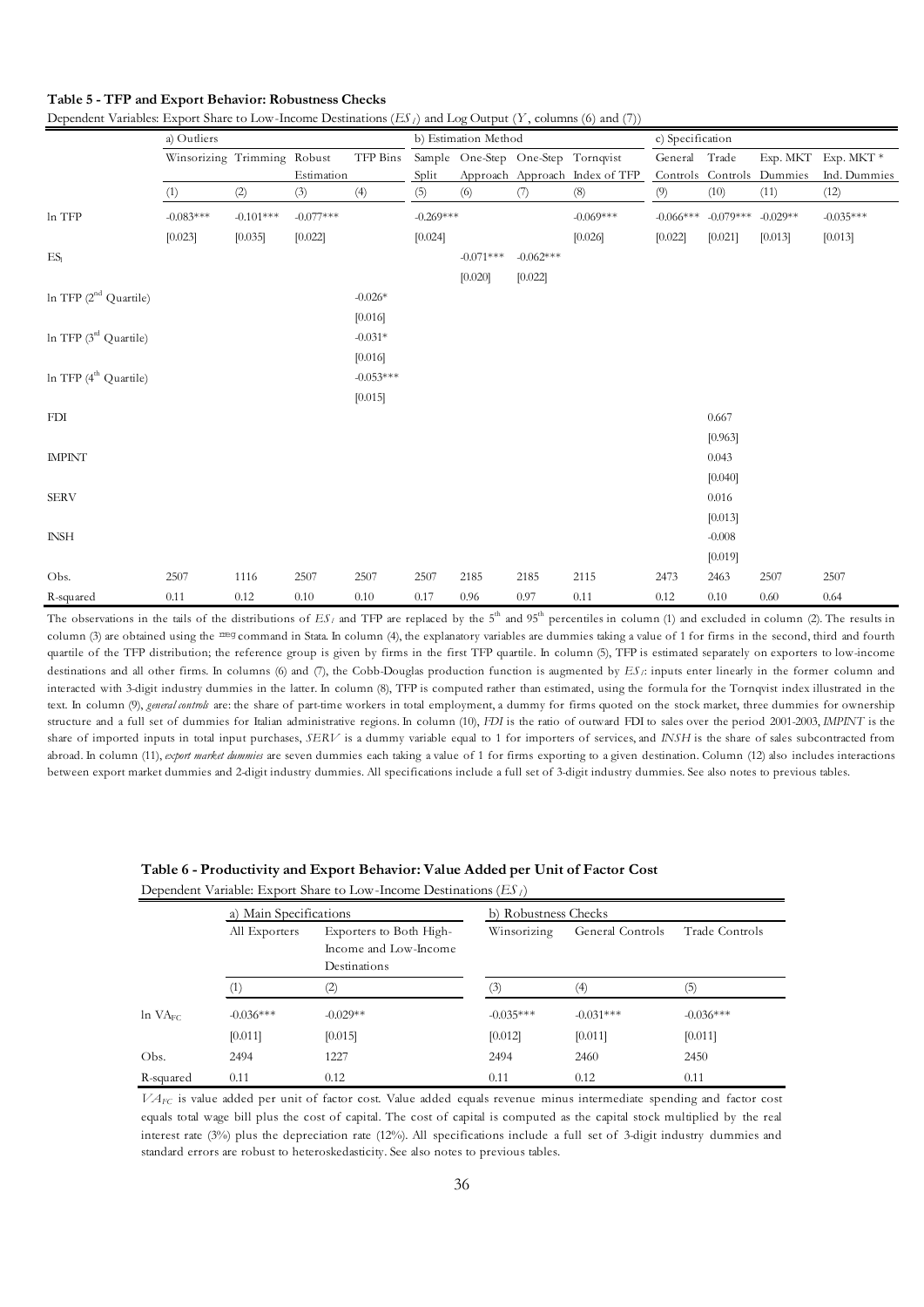**Table 5 - TFP and Export Behavior: Robustness Checks**

Dependent Variables: Export Share to Low-Income Destinations ($ES_l$) and Log Output ($Y$, columns (6) and (7))

| | a) Outliers | | | | b) Estimation Method | | | | c) Specification | | | |
|---|---|---|---|---|---|---|---|---|---|---|---|---|
| | Winsorizing | Trimming | Robust Estimation | TFP Bins | Sample Split | One-Step Approach | One-Step Approach | Tornqvist Index of TFP | General Controls | Trade Controls | Exp. MKT Dummies | Exp. MKT * Ind. Dummies |
| | (1) | (2) | (3) | (4) | (5) | (6) | (7) | (8) | (9) | (10) | (11) | (12) |
| ln TFP | -0.083*** | -0.101*** | -0.077*** | | -0.269*** | | | -0.069*** | -0.066*** | -0.079*** | -0.029** | -0.035*** |
| | [0.023] | [0.035] | [0.022] | | [0.024] | | | [0.026] | [0.022] | [0.021] | [0.013] | [0.013] |
| $ES_l$ | | | | | | -0.071*** | -0.062*** | | | | | |
| | | | | | | [0.020] | [0.022] | | | | | |
| ln TFP (2nd Quartile) | | | | -0.026* | | | | | | | | |
| | | | | [0.016] | | | | | | | | |
| ln TFP (3rd Quartile) | | | | -0.031* | | | | | | | | |
| | | | | [0.016] | | | | | | | | |
| ln TFP (4th Quartile) | | | | -0.053*** | | | | | | | | |
| | | | | [0.015] | | | | | | | | |
| FDI | | | | | | | | | | 0.667 | | |
| | | | | | | | | | | [0.963] | | |
| IMPINT | | | | | | | | | | 0.043 | | |
| | | | | | | | | | | [0.040] | | |
| SERV | | | | | | | | | | 0.016 | | |
| | | | | | | | | | | [0.013] | | |
| INSH | | | | | | | | | | -0.008 | | |
| | | | | | | | | | | [0.019] | | |
| Obs. | 2507 | 1116 | 2507 | 2507 | 2507 | 2185 | 2185 | 2115 | 2473 | 2463 | 2507 | 2507 |
| R-squared | 0.11 | 0.12 | 0.10 | 0.10 | 0.17 | 0.96 | 0.97 | 0.11 | 0.12 | 0.10 | 0.60 | 0.64 |

The observations in the tails of the distributions of $ES_l$ and TFP are replaced by the 5th and 95th percentiles in column (1) and excluded in column (2). The results in column (3) are obtained using the rreg command in Stata. In column (4), the explanatory variables are dummies taking a value of 1 for firms in the second, third and fourth quartile of the TFP distribution; the reference group is given by firms in the first TFP quartile. In column (5), TFP is estimated separately on exporters to low-income destinations and all other firms. In columns (6) and (7), the Cobb-Douglas production function is augmented by $ES_l$: inputs enter linearly in the former column and interacted with 3-digit industry dummies in the latter. In column (8), TFP is computed rather than estimated, using the formula for the Tornqvist index illustrated in the text. In column (9), *general controls* are: the share of part-time workers in total employment, a dummy for firms quoted on the stock market, three dummies for ownership structure and a full set of dummies for Italian administrative regions. In column (10), *FDI* is the ratio of outward FDI to sales over the period 2001-2003, *IMPINT* is the share of imported inputs in total input purchases, *SERV* is a dummy variable equal to 1 for importers of services, and *INSH* is the share of sales subcontracted from abroad. In column (11), *export market dummies* are seven dummies each taking a value of 1 for firms exporting to a given destination. Column (12) also includes interactions between export market dummies and 2-digit industry dummies. All specifications include a full set of 3-digit industry dummies. See also notes to previous tables.

**Table 6 - Productivity and Export Behavior: Value Added per Unit of Factor Cost**

Dependent Variable: Export Share to Low-Income Destinations ($ES_l$)

| | a) Main Specifications | | b) Robustness Checks | | |
|---|---|---|---|---|---|
| | All Exporters | Exporters to Both High-Income and Low-Income Destinations | Winsorizing | General Controls | Trade Controls |
| | (1) | (2) | (3) | (4) | (5) |
| ln $VA_{FC}$ | -0.036*** | -0.029** | -0.035*** | -0.031*** | -0.036*** |
| | [0.011] | [0.015] | [0.012] | [0.011] | [0.011] |
| Obs. | 2494 | 1227 | 2494 | 2460 | 2450 |
| R-squared | 0.11 | 0.12 | 0.11 | 0.12 | 0.11 |

$VA_{FC}$ is value added per unit of factor cost. Value added equals revenue minus intermediate spending and factor cost equals total wage bill plus the cost of capital. The cost of capital is computed as the capital stock multiplied by the real interest rate (3%) plus the depreciation rate (12%). All specifications include a full set of 3-digit industry dummies and standard errors are robust to heteroskedasticity. See also notes to previous tables.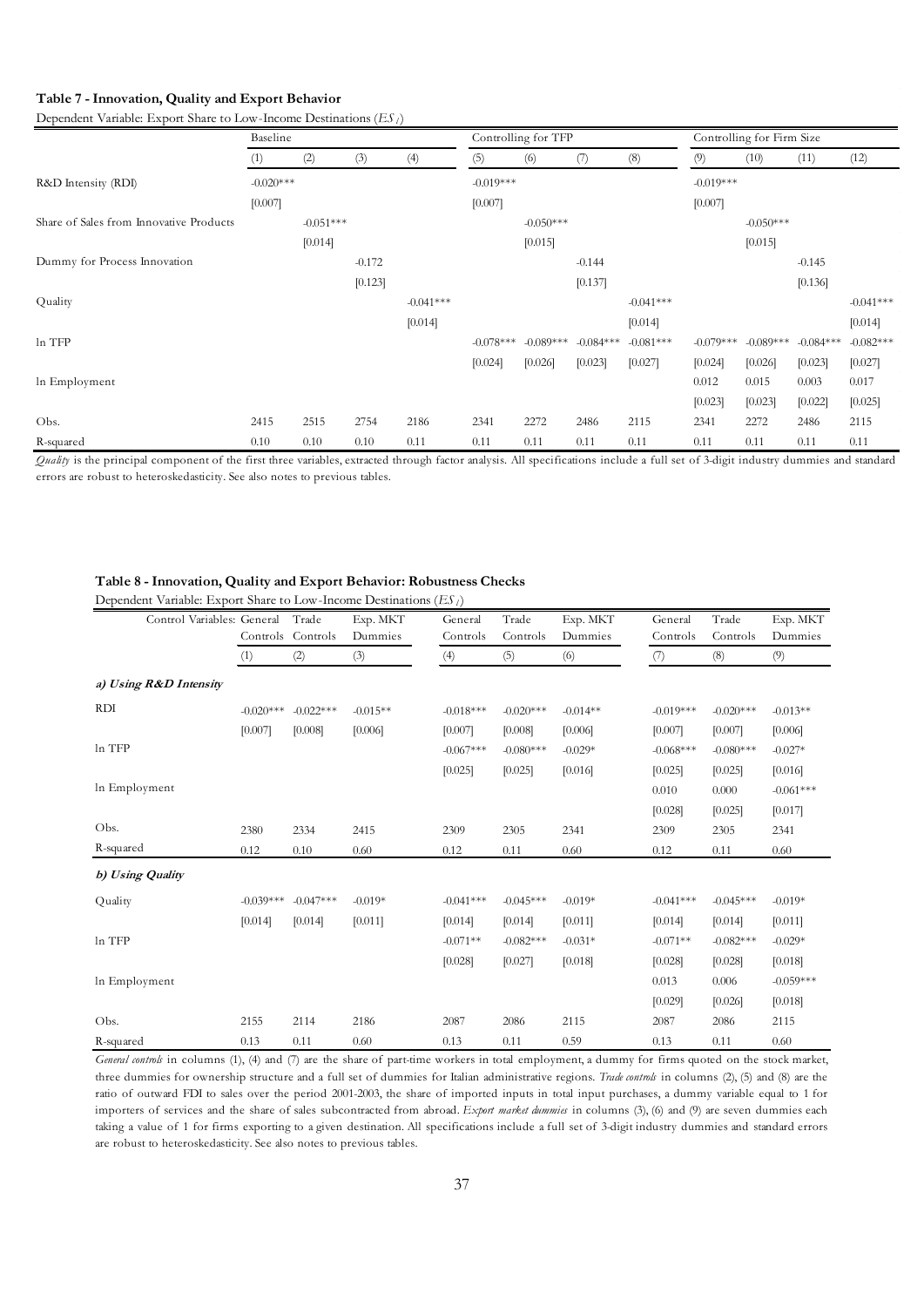**Table 7 - Innovation, Quality and Export Behavior**

Dependent Variable: Export Share to Low-Income Destinations ($ES_l$)

| | Baseline | | | | Controlling for TFP | | | | Controlling for Firm Size | | | |
|---|---|---|---|---|---|---|---|---|---|---|---|---|
| | (1) | (2) | (3) | (4) | (5) | (6) | (7) | (8) | (9) | (10) | (11) | (12) |
| R&D Intensity (RDI) | -0.020*** | | | | -0.019*** | | | | -0.019*** | | | |
| | [0.007] | | | | [0.007] | | | | [0.007] | | | |
| Share of Sales from Innovative Products | | -0.051*** | | | | -0.050*** | | | | -0.050*** | | |
| | | [0.014] | | | | [0.015] | | | | [0.015] | | |
| Dummy for Process Innovation | | | -0.172 | | | | -0.144 | | | | -0.145 | |
| | | | [0.123] | | | | [0.137] | | | | [0.136] | |
| Quality | | | | -0.041*** | | | | -0.041*** | | | | -0.041*** |
| | | | | [0.014] | | | | [0.014] | | | | [0.014] |
| ln TFP | | | | | -0.078*** | -0.089*** | -0.084*** | -0.081*** | -0.079*** | -0.089*** | -0.084*** | -0.082*** |
| | | | | | [0.024] | [0.026] | [0.023] | [0.027] | [0.024] | [0.026] | [0.023] | [0.027] |
| ln Employment | | | | | | | | | 0.012 | 0.015 | 0.003 | 0.017 |
| | | | | | | | | | [0.023] | [0.023] | [0.022] | [0.025] |
| Obs. | 2415 | 2515 | 2754 | 2186 | 2341 | 2272 | 2486 | 2115 | 2341 | 2272 | 2486 | 2115 |
| R-squared | 0.10 | 0.10 | 0.10 | 0.11 | 0.11 | 0.11 | 0.11 | 0.11 | 0.11 | 0.11 | 0.11 | 0.11 |

*Quality* is the principal component of the first three variables, extracted through factor analysis. All specifications include a full set of 3-digit industry dummies and standard errors are robust to heteroskedasticity. See also notes to previous tables.

**Table 8 - Innovation, Quality and Export Behavior: Robustness Checks**

Dependent Variable: Export Share to Low-Income Destinations ($ES_l$)

| Control Variables: | General Controls | Trade Controls | Exp. MKT Dummies | General Controls | Trade Controls | Exp. MKT Dummies | General Controls | Trade Controls | Exp. MKT Dummies |
|---|---|---|---|---|---|---|---|---|---|
| | (1) | (2) | (3) | (4) | (5) | (6) | (7) | (8) | (9) |
| ***a) Using R&D Intensity*** | | | | | | | | | |
| RDI | -0.020*** | -0.022*** | -0.015** | -0.018*** | -0.020*** | -0.014** | -0.019*** | -0.020*** | -0.013** |
| | [0.007] | [0.008] | [0.006] | [0.007] | [0.008] | [0.006] | [0.007] | [0.007] | [0.006] |
| ln TFP | | | | -0.067*** | -0.080*** | -0.029* | -0.068*** | -0.080*** | -0.027* |
| | | | | [0.025] | [0.025] | [0.016] | [0.025] | [0.025] | [0.016] |
| ln Employment | | | | | | | 0.010 | 0.000 | -0.061*** |
| | | | | | | | [0.028] | [0.025] | [0.017] |
| Obs. | 2380 | 2334 | 2415 | 2309 | 2305 | 2341 | 2309 | 2305 | 2341 |
| R-squared | 0.12 | 0.10 | 0.60 | 0.12 | 0.11 | 0.60 | 0.12 | 0.11 | 0.60 |
| ***b) Using Quality*** | | | | | | | | | |
| Quality | -0.039*** | -0.047*** | -0.019* | -0.041*** | -0.045*** | -0.019* | -0.041*** | -0.045*** | -0.019* |
| | [0.014] | [0.014] | [0.011] | [0.014] | [0.014] | [0.011] | [0.014] | [0.014] | [0.011] |
| ln TFP | | | | -0.071** | -0.082*** | -0.031* | -0.071** | -0.082*** | -0.029* |
| | | | | [0.028] | [0.027] | [0.018] | [0.028] | [0.028] | [0.018] |
| ln Employment | | | | | | | 0.013 | 0.006 | -0.059*** |
| | | | | | | | [0.029] | [0.026] | [0.018] |
| Obs. | 2155 | 2114 | 2186 | 2087 | 2086 | 2115 | 2087 | 2086 | 2115 |
| R-squared | 0.13 | 0.11 | 0.60 | 0.13 | 0.11 | 0.59 | 0.13 | 0.11 | 0.60 |

*General controls* in columns (1), (4) and (7) are the share of part-time workers in total employment, a dummy for firms quoted on the stock market, three dummies for ownership structure and a full set of dummies for Italian administrative regions. *Trade controls* in columns (2), (5) and (8) are the ratio of outward FDI to sales over the period 2001-2003, the share of imported inputs in total input purchases, a dummy variable equal to 1 for importers of services and the share of sales subcontracted from abroad. *Export market dummies* in columns (3), (6) and (9) are seven dummies each taking a value of 1 for firms exporting to a given destination. All specifications include a full set of 3-digit industry dummies and standard errors are robust to heteroskedasticity. See also notes to previous tables.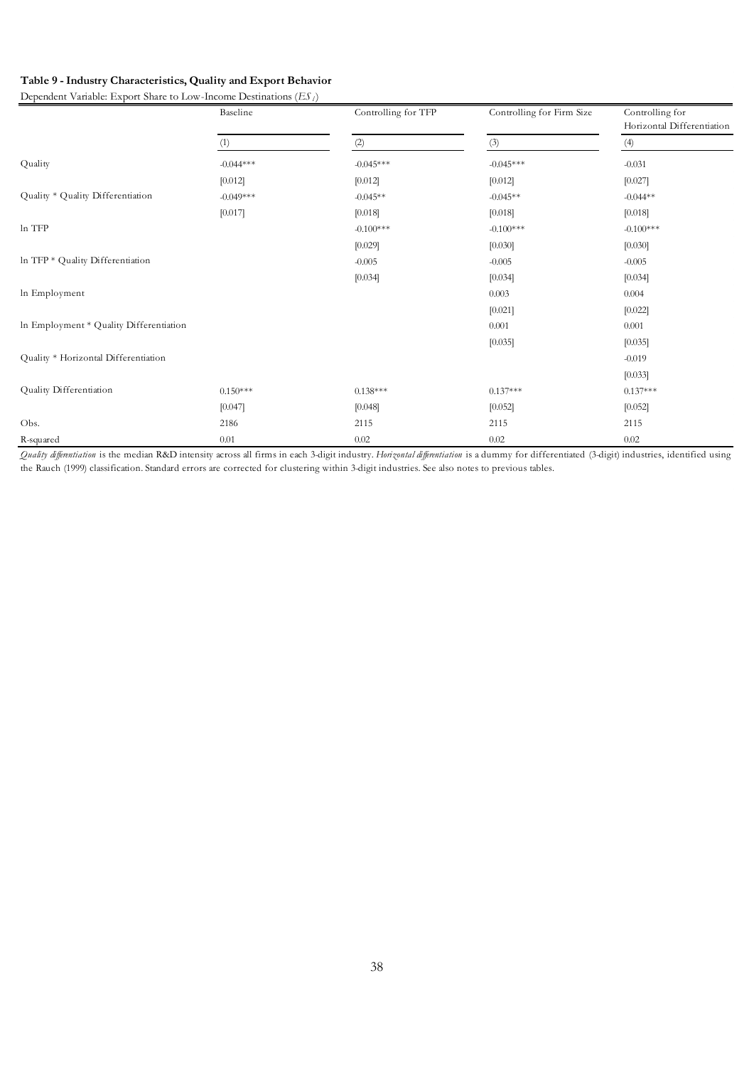**Table 9 - Industry Characteristics, Quality and Export Behavior**

Dependent Variable: Export Share to Low-Income Destinations ($ES_i$)

| | Baseline | Controlling for TFP | Controlling for Firm Size | Controlling for Horizontal Differentiation |
|---|---|---|---|---|
| | (1) | (2) | (3) | (4) |
| Quality | -0.044*** | -0.045*** | -0.045*** | -0.031 |
| | [0.012] | [0.012] | [0.012] | [0.027] |
| Quality * Quality Differentiation | -0.049*** | -0.045** | -0.045** | -0.044** |
| | [0.017] | [0.018] | [0.018] | [0.018] |
| ln TFP | | -0.100*** | -0.100*** | -0.100*** |
| | | [0.029] | [0.030] | [0.030] |
| ln TFP * Quality Differentiation | | -0.005 | -0.005 | -0.005 |
| | | [0.034] | [0.034] | [0.034] |
| ln Employment | | | 0.003 | 0.004 |
| | | | [0.021] | [0.022] |
| ln Employment * Quality Differentiation | | | 0.001 | 0.001 |
| | | | [0.035] | [0.035] |
| Quality * Horizontal Differentiation | | | | -0.019 |
| | | | | [0.033] |
| Quality Differentiation | 0.150*** | 0.138*** | 0.137*** | 0.137*** |
| | [0.047] | [0.048] | [0.052] | [0.052] |
| Obs. | 2186 | 2115 | 2115 | 2115 |
| R-squared | 0.01 | 0.02 | 0.02 | 0.02 |

*Quality differentiation* is the median R&D intensity across all firms in each 3-digit industry. *Horizontal differentiation* is a dummy for differentiated (3-digit) industries, identified using the Rauch (1999) classification. Standard errors are corrected for clustering within 3-digit industries. See also notes to previous tables.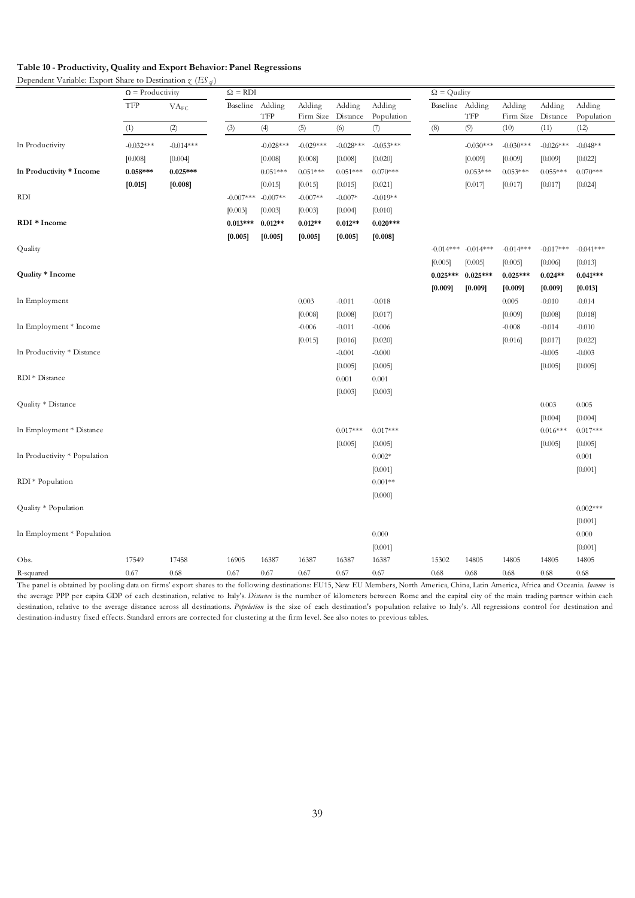**Table 10 - Productivity, Quality and Export Behavior: Panel Regressions**

Dependent Variable: Export Share to Destination $z$ ($ES_{iz}$)

| | $\Omega$ = Productivity | | $\Omega$ = RDI | | | | | $\Omega$ = Quality | | | | |
|---|---|---|---|---|---|---|---|---|---|---|---|---|
| | TFP | $VA_{FC}$ | Baseline | Adding TFP | Adding Firm Size | Adding Distance | Adding Population | Baseline | Adding TFP | Adding Firm Size | Adding Distance | Adding Population |
| | (1) | (2) | (3) | (4) | (5) | (6) | (7) | (8) | (9) | (10) | (11) | (12) |
| ln Productivity | -0.032*** | -0.014*** | | -0.028*** | -0.029*** | -0.028*** | -0.053*** | | -0.030*** | -0.030*** | -0.026*** | -0.048** |
| | [0.008] | [0.004] | | [0.008] | [0.008] | [0.008] | [0.020] | | [0.009] | [0.009] | [0.009] | [0.022] |
| **ln Productivity * Income** | **0.058*** ** | **0.025*** ** | | 0.051*** | 0.051*** | 0.051*** | 0.070*** | | 0.053*** | 0.053*** | 0.055*** | 0.070*** |
| | **[0.015]** | **[0.008]** | | [0.015] | [0.015] | [0.015] | [0.021] | | [0.017] | [0.017] | [0.017] | [0.024] |
| RDI | | | -0.007*** | -0.007** | -0.007** | -0.007* | -0.019** | | | | | |
| | | | [0.003] | [0.003] | [0.003] | [0.004] | [0.010] | | | | | |
| **RDI * Income** | | | **0.013*** ** | **0.012** ** | **0.012** ** | **0.012** ** | **0.020*** ** | | | | | |
| | | | **[0.005]** | **[0.005]** | **[0.005]** | **[0.005]** | **[0.008]** | | | | | |
| Quality | | | | | | | | -0.014*** | -0.014*** | -0.014*** | -0.017*** | -0.041*** |
| | | | | | | | | [0.005] | [0.005] | [0.005] | [0.006] | [0.013] |
| **Quality * Income** | | | | | | | | **0.025*** ** | **0.025*** ** | **0.025*** ** | **0.024** ** | **0.041*** ** |
| | | | | | | | | **[0.009]** | **[0.009]** | **[0.009]** | **[0.009]** | **[0.013]** |
| ln Employment | | | | | 0.003 | -0.011 | -0.018 | | | 0.005 | -0.010 | -0.014 |
| | | | | | [0.008] | [0.008] | [0.017] | | | [0.009] | [0.008] | [0.018] |
| ln Employment * Income | | | | | -0.006 | -0.011 | -0.006 | | | -0.008 | -0.014 | -0.010 |
| | | | | | [0.015] | [0.016] | [0.020] | | | [0.016] | [0.017] | [0.022] |
| ln Productivity * Distance | | | | | | -0.001 | -0.000 | | | | -0.005 | -0.003 |
| | | | | | | [0.005] | [0.005] | | | | [0.005] | [0.005] |
| RDI * Distance | | | | | | 0.001 | 0.001 | | | | | |
| | | | | | | [0.003] | [0.003] | | | | | |
| Quality * Distance | | | | | | | | | | | 0.003 | 0.005 |
| | | | | | | | | | | | [0.004] | [0.004] |
| ln Employment * Distance | | | | | | 0.017*** | 0.017*** | | | | 0.016*** | 0.017*** |
| | | | | | | [0.005] | [0.005] | | | | [0.005] | [0.005] |
| ln Productivity * Population | | | | | | | 0.002* | | | | | 0.001 |
| | | | | | | | [0.001] | | | | | [0.001] |
| RDI * Population | | | | | | | 0.001** | | | | | |
| | | | | | | | [0.000] | | | | | |
| Quality * Population | | | | | | | | | | | | 0.002*** |
| | | | | | | | | | | | | [0.001] |
| ln Employment * Population | | | | | | | 0.000 | | | | | 0.000 |
| | | | | | | | [0.001] | | | | | [0.001] |
| Obs. | 17549 | 17458 | 16905 | 16387 | 16387 | 16387 | 16387 | 15302 | 14805 | 14805 | 14805 | 14805 |
| R-squared | 0.67 | 0.68 | 0.67 | 0.67 | 0.67 | 0.67 | 0.67 | 0.68 | 0.68 | 0.68 | 0.68 | 0.68 |

The panel is obtained by pooling data on firms' export shares to the following destinations: EU15, New EU Members, North America, China, Latin America, Africa and Oceania. *Income* is the average PPP per capita GDP of each destination, relative to Italy's. *Distance* is the number of kilometers between Rome and the capital city of the main trading partner within each destination, relative to the average distance across all destinations. *Population* is the size of each destination's population relative to Italy's. All regressions control for destination and destination-industry fixed effects. Standard errors are corrected for clustering at the firm level. See also notes to previous tables.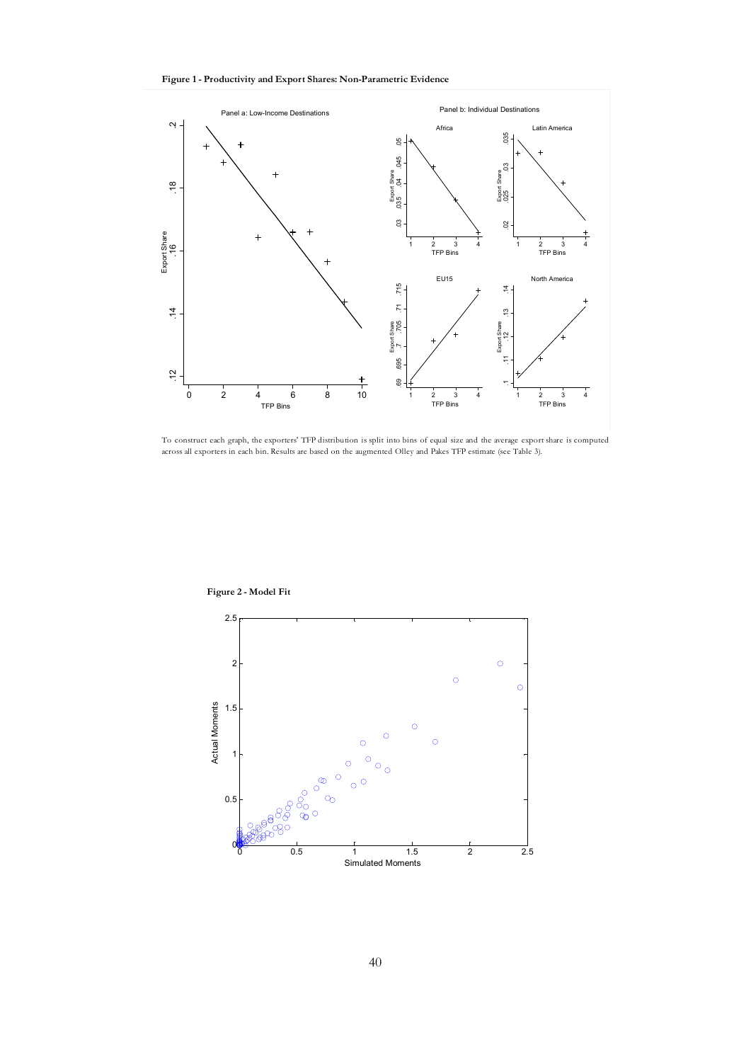**Figure 1 - Productivity and Export Shares: Non-Parametric Evidence**

To construct each graph, the exporters' TFP distribution is split into bins of equal size and the average export share is computed across all exporters in each bin. Results are based on the augmented Olley and Pakes TFP estimate (see Table 3).

**Figure 2 - Model Fit**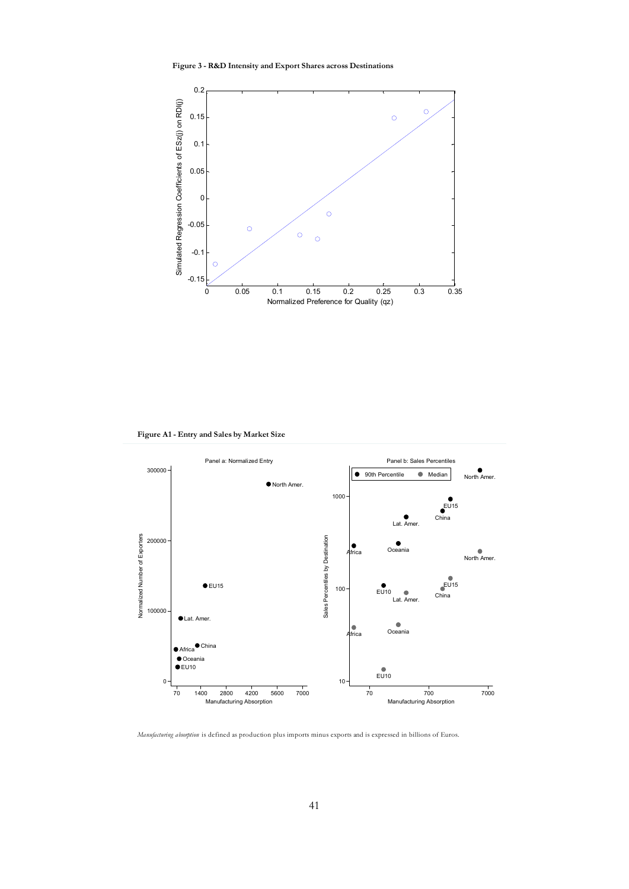**Figure 3 - R&D Intensity and Export Shares across Destinations**

**Figure A1 - Entry and Sales by Market Size**

*Manufacturing absorption* is defined as production plus imports minus exports and is expressed in billions of Euros.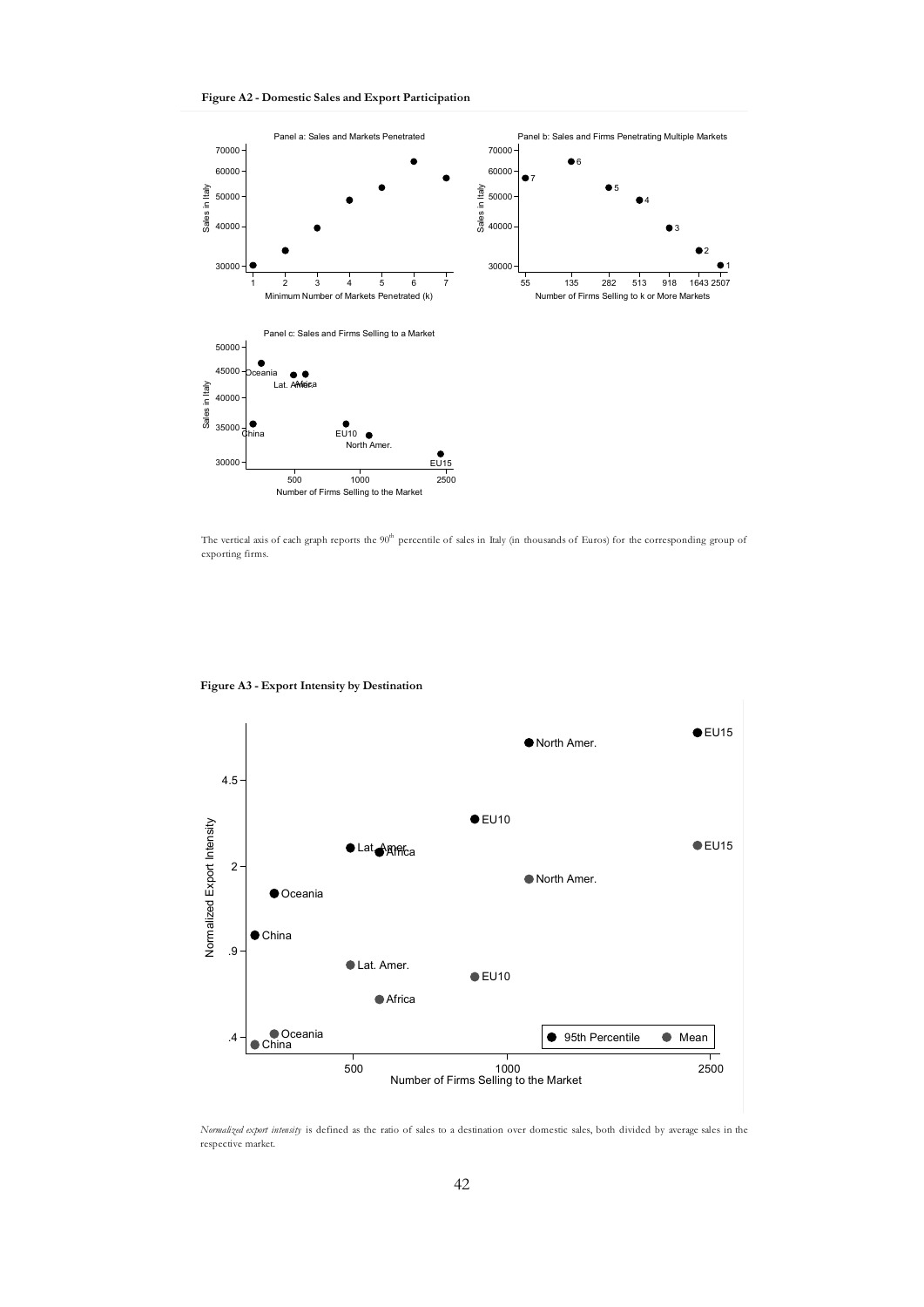**Figure A2 - Domestic Sales and Export Participation**

Panel a: Sales and Markets Penetrated

Sales in Italy

70000
60000
50000
40000
30000

1 2 3 4 5 6 7

Minimum Number of Markets Penetrated (k)

Panel b: Sales and Firms Penetrating Multiple Markets

Sales in Italy

70000
60000
50000
40000
30000

7 6 5 4 3 2 1

55 135 282 513 918 1643 2507

Number of Firms Selling to k or More Markets

Panel c: Sales and Firms Selling to a Market

Sales in Italy

50000
45000
40000
35000
30000

Oceania, Lat. Amer., Africa, China, EU10, North Amer., EU15

500 1000 2500

Number of Firms Selling to the Market

The vertical axis of each graph reports the 90th percentile of sales in Italy (in thousands of Euros) for the corresponding group of exporting firms.

**Figure A3 - Export Intensity by Destination**

Normalized Export Intensity

4.5
2
.9
.4

EU15, North Amer., EU10, Lat. Amer., Africa, Oceania, China

500 1000 2500

Number of Firms Selling to the Market

95th Percentile
Mean

*Normalized export intensity* is defined as the ratio of sales to a destination over domestic sales, both divided by average sales in the respective market.